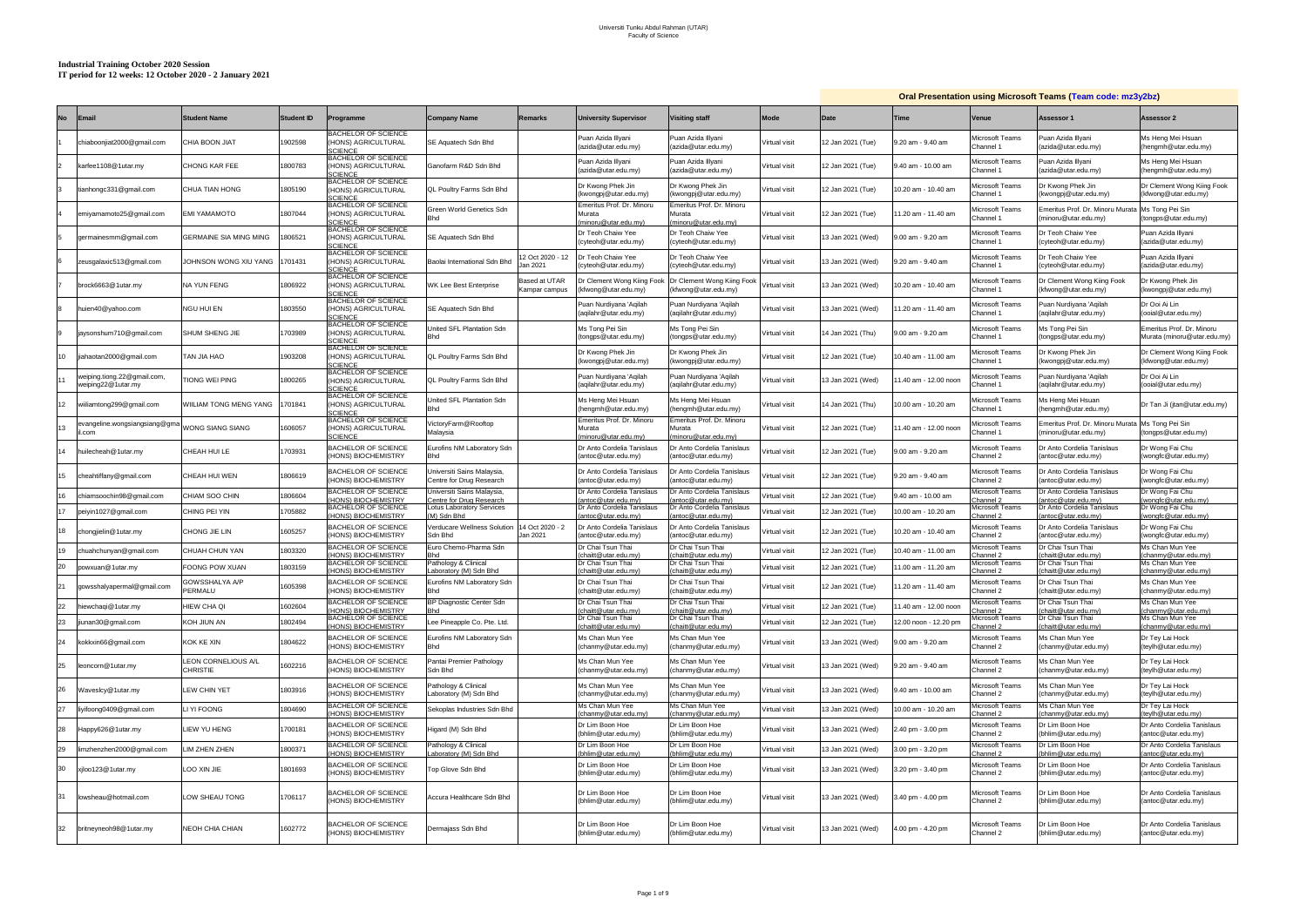Universiti Tunku Abdul Rahman (UTAR)
Faculty of Science

**Industrial Training October 2020 Session**
**IT period for 12 weeks: 12 October 2020 - 2 January 2021**

| No | Email | Student Name | Student ID | Programme | Company Name | Remarks | University Supervisor | Visiting staff | Mode | Oral Presentation using Microsoft Teams (Team code: mz3y2bz) | | | | |
|---|---|---|---|---|---|---|---|---|---|---|---|---|---|---|
| | | | | | | | | | | Date | Time | Venue | Assessor 1 | Assessor 2 |
| 1 | chiaboonjiat2000@gmail.com | CHIA BOON JIAT | 1902598 | BACHELOR OF SCIENCE (HONS) AGRICULTURAL SCIENCE | SE Aquatech Sdn Bhd | | Puan Azida Illyani (azida@utar.edu.my) | Puan Azida Illyani (azida@utar.edu.my) | Virtual visit | 12 Jan 2021 (Tue) | 9.20 am - 9.40 am | Microsoft Teams Channel 1 | Puan Azida Illyani (azida@utar.edu.my) | Ms Heng Mei Hsuan (hengmh@utar.edu.my) |
| 2 | karfee1108@1utar.my | CHONG KAR FEE | 1800783 | BACHELOR OF SCIENCE (HONS) AGRICULTURAL SCIENCE | Ganofarm R&D Sdn Bhd | | Puan Azida Illyani (azida@utar.edu.my) | Puan Azida Illyani (azida@utar.edu.my) | Virtual visit | 12 Jan 2021 (Tue) | 9.40 am - 10.00 am | Microsoft Teams Channel 1 | Puan Azida Illyani (azida@utar.edu.my) | Ms Heng Mei Hsuan (hengmh@utar.edu.my) |
| 3 | tianhongc331@gmail.com | CHUA TIAN HONG | 1805190 | BACHELOR OF SCIENCE (HONS) AGRICULTURAL SCIENCE | QL Poultry Farms Sdn Bhd | | Dr Kwong Phek Jin (kwongpj@utar.edu.my) | Dr Kwong Phek Jin (kwongpj@utar.edu.my) | Virtual visit | 12 Jan 2021 (Tue) | 10.20 am - 10.40 am | Microsoft Teams Channel 1 | Dr Kwong Phek Jin (kwongpj@utar.edu.my) | Dr Clement Wong Kiing Fook (kfwong@utar.edu.my) |
| 4 | emiyamamoto25@gmail.com | EMI YAMAMOTO | 1807044 | BACHELOR OF SCIENCE (HONS) AGRICULTURAL SCIENCE | Green World Genetics Sdn Bhd | | Emeritus Prof. Dr. Minoru Murata (minoru@utar.edu.my) | Emeritus Prof. Dr. Minoru Murata (minoru@utar.edu.my) | Virtual visit | 12 Jan 2021 (Tue) | 11.20 am - 11.40 am | Microsoft Teams Channel 1 | Emeritus Prof. Dr. Minoru Murata (minoru@utar.edu.my) | Ms Tong Pei Sin (tongps@utar.edu.my) |
| 5 | germainesmm@gmail.com | GERMAINE SIA MING MING | 1806521 | BACHELOR OF SCIENCE (HONS) AGRICULTURAL SCIENCE | SE Aquatech Sdn Bhd | | Dr Teoh Chaiw Yee (cyteoh@utar.edu.my) | Dr Teoh Chaiw Yee (cyteoh@utar.edu.my) | Virtual visit | 13 Jan 2021 (Wed) | 9.00 am - 9.20 am | Microsoft Teams Channel 1 | Dr Teoh Chaiw Yee (cyteoh@utar.edu.my) | Puan Azida Illyani (azida@utar.edu.my) |
| 6 | zeusgalaxic513@gmail.com | JOHNSON WONG XIU YANG | 1701431 | BACHELOR OF SCIENCE (HONS) AGRICULTURAL SCIENCE | Baolai International Sdn Bhd | 12 Oct 2020 - 12 Jan 2021 | Dr Teoh Chaiw Yee (cyteoh@utar.edu.my) | Dr Teoh Chaiw Yee (cyteoh@utar.edu.my) | Virtual visit | 13 Jan 2021 (Wed) | 9.20 am - 9.40 am | Microsoft Teams Channel 1 | Dr Teoh Chaiw Yee (cyteoh@utar.edu.my) | Puan Azida Illyani (azida@utar.edu.my) |
| 7 | brock6663@1utar.my | NA YUN FENG | 1806922 | BACHELOR OF SCIENCE (HONS) AGRICULTURAL SCIENCE | WK Lee Best Enterprise | Based at UTAR Kampar campus | Dr Clement Wong Kiing Fook (kfwong@utar.edu.my) | Dr Clement Wong Kiing Fook (kfwong@utar.edu.my) | Virtual visit | 13 Jan 2021 (Wed) | 10.20 am - 10.40 am | Microsoft Teams Channel 1 | Dr Clement Wong Kiing Fook (kfwong@utar.edu.my) | Dr Kwong Phek Jin (kwongpj@utar.edu.my) |
| 8 | huien40@yahoo.com | NGU HUI EN | 1803550 | BACHELOR OF SCIENCE (HONS) AGRICULTURAL SCIENCE | SE Aquatech Sdn Bhd | | Puan Nurdiyana 'Aqilah (aqilahr@utar.edu.my) | Puan Nurdiyana 'Aqilah (aqilahr@utar.edu.my) | Virtual visit | 13 Jan 2021 (Wed) | 11.20 am - 11.40 am | Microsoft Teams Channel 1 | Puan Nurdiyana 'Aqilah (aqilahr@utar.edu.my) | Dr Ooi Ai Lin (ooial@utar.edu.my) |
| 9 | jaysonshum710@gmail.com | SHUM SHENG JIE | 1703989 | BACHELOR OF SCIENCE (HONS) AGRICULTURAL SCIENCE | United SFL Plantation Sdn Bhd | | Ms Tong Pei Sin (tongps@utar.edu.my) | Ms Tong Pei Sin (tongps@utar.edu.my) | Virtual visit | 14 Jan 2021 (Thu) | 9.00 am - 9.20 am | Microsoft Teams Channel 1 | Ms Tong Pei Sin (tongps@utar.edu.my) | Emeritus Prof. Dr. Minoru Murata (minoru@utar.edu.my) |
| 10 | jiahaotan2000@gmail.com | TAN JIA HAO | 1903208 | BACHELOR OF SCIENCE (HONS) AGRICULTURAL SCIENCE | QL Poultry Farms Sdn Bhd | | Dr Kwong Phek Jin (kwongpj@utar.edu.my) | Dr Kwong Phek Jin (kwongpj@utar.edu.my) | Virtual visit | 12 Jan 2021 (Tue) | 10.40 am - 11.00 am | Microsoft Teams Channel 1 | Dr Kwong Phek Jin (kwongpj@utar.edu.my) | Dr Clement Wong Kiing Fook (kfwong@utar.edu.my) |
| 11 | weiping.tiong.22@gmail.com, weiping22@1utar.my | TIONG WEI PING | 1800265 | BACHELOR OF SCIENCE (HONS) AGRICULTURAL SCIENCE | QL Poultry Farms Sdn Bhd | | Puan Nurdiyana 'Aqilah (aqilahr@utar.edu.my) | Puan Nurdiyana 'Aqilah (aqilahr@utar.edu.my) | Virtual visit | 13 Jan 2021 (Wed) | 11.40 am - 12.00 noon | Microsoft Teams Channel 1 | Puan Nurdiyana 'Aqilah (aqilahr@utar.edu.my) | Dr Ooi Ai Lin (ooial@utar.edu.my) |
| 12 | williamtong299@gmail.com | WILLIAM TONG MENG YANG | 1701841 | BACHELOR OF SCIENCE (HONS) AGRICULTURAL SCIENCE | United SFL Plantation Sdn Bhd | | Ms Heng Mei Hsuan (hengmh@utar.edu.my) | Ms Heng Mei Hsuan (hengmh@utar.edu.my) | Virtual visit | 14 Jan 2021 (Thu) | 10.00 am - 10.20 am | Microsoft Teams Channel 1 | Ms Heng Mei Hsuan (hengmh@utar.edu.my) | Dr Tan Ji (jtan@utar.edu.my) |
| 13 | evangeline.wongsiangsiang@gmail.com | WONG SIANG SIANG | 1606057 | BACHELOR OF SCIENCE (HONS) AGRICULTURAL SCIENCE | VictoryFarm@Rooftop Malaysia | | Emeritus Prof. Dr. Minoru Murata (minoru@utar.edu.my) | Emeritus Prof. Dr. Minoru Murata (minoru@utar.edu.my) | Virtual visit | 12 Jan 2021 (Tue) | 11.40 am - 12.00 noon | Microsoft Teams Channel 1 | Emeritus Prof. Dr. Minoru Murata (minoru@utar.edu.my) | Ms Tong Pei Sin (tongps@utar.edu.my) |
| 14 | huilecheah@1utar.my | CHEAH HUI LE | 1703931 | BACHELOR OF SCIENCE (HONS) BIOCHEMISTRY | Eurofins NM Laboratory Sdn Bhd | | Dr Anto Cordelia Tanislaus (antoc@utar.edu.my) | Dr Anto Cordelia Tanislaus (antoc@utar.edu.my) | Virtual visit | 12 Jan 2021 (Tue) | 9.00 am - 9.20 am | Microsoft Teams Channel 2 | Dr Anto Cordelia Tanislaus (antoc@utar.edu.my) | Dr Wong Fai Chu (wongfc@utar.edu.my) |
| 15 | cheahtiffany@gmail.com | CHEAH HUI WEN | 1806619 | BACHELOR OF SCIENCE (HONS) BIOCHEMISTRY | Universiti Sains Malaysia, Centre for Drug Research | | Dr Anto Cordelia Tanislaus (antoc@utar.edu.my) | Dr Anto Cordelia Tanislaus (antoc@utar.edu.my) | Virtual visit | 12 Jan 2021 (Tue) | 9.20 am - 9.40 am | Microsoft Teams Channel 2 | Dr Anto Cordelia Tanislaus (antoc@utar.edu.my) | Dr Wong Fai Chu (wongfc@utar.edu.my) |
| 16 | chiamsoochin98@gmail.com | CHIAM SOO CHIN | 1806604 | BACHELOR OF SCIENCE (HONS) BIOCHEMISTRY | Universiti Sains Malaysia, Centre for Drug Research | | Dr Anto Cordelia Tanislaus (antoc@utar.edu.my) | Dr Anto Cordelia Tanislaus (antoc@utar.edu.my) | Virtual visit | 12 Jan 2021 (Tue) | 9.40 am - 10.00 am | Microsoft Teams Channel 2 | Dr Anto Cordelia Tanislaus (antoc@utar.edu.my) | Dr Wong Fai Chu (wongfc@utar.edu.my) |
| 17 | peiyin1027@gmail.com | CHING PEI YIN | 1705882 | BACHELOR OF SCIENCE (HONS) BIOCHEMISTRY | Lotus Laboratory Services (M) Sdn Bhd | | Dr Anto Cordelia Tanislaus (antoc@utar.edu.my) | Dr Anto Cordelia Tanislaus (antoc@utar.edu.my) | Virtual visit | 12 Jan 2021 (Tue) | 10.00 am - 10.20 am | Microsoft Teams Channel 2 | Dr Anto Cordelia Tanislaus (antoc@utar.edu.my) | Dr Wong Fai Chu (wongfc@utar.edu.my) |
| 18 | chongjielin@1utar.my | CHONG JIE LIN | 1605257 | BACHELOR OF SCIENCE (HONS) BIOCHEMISTRY | Verducare Wellness Solution Sdn Bhd | 14 Oct 2020 - 2 Jan 2021 | Dr Anto Cordelia Tanislaus (antoc@utar.edu.my) | Dr Anto Cordelia Tanislaus (antoc@utar.edu.my) | Virtual visit | 12 Jan 2021 (Tue) | 10.20 am - 10.40 am | Microsoft Teams Channel 2 | Dr Anto Cordelia Tanislaus (antoc@utar.edu.my) | Dr Wong Fai Chu (wongfc@utar.edu.my) |
| 19 | chuahchunyan@gmail.com | CHUAH CHUN YAN | 1803320 | BACHELOR OF SCIENCE (HONS) BIOCHEMISTRY | Euro Chemo-Pharma Sdn Bhd | | Dr Chai Tsun Thai (chaitt@utar.edu.my) | Dr Chai Tsun Thai (chaitt@utar.edu.my) | Virtual visit | 12 Jan 2021 (Tue) | 10.40 am - 11.00 am | Microsoft Teams Channel 2 | Dr Chai Tsun Thai (chaitt@utar.edu.my) | Ms Chan Mun Yee (chanmy@utar.edu.my) |
| 20 | powxuan@1utar.my | FOONG POW XUAN | 1803159 | BACHELOR OF SCIENCE (HONS) BIOCHEMISTRY | Pathology & Clinical Laboratory (M) Sdn Bhd | | Dr Chai Tsun Thai (chaitt@utar.edu.my) | Dr Chai Tsun Thai (chaitt@utar.edu.my) | Virtual visit | 12 Jan 2021 (Tue) | 11.00 am - 11.20 am | Microsoft Teams Channel 2 | Dr Chai Tsun Thai (chaitt@utar.edu.my) | Ms Chan Mun Yee (chanmy@utar.edu.my) |
| 21 | gowsshalyapermal@gmail.com | GOWSSHALYA A/P PERMALU | 1605398 | BACHELOR OF SCIENCE (HONS) BIOCHEMISTRY | Eurofins NM Laboratory Sdn Bhd | | Dr Chai Tsun Thai (chaitt@utar.edu.my) | Dr Chai Tsun Thai (chaitt@utar.edu.my) | Virtual visit | 12 Jan 2021 (Tue) | 11.20 am - 11.40 am | Microsoft Teams Channel 2 | Dr Chai Tsun Thai (chaitt@utar.edu.my) | Ms Chan Mun Yee (chanmy@utar.edu.my) |
| 22 | hiewchaqi@1utar.my | HIEW CHA QI | 1602604 | BACHELOR OF SCIENCE (HONS) BIOCHEMISTRY | BP Diagnostic Center Sdn Bhd | | Dr Chai Tsun Thai (chaitt@utar.edu.my) | Dr Chai Tsun Thai (chaitt@utar.edu.my) | Virtual visit | 12 Jan 2021 (Tue) | 11.40 am - 12.00 noon | Microsoft Teams Channel 2 | Dr Chai Tsun Thai (chaitt@utar.edu.my) | Ms Chan Mun Yee (chanmy@utar.edu.my) |
| 23 | jiunan30@gmail.com | KOH JIUN AN | 1802494 | BACHELOR OF SCIENCE (HONS) BIOCHEMISTRY | Lee Pineapple Co. Pte. Ltd. | | Dr Chai Tsun Thai (chaitt@utar.edu.my) | Dr Chai Tsun Thai (chaitt@utar.edu.my) | Virtual visit | 12 Jan 2021 (Tue) | 12.00 noon - 12.20 pm | Microsoft Teams Channel 2 | Dr Chai Tsun Thai (chaitt@utar.edu.my) | Ms Chan Mun Yee (chanmy@utar.edu.my) |
| 24 | kokkxin66@gmail.com | KOK KE XIN | 1804622 | BACHELOR OF SCIENCE (HONS) BIOCHEMISTRY | Eurofins NM Laboratory Sdn Bhd | | Ms Chan Mun Yee (chanmy@utar.edu.my) | Ms Chan Mun Yee (chanmy@utar.edu.my) | Virtual visit | 13 Jan 2021 (Wed) | 9.00 am - 9.20 am | Microsoft Teams Channel 2 | Ms Chan Mun Yee (chanmy@utar.edu.my) | Dr Tey Lai Hock (teylh@utar.edu.my) |
| 25 | leoncorn@1utar.my | LEON CORNELIOUS A/L CHRISTIE | 1602216 | BACHELOR OF SCIENCE (HONS) BIOCHEMISTRY | Pantai Premier Pathology Sdn Bhd | | Ms Chan Mun Yee (chanmy@utar.edu.my) | Ms Chan Mun Yee (chanmy@utar.edu.my) | Virtual visit | 13 Jan 2021 (Wed) | 9.20 am - 9.40 am | Microsoft Teams Channel 2 | Ms Chan Mun Yee (chanmy@utar.edu.my) | Dr Tey Lai Hock (teylh@utar.edu.my) |
| 26 | Wavesley@1utar.my | LEW CHIN YET | 1803916 | BACHELOR OF SCIENCE (HONS) BIOCHEMISTRY | Pathology & Clinical Laboratory (M) Sdn Bhd | | Ms Chan Mun Yee (chanmy@utar.edu.my) | Ms Chan Mun Yee (chanmy@utar.edu.my) | Virtual visit | 13 Jan 2021 (Wed) | 9.40 am - 10.00 am | Microsoft Teams Channel 2 | Ms Chan Mun Yee (chanmy@utar.edu.my) | Dr Tey Lai Hock (teylh@utar.edu.my) |
| 27 | liyifoong0409@gmail.com | LI YI FOONG | 1804690 | BACHELOR OF SCIENCE (HONS) BIOCHEMISTRY | Sekoplas Industries Sdn Bhd | | Ms Chan Mun Yee (chanmy@utar.edu.my) | Ms Chan Mun Yee (chanmy@utar.edu.my) | Virtual visit | 13 Jan 2021 (Wed) | 10.00 am - 10.20 am | Microsoft Teams Channel 2 | Ms Chan Mun Yee (chanmy@utar.edu.my) | Dr Tey Lai Hock (teylh@utar.edu.my) |
| 28 | Happy626@1utar.my | LIEW YU HENG | 1700181 | BACHELOR OF SCIENCE (HONS) BIOCHEMISTRY | Higard (M) Sdn Bhd | | Dr Lim Boon Hoe (bhlim@utar.edu.my) | Dr Lim Boon Hoe (bhlim@utar.edu.my) | Virtual visit | 13 Jan 2021 (Wed) | 2.40 pm - 3.00 pm | Microsoft Teams Channel 2 | Dr Lim Boon Hoe (bhlim@utar.edu.my) | Dr Anto Cordelia Tanislaus (antoc@utar.edu.my) |
| 29 | limzhenzhen2000@gmail.com | LIM ZHEN ZHEN | 1800371 | BACHELOR OF SCIENCE (HONS) BIOCHEMISTRY | Pathology & Clinical Laboratory (M) Sdn Bhd | | Dr Lim Boon Hoe (bhlim@utar.edu.my) | Dr Lim Boon Hoe (bhlim@utar.edu.my) | Virtual visit | 13 Jan 2021 (Wed) | 3.00 pm - 3.20 pm | Microsoft Teams Channel 2 | Dr Lim Boon Hoe (bhlim@utar.edu.my) | Dr Anto Cordelia Tanislaus (antoc@utar.edu.my) |
| 30 | xjloo123@1utar.my | LOO XIN JIE | 1801693 | BACHELOR OF SCIENCE (HONS) BIOCHEMISTRY | Top Glove Sdn Bhd | | Dr Lim Boon Hoe (bhlim@utar.edu.my) | Dr Lim Boon Hoe (bhlim@utar.edu.my) | Virtual visit | 13 Jan 2021 (Wed) | 3.20 pm - 3.40 pm | Microsoft Teams Channel 2 | Dr Lim Boon Hoe (bhlim@utar.edu.my) | Dr Anto Cordelia Tanislaus (antoc@utar.edu.my) |
| 31 | lowsheau@hotmail.com | LOW SHEAU TONG | 1706117 | BACHELOR OF SCIENCE (HONS) BIOCHEMISTRY | Accura Healthcare Sdn Bhd | | Dr Lim Boon Hoe (bhlim@utar.edu.my) | Dr Lim Boon Hoe (bhlim@utar.edu.my) | Virtual visit | 13 Jan 2021 (Wed) | 3.40 pm - 4.00 pm | Microsoft Teams Channel 2 | Dr Lim Boon Hoe (bhlim@utar.edu.my) | Dr Anto Cordelia Tanislaus (antoc@utar.edu.my) |
| 32 | britneyneoh98@1utar.my | NEOH CHIA CHIAN | 1602772 | BACHELOR OF SCIENCE (HONS) BIOCHEMISTRY | Dermajass Sdn Bhd | | Dr Lim Boon Hoe (bhlim@utar.edu.my) | Dr Lim Boon Hoe (bhlim@utar.edu.my) | Virtual visit | 13 Jan 2021 (Wed) | 4.00 pm - 4.20 pm | Microsoft Teams Channel 2 | Dr Lim Boon Hoe (bhlim@utar.edu.my) | Dr Anto Cordelia Tanislaus (antoc@utar.edu.my) |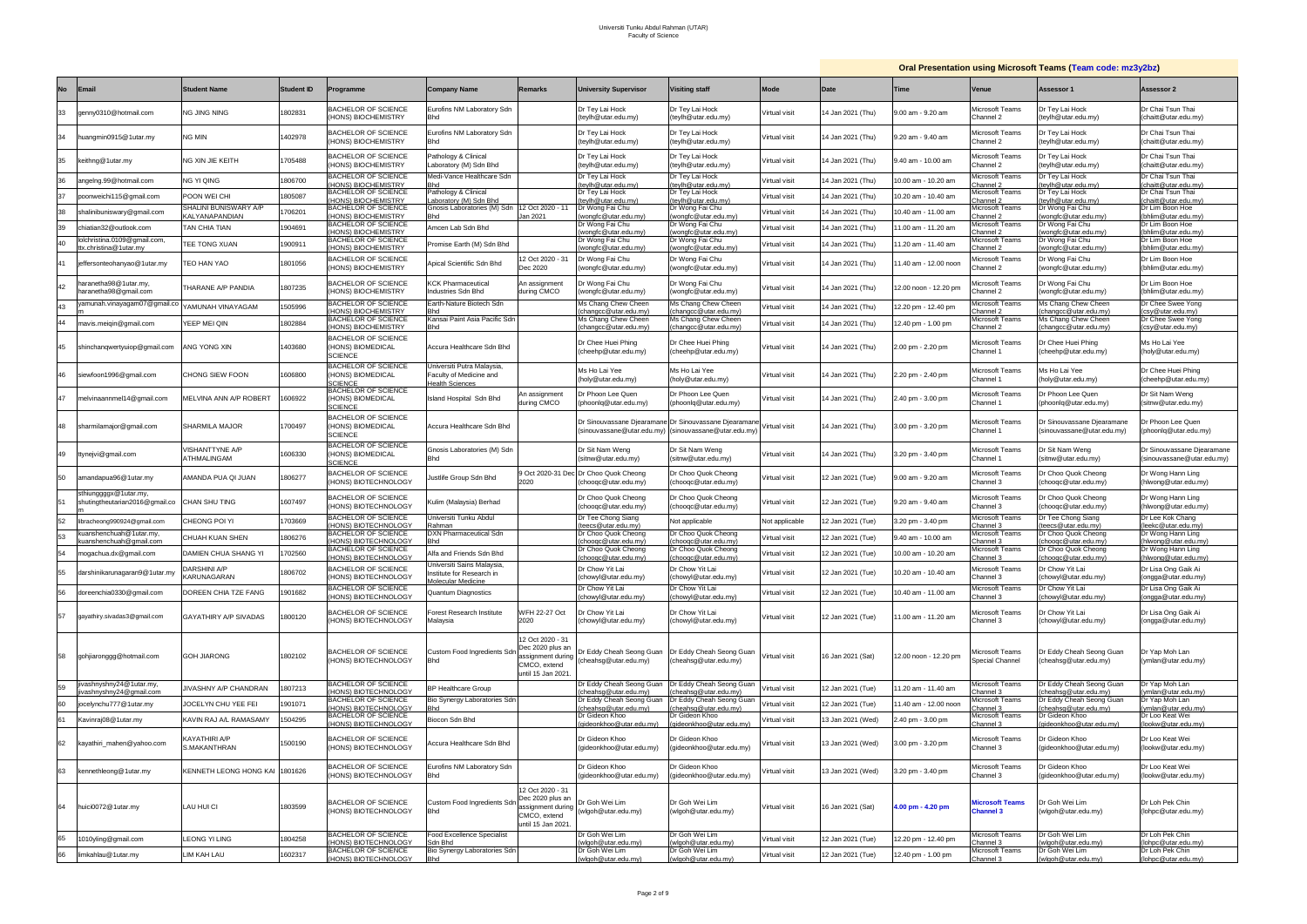# Universiti Tunku Abdul Rahman (UTAR)
## Faculty of Science

**Oral Presentation using Microsoft Teams (Team code: mz3y2bz)**

| No | Email | Student Name | Student ID | Programme | Company Name | Remarks | University Supervisor | Visiting staff | Mode | Date | Time | Venue | Assessor 1 | Assessor 2 |
|---|---|---|---|---|---|---|---|---|---|---|---|---|---|---|
| 33 | genny0310@hotmail.com | NG JING NING | 1802831 | BACHELOR OF SCIENCE (HONS) BIOCHEMISTRY | Eurofins NM Laboratory Sdn Bhd | | Dr Tey Lai Hock (teylh@utar.edu.my) | Dr Tey Lai Hock (teylh@utar.edu.my) | Virtual visit | 14 Jan 2021 (Thu) | 9.00 am - 9.20 am | Microsoft Teams Channel 2 | Dr Tey Lai Hock (teylh@utar.edu.my) | Dr Chai Tsun Thai (chaitt@utar.edu.my) |
| 34 | huangmin0915@1utar.my | NG MIN | 1402978 | BACHELOR OF SCIENCE (HONS) BIOCHEMISTRY | Eurofins NM Laboratory Sdn Bhd | | Dr Tey Lai Hock (teylh@utar.edu.my) | Dr Tey Lai Hock (teylh@utar.edu.my) | Virtual visit | 14 Jan 2021 (Thu) | 9.20 am - 9.40 am | Microsoft Teams Channel 2 | Dr Tey Lai Hock (teylh@utar.edu.my) | Dr Chai Tsun Thai (chaitt@utar.edu.my) |
| 35 | keithng@1utar.my | NG XIN JIE KEITH | 1705488 | BACHELOR OF SCIENCE (HONS) BIOCHEMISTRY | Pathology & Clinical Laboratory (M) Sdn Bhd | | Dr Tey Lai Hock (teylh@utar.edu.my) | Dr Tey Lai Hock (teylh@utar.edu.my) | Virtual visit | 14 Jan 2021 (Thu) | 9.40 am - 10.00 am | Microsoft Teams Channel 2 | Dr Tey Lai Hock (teylh@utar.edu.my) | Dr Chai Tsun Thai (chaitt@utar.edu.my) |
| 36 | angelng.99@hotmail.com | NG YI QING | 1806700 | BACHELOR OF SCIENCE (HONS) BIOCHEMISTRY | Medi-Vance Healthcare Sdn Bhd | | Dr Tey Lai Hock (teylh@utar.edu.my) | Dr Tey Lai Hock (teylh@utar.edu.my) | Virtual visit | 14 Jan 2021 (Thu) | 10.00 am - 10.20 am | Microsoft Teams Channel 2 | Dr Tey Lai Hock (teylh@utar.edu.my) | Dr Chai Tsun Thai (chaitt@utar.edu.my) |
| 37 | poonweichi115@gmail.com | POON WEI CHI | 1805087 | BACHELOR OF SCIENCE (HONS) BIOCHEMISTRY | Pathology & Clinical Laboratory (M) Sdn Bhd | | Dr Tey Lai Hock (teylh@utar.edu.my) | Dr Tey Lai Hock (teylh@utar.edu.my) | Virtual visit | 14 Jan 2021 (Thu) | 10.20 am - 10.40 am | Microsoft Teams Channel 2 | Dr Tey Lai Hock (teylh@utar.edu.my) | Dr Chai Tsun Thai (chaitt@utar.edu.my) |
| 38 | shalinibuniswary@gmail.com | SHALINI BUNISWARY A/P KALYANAPANDIAN | 1706201 | BACHELOR OF SCIENCE (HONS) BIOCHEMISTRY | Gnosis Laboratories (M) Sdn Bhd | 12 Oct 2020 - 11 Jan 2021 | Dr Wong Fai Chu (wongfc@utar.edu.my) | Dr Wong Fai Chu (wongfc@utar.edu.my) | Virtual visit | 14 Jan 2021 (Thu) | 10.40 am - 11.00 am | Microsoft Teams Channel 2 | Dr Wong Fai Chu (wongfc@utar.edu.my) | Dr Lim Boon Hoe (bhlim@utar.edu.my) |
| 39 | chiatian32@outlook.com | TAN CHIA TIAN | 1904691 | BACHELOR OF SCIENCE (HONS) BIOCHEMISTRY | Amcen Lab Sdn Bhd | | Dr Wong Fai Chu (wongfc@utar.edu.my) | Dr Wong Fai Chu (wongfc@utar.edu.my) | Virtual visit | 14 Jan 2021 (Thu) | 11.00 am - 11.20 am | Microsoft Teams Channel 2 | Dr Wong Fai Chu (wongfc@utar.edu.my) | Dr Lim Boon Hoe (bhlim@utar.edu.my) |
| 40 | lolchristina.0109@gmail.com, ttx.christina@1utar.my | TEE TONG XUAN | 1900911 | BACHELOR OF SCIENCE (HONS) BIOCHEMISTRY | Promise Earth (M) Sdn Bhd | | Dr Wong Fai Chu (wongfc@utar.edu.my) | Dr Wong Fai Chu (wongfc@utar.edu.my) | Virtual visit | 14 Jan 2021 (Thu) | 11.20 am - 11.40 am | Microsoft Teams Channel 2 | Dr Wong Fai Chu (wongfc@utar.edu.my) | Dr Lim Boon Hoe (bhlim@utar.edu.my) |
| 41 | jeffersonteohanyao@1utar.my | TEO HAN YAO | 1801056 | BACHELOR OF SCIENCE (HONS) BIOCHEMISTRY | Apical Scientific Sdn Bhd | 12 Oct 2020 - 31 Dec 2020 | Dr Wong Fai Chu (wongfc@utar.edu.my) | Dr Wong Fai Chu (wongfc@utar.edu.my) | Virtual visit | 14 Jan 2021 (Thu) | 11.40 am - 12.00 noon | Microsoft Teams Channel 2 | Dr Wong Fai Chu (wongfc@utar.edu.my) | Dr Lim Boon Hoe (bhlim@utar.edu.my) |
| 42 | haranetha98@1utar.my, haranetha98@gmail.com | THARANE A/P PANDIA | 1807235 | BACHELOR OF SCIENCE (HONS) BIOCHEMISTRY | KCK Pharmaceutical Industries Sdn Bhd | An assignment during CMCO | Dr Wong Fai Chu (wongfc@utar.edu.my) | Dr Wong Fai Chu (wongfc@utar.edu.my) | Virtual visit | 14 Jan 2021 (Thu) | 12.00 noon - 12.20 pm | Microsoft Teams Channel 2 | Dr Wong Fai Chu (wongfc@utar.edu.my) | Dr Lim Boon Hoe (bhlim@utar.edu.my) |
| 43 | yamunah.vinayagam07@gmail.com | YAMUNAH VINAYAGAM | 1505996 | BACHELOR OF SCIENCE (HONS) BIOCHEMISTRY | Earth-Nature Biotech Sdn Bhd | | Ms Chang Chew Cheen (changcc@utar.edu.my) | Ms Chang Chew Cheen (changcc@utar.edu.my) | Virtual visit | 14 Jan 2021 (Thu) | 12.20 pm - 12.40 pm | Microsoft Teams Channel 2 | Ms Chang Chew Cheen (changcc@utar.edu.my) | Dr Chee Swee Yong (csy@utar.edu.my) |
| 44 | mavis.meiqin@gmail.com | YEEP MEI QIN | 1802884 | BACHELOR OF SCIENCE (HONS) BIOCHEMISTRY | Kansai Paint Asia Pacific Sdn Bhd | | Ms Chang Chew Cheen (changcc@utar.edu.my) | Ms Chang Chew Cheen (changcc@utar.edu.my) | Virtual visit | 14 Jan 2021 (Thu) | 12.40 pm - 1.00 pm | Microsoft Teams Channel 2 | Ms Chang Chew Cheen (changcc@utar.edu.my) | Dr Chee Swee Yong (csy@utar.edu.my) |
| 45 | shinchanqwertyuiop@gmail.com | ANG YONG XIN | 1403680 | BACHELOR OF SCIENCE (HONS) BIOMEDICAL SCIENCE | Accura Healthcare Sdn Bhd | | Dr Chee Huei Phing (cheehp@utar.edu.my) | Dr Chee Huei Phing (cheehp@utar.edu.my) | Virtual visit | 14 Jan 2021 (Thu) | 2.00 pm - 2.20 pm | Microsoft Teams Channel 1 | Dr Chee Huei Phing (cheehp@utar.edu.my) | Ms Ho Lai Yee (holy@utar.edu.my) |
| 46 | siewfoon1996@gmail.com | CHONG SIEW FOON | 1606800 | BACHELOR OF SCIENCE (HONS) BIOMEDICAL SCIENCE | Universiti Putra Malaysia, Faculty of Medicine and Health Sciences | | Ms Ho Lai Yee (holy@utar.edu.my) | Ms Ho Lai Yee (holy@utar.edu.my) | Virtual visit | 14 Jan 2021 (Thu) | 2.20 pm - 2.40 pm | Microsoft Teams Channel 1 | Ms Ho Lai Yee (holy@utar.edu.my) | Dr Chee Huei Phing (cheehp@utar.edu.my) |
| 47 | melvinaannmel14@gmail.com | MELVINA ANN A/P ROBERT | 1606922 | BACHELOR OF SCIENCE (HONS) BIOMEDICAL SCIENCE | Island Hospital Sdn Bhd | An assignment during CMCO | Dr Phoon Lee Quen (phoonlq@utar.edu.my) | Dr Phoon Lee Quen (phoonlq@utar.edu.my) | Virtual visit | 14 Jan 2021 (Thu) | 2.40 pm - 3.00 pm | Microsoft Teams Channel 1 | Dr Phoon Lee Quen (phoonlq@utar.edu.my) | Dr Sit Nam Weng (sitnw@utar.edu.my) |
| 48 | sharmilamajor@gmail.com | SHARMILA MAJOR | 1700497 | BACHELOR OF SCIENCE (HONS) BIOMEDICAL SCIENCE | Accura Healthcare Sdn Bhd | | Dr Sinouvassane Djearamane (sinouvassane@utar.edu.my) | Dr Sinouvassane Djearamane (sinouvassane@utar.edu.my) | Virtual visit | 14 Jan 2021 (Thu) | 3.00 pm - 3.20 pm | Microsoft Teams Channel 1 | Dr Sinouvassane Djearamane (sinouvassane@utar.edu.my) | Dr Phoon Lee Quen (phoonlq@utar.edu.my) |
| 49 | ttynejvi@gmail.com | VISHANTTYNE A/P ATHMALINGAM | 1606330 | BACHELOR OF SCIENCE (HONS) BIOMEDICAL SCIENCE | Gnosis Laboratories (M) Sdn Bhd | | Dr Sit Nam Weng (sitnw@utar.edu.my) | Dr Sit Nam Weng (sitnw@utar.edu.my) | Virtual visit | 14 Jan 2021 (Thu) | 3.20 pm - 3.40 pm | Microsoft Teams Channel 1 | Dr Sit Nam Weng (sitnw@utar.edu.my) | Dr Sinouvassane Djearamane (sinouvassane@utar.edu.my) |
| 50 | amandapua96@1utar.my | AMANDA PUA QI JUAN | 1806277 | BACHELOR OF SCIENCE (HONS) BIOTECHNOLOGY | Justlife Group Sdn Bhd | 9 Oct 2020-31 Dec 2020 | Dr Choo Quok Cheong (chooqc@utar.edu.my) | Dr Choo Quok Cheong (chooqc@utar.edu.my) | Virtual visit | 12 Jan 2021 (Tue) | 9.00 am - 9.20 am | Microsoft Teams Channel 3 | Dr Choo Quok Cheong (chooqc@utar.edu.my) | Dr Wong Hann Ling (hlwong@utar.edu.my) |
| 51 | sthiunggggx@1utar.my, shutingtheutarian2016@gmail.com | CHAN SHU TING | 1607497 | BACHELOR OF SCIENCE (HONS) BIOTECHNOLOGY | Kulim (Malaysia) Berhad | | Dr Choo Quok Cheong (chooqc@utar.edu.my) | Dr Choo Quok Cheong (chooqc@utar.edu.my) | Virtual visit | 12 Jan 2021 (Tue) | 9.20 am - 9.40 am | Microsoft Teams Channel 3 | Dr Choo Quok Cheong (chooqc@utar.edu.my) | Dr Wong Hann Ling (hlwong@utar.edu.my) |
| 52 | libracheong990924@gmail.com | CHEONG POI YI | 1703669 | BACHELOR OF SCIENCE (HONS) BIOTECHNOLOGY | Universiti Tunku Abdul Rahman | | Dr Tee Chong Siang (teecs@utar.edu.my) | Not applicable | Not applicable | 12 Jan 2021 (Tue) | 3.20 pm - 3.40 pm | Microsoft Teams Channel 3 | Dr Tee Chong Siang (teecs@utar.edu.my) | Dr Lee Kok Chang (leekc@utar.edu.my) |
| 53 | kuanshenchuah@1utar.my, kuanshenchuah@gmail.com | CHUAH KUAN SHEN | 1806276 | BACHELOR OF SCIENCE (HONS) BIOTECHNOLOGY | DXN Pharmaceutical Sdn Bhd | | Dr Choo Quok Cheong (chooqc@utar.edu.my) | Dr Choo Quok Cheong (chooqc@utar.edu.my) | Virtual visit | 12 Jan 2021 (Tue) | 9.40 am - 10.00 am | Microsoft Teams Channel 3 | Dr Choo Quok Cheong (chooqc@utar.edu.my) | Dr Wong Hann Ling (hlwong@utar.edu.my) |
| 54 | mogachua.dx@gmail.com | DAMIEN CHUA SHANG YI | 1702560 | BACHELOR OF SCIENCE (HONS) BIOTECHNOLOGY | Alfa and Friends Sdn Bhd | | Dr Choo Quok Cheong (chooqc@utar.edu.my) | Dr Choo Quok Cheong (chooqc@utar.edu.my) | Virtual visit | 12 Jan 2021 (Tue) | 10.00 am - 10.20 am | Microsoft Teams Channel 3 | Dr Choo Quok Cheong (chooqc@utar.edu.my) | Dr Wong Hann Ling (hlwong@utar.edu.my) |
| 55 | darshinikarunagaran9@1utar.my | DARSHINI A/P KARUNAGARAN | 1806702 | BACHELOR OF SCIENCE (HONS) BIOTECHNOLOGY | Universiti Sains Malaysia, Institute for Research in Molecular Medicine | | Dr Chow Yit Lai (chowyl@utar.edu.my) | Dr Chow Yit Lai (chowyl@utar.edu.my) | Virtual visit | 12 Jan 2021 (Tue) | 10.20 am - 10.40 am | Microsoft Teams Channel 3 | Dr Chow Yit Lai (chowyl@utar.edu.my) | Dr Lisa Ong Gaik Ai (ongga@utar.edu.my) |
| 56 | doreenchia0330@gmail.com | DOREEN CHIA TZE FANG | 1901682 | BACHELOR OF SCIENCE (HONS) BIOTECHNOLOGY | Quantum Diagnostics | | Dr Chow Yit Lai (chowyl@utar.edu.my) | Dr Chow Yit Lai (chowyl@utar.edu.my) | Virtual visit | 12 Jan 2021 (Tue) | 10.40 am - 11.00 am | Microsoft Teams Channel 3 | Dr Chow Yit Lai (chowyl@utar.edu.my) | Dr Lisa Ong Gaik Ai (ongga@utar.edu.my) |
| 57 | gayathiry.sivadas3@gmail.com | GAYATHIRY A/P SIVADAS | 1800120 | BACHELOR OF SCIENCE (HONS) BIOTECHNOLOGY | Forest Research Institute Malaysia | WFH 22-27 Oct 2020 | Dr Chow Yit Lai (chowyl@utar.edu.my) | Dr Chow Yit Lai (chowyl@utar.edu.my) | Virtual visit | 12 Jan 2021 (Tue) | 11.00 am - 11.20 am | Microsoft Teams Channel 3 | Dr Chow Yit Lai (chowyl@utar.edu.my) | Dr Lisa Ong Gaik Ai (ongga@utar.edu.my) |
| 58 | gohjiaronggg@hotmail.com | GOH JIARONG | 1802102 | BACHELOR OF SCIENCE (HONS) BIOTECHNOLOGY | Custom Food Ingredients Sdn Bhd | 12 Oct 2020 - 31 Dec 2020 plus an assignment during CMCO, extend until 15 Jan 2021. | Dr Eddy Cheah Seong Guan (cheahsg@utar.edu.my) | Dr Eddy Cheah Seong Guan (cheahsg@utar.edu.my) | Virtual visit | 16 Jan 2021 (Sat) | 12.00 noon - 12.20 pm | Microsoft Teams Special Channel | Dr Eddy Cheah Seong Guan (cheahsg@utar.edu.my) | Dr Yap Moh Lan (ymlan@utar.edu.my) |
| 59 | jivashnyshny24@1utar.my, jivashnyshny24@gmail.com | JIVASHNY A/P CHANDRAN | 1807213 | BACHELOR OF SCIENCE (HONS) BIOTECHNOLOGY | BP Healthcare Group | | Dr Eddy Cheah Seong Guan (cheahsg@utar.edu.my) | Dr Eddy Cheah Seong Guan (cheahsg@utar.edu.my) | Virtual visit | 12 Jan 2021 (Tue) | 11.20 am - 11.40 am | Microsoft Teams Channel 3 | Dr Eddy Cheah Seong Guan (cheahsg@utar.edu.my) | Dr Yap Moh Lan (ymlan@utar.edu.my) |
| 60 | jocelynchu777@1utar.my | JOCELYN CHU YEE FEI | 1901071 | BACHELOR OF SCIENCE (HONS) BIOTECHNOLOGY | Bio Synergy Laboratories Sdn Bhd | | Dr Eddy Cheah Seong Guan (cheahsg@utar.edu.my) | Dr Eddy Cheah Seong Guan (cheahsg@utar.edu.my) | Virtual visit | 12 Jan 2021 (Tue) | 11.40 am - 12.00 noon | Microsoft Teams Channel 3 | Dr Eddy Cheah Seong Guan (cheahsg@utar.edu.my) | Dr Yap Moh Lan (ymlan@utar.edu.my) |
| 61 | Kavinraj08@1utar.my | KAVIN RAJ A/L RAMASAMY | 1504295 | BACHELOR OF SCIENCE (HONS) BIOTECHNOLOGY | Biocon Sdn Bhd | | Dr Gideon Khoo (gideonkhoo@utar.edu.my) | Dr Gideon Khoo (gideonkhoo@utar.edu.my) | Virtual visit | 13 Jan 2021 (Wed) | 2.40 pm - 3.00 pm | Microsoft Teams Channel 3 | Dr Gideon Khoo (gideonkhoo@utar.edu.my) | Dr Loo Keat Wei (lookw@utar.edu.my) |
| 62 | kayathiri_mahen@yahoo.com | KAYATHIRI A/P S.MAKANTHRAN | 1500190 | BACHELOR OF SCIENCE (HONS) BIOTECHNOLOGY | Accura Healthcare Sdn Bhd | | Dr Gideon Khoo (gideonkhoo@utar.edu.my) | Dr Gideon Khoo (gideonkhoo@utar.edu.my) | Virtual visit | 13 Jan 2021 (Wed) | 3.00 pm - 3.20 pm | Microsoft Teams Channel 3 | Dr Gideon Khoo (gideonkhoo@utar.edu.my) | Dr Loo Keat Wei (lookw@utar.edu.my) |
| 63 | kennethleong@1utar.my | KENNETH LEONG HONG KAI | 1801626 | BACHELOR OF SCIENCE (HONS) BIOTECHNOLOGY | Eurofins NM Laboratory Sdn Bhd | | Dr Gideon Khoo (gideonkhoo@utar.edu.my) | Dr Gideon Khoo (gideonkhoo@utar.edu.my) | Virtual visit | 13 Jan 2021 (Wed) | 3.20 pm - 3.40 pm | Microsoft Teams Channel 3 | Dr Gideon Khoo (gideonkhoo@utar.edu.my) | Dr Loo Keat Wei (lookw@utar.edu.my) |
| 64 | huici0072@1utar.my | LAU HUI CI | 1803599 | BACHELOR OF SCIENCE (HONS) BIOTECHNOLOGY | Custom Food Ingredients Sdn Bhd | 12 Oct 2020 - 31 Dec 2020 plus an assignment during CMCO, extend until 15 Jan 2021. | Dr Goh Wei Lim (wlgoh@utar.edu.my) | Dr Goh Wei Lim (wlgoh@utar.edu.my) | Virtual visit | 16 Jan 2021 (Sat) | **4.00 pm - 4.20 pm** | **Microsoft Teams Channel 3** | Dr Goh Wei Lim (wlgoh@utar.edu.my) | Dr Loh Pek Chin (lohpc@utar.edu.my) |
| 65 | 1010yling@gmail.com | LEONG YI LING | 1804258 | BACHELOR OF SCIENCE (HONS) BIOTECHNOLOGY | Food Excellence Specialist Sdn Bhd | | Dr Goh Wei Lim (wlgoh@utar.edu.my) | Dr Goh Wei Lim (wlgoh@utar.edu.my) | Virtual visit | 12 Jan 2021 (Tue) | 12.20 pm - 12.40 pm | Microsoft Teams Channel 3 | Dr Goh Wei Lim (wlgoh@utar.edu.my) | Dr Loh Pek Chin (lohpc@utar.edu.my) |
| 66 | limkahlau@1utar.my | LIM KAH LAU | 1602317 | BACHELOR OF SCIENCE (HONS) BIOTECHNOLOGY | Bio Synergy Laboratories Sdn Bhd | | Dr Goh Wei Lim (wlgoh@utar.edu.my) | Dr Goh Wei Lim (wlgoh@utar.edu.my) | Virtual visit | 12 Jan 2021 (Tue) | 12.40 pm - 1.00 pm | Microsoft Teams Channel 3 | Dr Goh Wei Lim (wlgoh@utar.edu.my) | Dr Loh Pek Chin (lohpc@utar.edu.my) |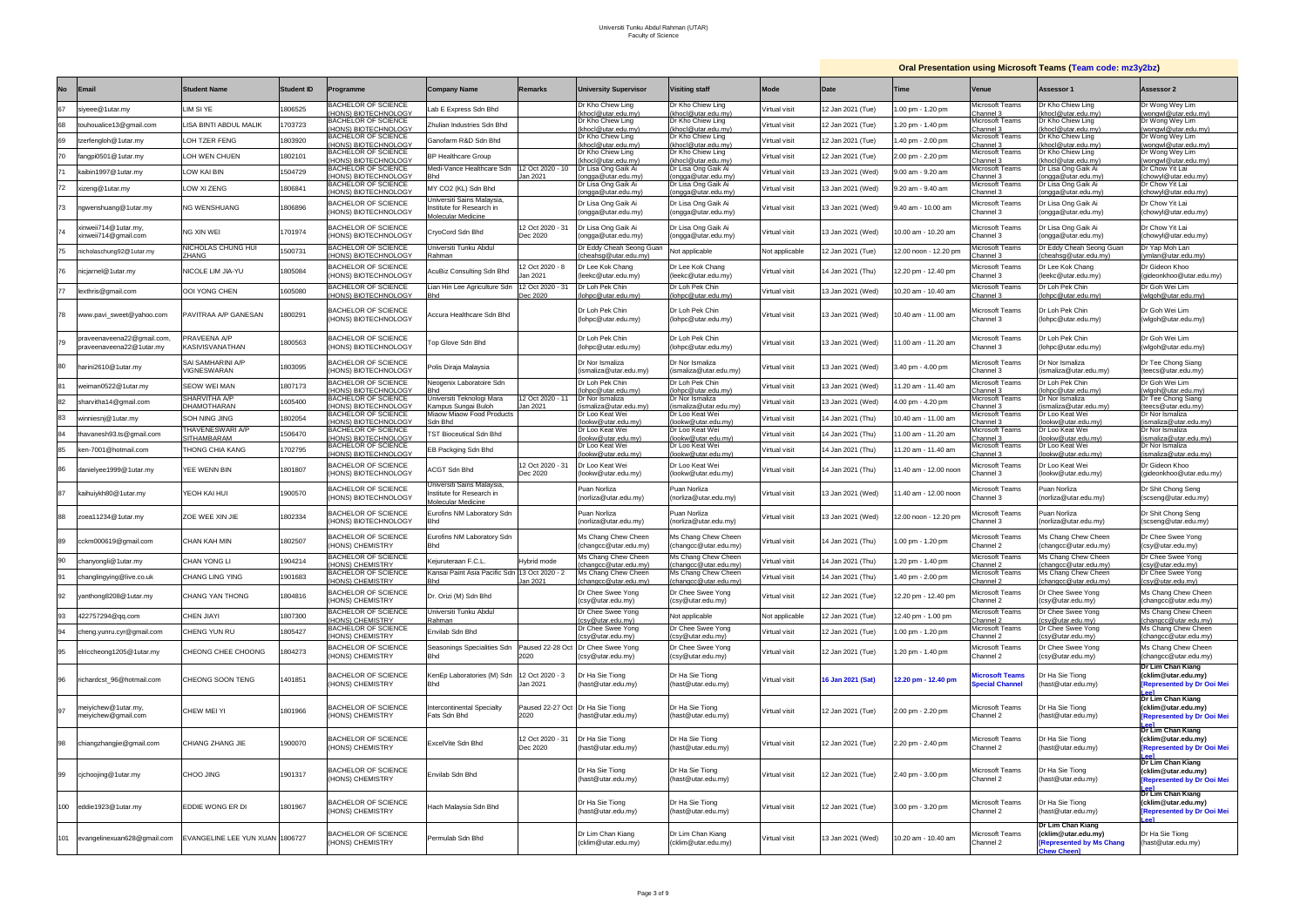Universiti Tunku Abdul Rahman (UTAR)
Faculty of Science

**Oral Presentation using Microsoft Teams (Team code: mz3y2bz)**

| No | Email | Student Name | Student ID | Programme | Company Name | Remarks | University Supervisor | Visiting staff | Mode | Date | Time | Venue | Assessor 1 | Assessor 2 |
|---|---|---|---|---|---|---|---|---|---|---|---|---|---|---|
| 67 | siyeee@1utar.my | LIM SI YE | 1806525 | BACHELOR OF SCIENCE (HONS) BIOTECHNOLOGY | Lab E Express Sdn Bhd | | Dr Kho Chiew Ling (khocl@utar.edu.my) | Dr Kho Chiew Ling (khocl@utar.edu.my) | Virtual visit | 12 Jan 2021 (Tue) | 1.00 pm - 1.20 pm | Microsoft Teams Channel 3 | Dr Kho Chiew Ling (khocl@utar.edu.my) | Dr Wong Wey Lim (wongwl@utar.edu.my) |
| 68 | touhoualice13@gmail.com | LISA BINTI ABDUL MALIK | 1703723 | BACHELOR OF SCIENCE (HONS) BIOTECHNOLOGY | Zhulian Industries Sdn Bhd | | Dr Kho Chiew Ling (khocl@utar.edu.my) | Dr Kho Chiew Ling (khocl@utar.edu.my) | Virtual visit | 12 Jan 2021 (Tue) | 1.20 pm - 1.40 pm | Microsoft Teams Channel 3 | Dr Kho Chiew Ling (khocl@utar.edu.my) | Dr Wong Wey Lim (wongwl@utar.edu.my) |
| 69 | tzerfengloh@1utar.my | LOH TZER FENG | 1803920 | BACHELOR OF SCIENCE (HONS) BIOTECHNOLOGY | Ganofarm R&D Sdn Bhd | | Dr Kho Chiew Ling (khocl@utar.edu.my) | Dr Kho Chiew Ling (khocl@utar.edu.my) | Virtual visit | 12 Jan 2021 (Tue) | 1.40 pm - 2.00 pm | Microsoft Teams Channel 3 | Dr Kho Chiew Ling (khocl@utar.edu.my) | Dr Wong Wey Lim (wongwl@utar.edu.my) |
| 70 | fangpi0501@1utar.my | LOH WEN CHUEN | 1802101 | BACHELOR OF SCIENCE (HONS) BIOTECHNOLOGY | BP Healthcare Group | | Dr Kho Chiew Ling (khocl@utar.edu.my) | Dr Kho Chiew Ling (khocl@utar.edu.my) | Virtual visit | 12 Jan 2021 (Tue) | 2.00 pm - 2.20 pm | Microsoft Teams Channel 3 | Dr Kho Chiew Ling (khocl@utar.edu.my) | Dr Wong Wey Lim (wongwl@utar.edu.my) |
| 71 | kaibin1997@1utar.my | LOW KAI BIN | 1504729 | BACHELOR OF SCIENCE (HONS) BIOTECHNOLOGY | Medi-Vance Healthcare Sdn Bhd | 12 Oct 2020 - 10 Jan 2021 | Dr Lisa Ong Gaik Ai (ongga@utar.edu.my) | Dr Lisa Ong Gaik Ai (ongga@utar.edu.my) | Virtual visit | 13 Jan 2021 (Wed) | 9.00 am - 9.20 am | Microsoft Teams Channel 3 | Dr Lisa Ong Gaik Ai (ongga@utar.edu.my) | Dr Chow Yit Lai (chowyl@utar.edu.my) |
| 72 | xizeng@1utar.my | LOW XI ZENG | 1806841 | BACHELOR OF SCIENCE (HONS) BIOTECHNOLOGY | MY CO2 (KL) Sdn Bhd | | Dr Lisa Ong Gaik Ai (ongga@utar.edu.my) | Dr Lisa Ong Gaik Ai (ongga@utar.edu.my) | Virtual visit | 13 Jan 2021 (Wed) | 9.20 am - 9.40 am | Microsoft Teams Channel 3 | Dr Lisa Ong Gaik Ai (ongga@utar.edu.my) | Dr Chow Yit Lai (chowyl@utar.edu.my) |
| 73 | ngwenshuang@1utar.my | NG WENSHUANG | 1806896 | BACHELOR OF SCIENCE (HONS) BIOTECHNOLOGY | Universiti Sains Malaysia, Institute for Research in Molecular Medicine | | Dr Lisa Ong Gaik Ai (ongga@utar.edu.my) | Dr Lisa Ong Gaik Ai (ongga@utar.edu.my) | Virtual visit | 13 Jan 2021 (Wed) | 9.40 am - 10.00 am | Microsoft Teams Channel 3 | Dr Lisa Ong Gaik Ai (ongga@utar.edu.my) | Dr Chow Yit Lai (chowyl@utar.edu.my) |
| 74 | xinwei714@1utar.my, xinwei714@gmail.com | NG XIN WEI | 1701974 | BACHELOR OF SCIENCE (HONS) BIOTECHNOLOGY | CryoCord Sdn Bhd | 12 Oct 2020 - 31 Dec 2020 | Dr Lisa Ong Gaik Ai (ongga@utar.edu.my) | Dr Lisa Ong Gaik Ai (ongga@utar.edu.my) | Virtual visit | 13 Jan 2021 (Wed) | 10.00 am - 10.20 am | Microsoft Teams Channel 3 | Dr Lisa Ong Gaik Ai (ongga@utar.edu.my) | Dr Chow Yit Lai (chowyl@utar.edu.my) |
| 75 | nicholaschung92@1utar.my | NICHOLAS CHUNG HUI ZHANG | 1500731 | BACHELOR OF SCIENCE (HONS) BIOTECHNOLOGY | Universiti Tunku Abdul Rahman | | Dr Eddy Cheah Seong Guan (cheahsg@utar.edu.my) | Not applicable | Not applicable | 12 Jan 2021 (Tue) | 12.00 noon - 12.20 pm | Microsoft Teams Channel 3 | Dr Eddy Cheah Seong Guan (cheahsg@utar.edu.my) | Dr Yap Moh Lan (ymlan@utar.edu.my) |
| 76 | nicjarnel@1utar.my | NICOLE LIM JIA-YU | 1805084 | BACHELOR OF SCIENCE (HONS) BIOTECHNOLOGY | AcuBiz Consulting Sdn Bhd | 12 Oct 2020 - 8 Jan 2021 | Dr Lee Kok Chang (leekc@utar.edu.my) | Dr Lee Kok Chang (leekc@utar.edu.my) | Virtual visit | 14 Jan 2021 (Thu) | 12.20 pm - 12.40 pm | Microsoft Teams Channel 3 | Dr Lee Kok Chang (leekc@utar.edu.my) | Dr Gideon Khoo (gideonkhoo@utar.edu.my) |
| 77 | lexthris@gmail.com | OOI YONG CHEN | 1605080 | BACHELOR OF SCIENCE (HONS) BIOTECHNOLOGY | Lian Hin Lee Agriculture Sdn Bhd | 12 Oct 2020 - 31 Dec 2020 | Dr Loh Pek Chin (lohpc@utar.edu.my) | Dr Loh Pek Chin (lohpc@utar.edu.my) | Virtual visit | 13 Jan 2021 (Wed) | 10.20 am - 10.40 am | Microsoft Teams Channel 3 | Dr Loh Pek Chin (lohpc@utar.edu.my) | Dr Goh Wei Lim (wlgoh@utar.edu.my) |
| 78 | www.pavi_sweet@yahoo.com | PAVITRAA A/P GANESAN | 1800291 | BACHELOR OF SCIENCE (HONS) BIOTECHNOLOGY | Accura Healthcare Sdn Bhd | | Dr Loh Pek Chin (lohpc@utar.edu.my) | Dr Loh Pek Chin (lohpc@utar.edu.my) | Virtual visit | 13 Jan 2021 (Wed) | 10.40 am - 11.00 am | Microsoft Teams Channel 3 | Dr Loh Pek Chin (lohpc@utar.edu.my) | Dr Goh Wei Lim (wlgoh@utar.edu.my) |
| 79 | praveenaveena22@gmail.com, praveenaveena22@1utar.my | PRAVEENA A/P KASIVISVANATHAN | 1800563 | BACHELOR OF SCIENCE (HONS) BIOTECHNOLOGY | Top Glove Sdn Bhd | | Dr Loh Pek Chin (lohpc@utar.edu.my) | Dr Loh Pek Chin (lohpc@utar.edu.my) | Virtual visit | 13 Jan 2021 (Wed) | 11.00 am - 11.20 am | Microsoft Teams Channel 3 | Dr Loh Pek Chin (lohpc@utar.edu.my) | Dr Goh Wei Lim (wlgoh@utar.edu.my) |
| 80 | harini2610@1utar.my | SAI SAMHARINI A/P VIGNESWARAN | 1803095 | BACHELOR OF SCIENCE (HONS) BIOTECHNOLOGY | Polis Diraja Malaysia | | Dr Nor Ismaliza (ismaliza@utar.edu.my) | Dr Nor Ismaliza (ismaliza@utar.edu.my) | Virtual visit | 13 Jan 2021 (Wed) | 3.40 pm - 4.00 pm | Microsoft Teams Channel 3 | Dr Nor Ismaliza (ismaliza@utar.edu.my) | Dr Tee Chong Siang (teecs@utar.edu.my) |
| 81 | weiman0522@1utar.my | SEOW WEI MAN | 1807173 | BACHELOR OF SCIENCE (HONS) BIOTECHNOLOGY | Neogenix Laboratoire Sdn Bhd | | Dr Loh Pek Chin (lohpc@utar.edu.my) | Dr Loh Pek Chin (lohpc@utar.edu.my) | Virtual visit | 13 Jan 2021 (Wed) | 11.20 am - 11.40 am | Microsoft Teams Channel 3 | Dr Loh Pek Chin (lohpc@utar.edu.my) | Dr Goh Wei Lim (wlgoh@utar.edu.my) |
| 82 | sharvitha14@gmail.com | SHARVITHA A/P DHAMOTHARAN | 1605400 | BACHELOR OF SCIENCE (HONS) BIOTECHNOLOGY | Universiti Teknologi Mara Kampus Sungai Buloh | 12 Oct 2020 - 11 Jan 2021 | Dr Nor Ismaliza (ismaliza@utar.edu.my) | Dr Nor Ismaliza (ismaliza@utar.edu.my) | Virtual visit | 13 Jan 2021 (Wed) | 4.00 pm - 4.20 pm | Microsoft Teams Channel 3 | Dr Nor Ismaliza (ismaliza@utar.edu.my) | Dr Tee Chong Siang (teecs@utar.edu.my) |
| 83 | winniesnj@1utar.my | SOH NING JING | 1802054 | BACHELOR OF SCIENCE (HONS) BIOTECHNOLOGY | Miaow Miaow Food Products Sdn Bhd | | Dr Loo Keat Wei (lookw@utar.edu.my) | Dr Loo Keat Wei (lookw@utar.edu.my) | Virtual visit | 14 Jan 2021 (Thu) | 10.40 am - 11.00 am | Microsoft Teams Channel 3 | Dr Loo Keat Wei (lookw@utar.edu.my) | Dr Nor Ismaliza (ismaliza@utar.edu.my) |
| 84 | thavanesh93.ts@gmail.com | THAVENESWARI A/P SITHAMBARAM | 1506470 | BACHELOR OF SCIENCE (HONS) BIOTECHNOLOGY | TST Bioceutical Sdn Bhd | | Dr Loo Keat Wei (lookw@utar.edu.my) | Dr Loo Keat Wei (lookw@utar.edu.my) | Virtual visit | 14 Jan 2021 (Thu) | 11.00 am - 11.20 am | Microsoft Teams Channel 3 | Dr Loo Keat Wei (lookw@utar.edu.my) | Dr Nor Ismaliza (ismaliza@utar.edu.my) |
| 85 | ken-7001@hotmail.com | THONG CHIA KANG | 1702795 | BACHELOR OF SCIENCE (HONS) BIOTECHNOLOGY | EB Packging Sdn Bhd | | Dr Loo Keat Wei (lookw@utar.edu.my) | Dr Loo Keat Wei (lookw@utar.edu.my) | Virtual visit | 14 Jan 2021 (Thu) | 11.20 am - 11.40 am | Microsoft Teams Channel 3 | Dr Loo Keat Wei (lookw@utar.edu.my) | Dr Nor Ismaliza (ismaliza@utar.edu.my) |
| 86 | danielyee1999@1utar.my | YEE WENN BIN | 1801807 | BACHELOR OF SCIENCE (HONS) BIOTECHNOLOGY | ACGT Sdn Bhd | 12 Oct 2020 - 31 Dec 2020 | Dr Loo Keat Wei (lookw@utar.edu.my) | Dr Loo Keat Wei (lookw@utar.edu.my) | Virtual visit | 14 Jan 2021 (Thu) | 11.40 am - 12.00 noon | Microsoft Teams Channel 3 | Dr Loo Keat Wei (lookw@utar.edu.my) | Dr Gideon Khoo (gideonkhoo@utar.edu.my) |
| 87 | kaihuiykh80@1utar.my | YEOH KAI HUI | 1900570 | BACHELOR OF SCIENCE (HONS) BIOTECHNOLOGY | Universiti Sains Malaysia, Institute for Research in Molecular Medicine | | Puan Norliza (norliza@utar.edu.my) | Puan Norliza (norliza@utar.edu.my) | Virtual visit | 13 Jan 2021 (Wed) | 11.40 am - 12.00 noon | Microsoft Teams Channel 3 | Puan Norliza (norliza@utar.edu.my) | Dr Shit Chong Seng (scseng@utar.edu.my) |
| 88 | zoea11234@1utar.my | ZOE WEE XIN JIE | 1802334 | BACHELOR OF SCIENCE (HONS) BIOTECHNOLOGY | Eurofins NM Laboratory Sdn Bhd | | Puan Norliza (norliza@utar.edu.my) | Puan Norliza (norliza@utar.edu.my) | Virtual visit | 13 Jan 2021 (Wed) | 12.00 noon - 12.20 pm | Microsoft Teams Channel 3 | Puan Norliza (norliza@utar.edu.my) | Dr Shit Chong Seng (scseng@utar.edu.my) |
| 89 | cckm000619@gmail.com | CHAN KAH MIN | 1802507 | BACHELOR OF SCIENCE (HONS) CHEMISTRY | Eurofins NM Laboratory Sdn Bhd | | Ms Chang Chew Cheen (changcc@utar.edu.my) | Ms Chang Chew Cheen (changcc@utar.edu.my) | Virtual visit | 14 Jan 2021 (Thu) | 1.00 pm - 1.20 pm | Microsoft Teams Channel 2 | Ms Chang Chew Cheen (changcc@utar.edu.my) | Dr Chee Swee Yong (csy@utar.edu.my) |
| 90 | chanyongli@1utar.my | CHAN YONG LI | 1904214 | BACHELOR OF SCIENCE (HONS) CHEMISTRY | Kejuruteraan F.C.L. | Hybrid mode | Ms Chang Chew Cheen (changcc@utar.edu.my) | Ms Chang Chew Cheen (changcc@utar.edu.my) | Virtual visit | 14 Jan 2021 (Thu) | 1.20 pm - 1.40 pm | Microsoft Teams Channel 2 | Ms Chang Chew Cheen (changcc@utar.edu.my) | Dr Chee Swee Yong (csy@utar.edu.my) |
| 91 | changlingying@live.co.uk | CHANG LING YING | 1901683 | BACHELOR OF SCIENCE (HONS) CHEMISTRY | Kansai Paint Asia Pacific Sdn Bhd | 13 Oct 2020 - 2 Jan 2021 | Ms Chang Chew Cheen (changcc@utar.edu.my) | Ms Chang Chew Cheen (changcc@utar.edu.my) | Virtual visit | 14 Jan 2021 (Thu) | 1.40 pm - 2.00 pm | Microsoft Teams Channel 2 | Ms Chang Chew Cheen (changcc@utar.edu.my) | Dr Chee Swee Yong (csy@utar.edu.my) |
| 92 | yanthong8208@1utar.my | CHANG YAN THONG | 1804816 | BACHELOR OF SCIENCE (HONS) CHEMISTRY | Dr. Orizi (M) Sdn Bhd | | Dr Chee Swee Yong (csy@utar.edu.my) | Dr Chee Swee Yong (csy@utar.edu.my) | Virtual visit | 12 Jan 2021 (Tue) | 12.20 pm - 12.40 pm | Microsoft Teams Channel 2 | Dr Chee Swee Yong (csy@utar.edu.my) | Ms Chang Chew Cheen (changcc@utar.edu.my) |
| 93 | 422757294@qq.com | CHEN JIAYI | 1807300 | BACHELOR OF SCIENCE (HONS) CHEMISTRY | Universiti Tunku Abdul Rahman | | Dr Chee Swee Yong (csy@utar.edu.my) | Not applicable | Not applicable | 12 Jan 2021 (Tue) | 12.40 pm - 1.00 pm | Microsoft Teams Channel 2 | Dr Chee Swee Yong (csy@utar.edu.my) | Ms Chang Chew Cheen (changcc@utar.edu.my) |
| 94 | cheng.yunru.cyr@gmail.com | CHENG YUN RU | 1805427 | BACHELOR OF SCIENCE (HONS) CHEMISTRY | Envilab Sdn Bhd | | Dr Chee Swee Yong (csy@utar.edu.my) | Dr Chee Swee Yong (csy@utar.edu.my) | Virtual visit | 12 Jan 2021 (Tue) | 1.00 pm - 1.20 pm | Microsoft Teams Channel 2 | Dr Chee Swee Yong (csy@utar.edu.my) | Ms Chang Chew Cheen (changcc@utar.edu.my) |
| 95 | elriccheong1205@1utar.my | CHEONG CHEE CHOONG | 1804273 | BACHELOR OF SCIENCE (HONS) CHEMISTRY | Seasonings Specialities Sdn Bhd | Paused 22-28 Oct 2020 | Dr Chee Swee Yong (csy@utar.edu.my) | Dr Chee Swee Yong (csy@utar.edu.my) | Virtual visit | 12 Jan 2021 (Tue) | 1.20 pm - 1.40 pm | Microsoft Teams Channel 2 | Dr Chee Swee Yong (csy@utar.edu.my) | Ms Chang Chew Cheen (changcc@utar.edu.my) |
| 96 | richardcst_96@hotmail.com | CHEONG SOON TENG | 1401851 | BACHELOR OF SCIENCE (HONS) CHEMISTRY | KenEp Laboratories (M) Sdn Bhd | 12 Oct 2020 - 3 Jan 2021 | Dr Ha Sie Tiong (hast@utar.edu.my) | Dr Ha Sie Tiong (hast@utar.edu.my) | Virtual visit | **16 Jan 2021 (Sat)** | **12.20 pm - 12.40 pm** | **Microsoft Teams Special Channel** | Dr Ha Sie Tiong (hast@utar.edu.my) | **Dr Lim Chan Kiang (cklim@utar.edu.my) [Represented by Dr Ooi Mei Lee]** |
| 97 | meiyichew@1utar.my, meiyichew@gmail.com | CHEW MEI YI | 1801966 | BACHELOR OF SCIENCE (HONS) CHEMISTRY | Intercontinental Specialty Fats Sdn Bhd | Paused 22-27 Oct 2020 | Dr Ha Sie Tiong (hast@utar.edu.my) | Dr Ha Sie Tiong (hast@utar.edu.my) | Virtual visit | 12 Jan 2021 (Tue) | 2.00 pm - 2.20 pm | Microsoft Teams Channel 2 | Dr Ha Sie Tiong (hast@utar.edu.my) | **Dr Lim Chan Kiang (cklim@utar.edu.my) [Represented by Dr Ooi Mei Lee]** |
| 98 | chiangzhangjie@gmail.com | CHIANG ZHANG JIE | 1900070 | BACHELOR OF SCIENCE (HONS) CHEMISTRY | ExcelVite Sdn Bhd | 12 Oct 2020 - 31 Dec 2020 | Dr Ha Sie Tiong (hast@utar.edu.my) | Dr Ha Sie Tiong (hast@utar.edu.my) | Virtual visit | 12 Jan 2021 (Tue) | 2.20 pm - 2.40 pm | Microsoft Teams Channel 2 | Dr Ha Sie Tiong (hast@utar.edu.my) | **Dr Lim Chan Kiang (cklim@utar.edu.my) [Represented by Dr Ooi Mei Lee]** |
| 99 | cjchoojing@1utar.my | CHOO JING | 1901317 | BACHELOR OF SCIENCE (HONS) CHEMISTRY | Envilab Sdn Bhd | | Dr Ha Sie Tiong (hast@utar.edu.my) | Dr Ha Sie Tiong (hast@utar.edu.my) | Virtual visit | 12 Jan 2021 (Tue) | 2.40 pm - 3.00 pm | Microsoft Teams Channel 2 | Dr Ha Sie Tiong (hast@utar.edu.my) | **Dr Lim Chan Kiang (cklim@utar.edu.my) [Represented by Dr Ooi Mei Lee]** |
| 100 | eddie1923@1utar.my | EDDIE WONG ER DI | 1801967 | BACHELOR OF SCIENCE (HONS) CHEMISTRY | Hach Malaysia Sdn Bhd | | Dr Ha Sie Tiong (hast@utar.edu.my) | Dr Ha Sie Tiong (hast@utar.edu.my) | Virtual visit | 12 Jan 2021 (Tue) | 3.00 pm - 3.20 pm | Microsoft Teams Channel 2 | Dr Ha Sie Tiong (hast@utar.edu.my) | **Dr Lim Chan Kiang (cklim@utar.edu.my) [Represented by Dr Ooi Mei Lee]** |
| 101 | evangelinexuan628@gmail.com | EVANGELINE LEE YUN XUAN | 1806727 | BACHELOR OF SCIENCE (HONS) CHEMISTRY | Permulab Sdn Bhd | | Dr Lim Chan Kiang (cklim@utar.edu.my) | Dr Lim Chan Kiang (cklim@utar.edu.my) | Virtual visit | 13 Jan 2021 (Wed) | 10.20 am - 10.40 am | Microsoft Teams Channel 2 | **Dr Lim Chan Kiang (cklim@utar.edu.my) [Represented by Ms Chang Chew Cheen]** | Dr Ha Sie Tiong (hast@utar.edu.my) |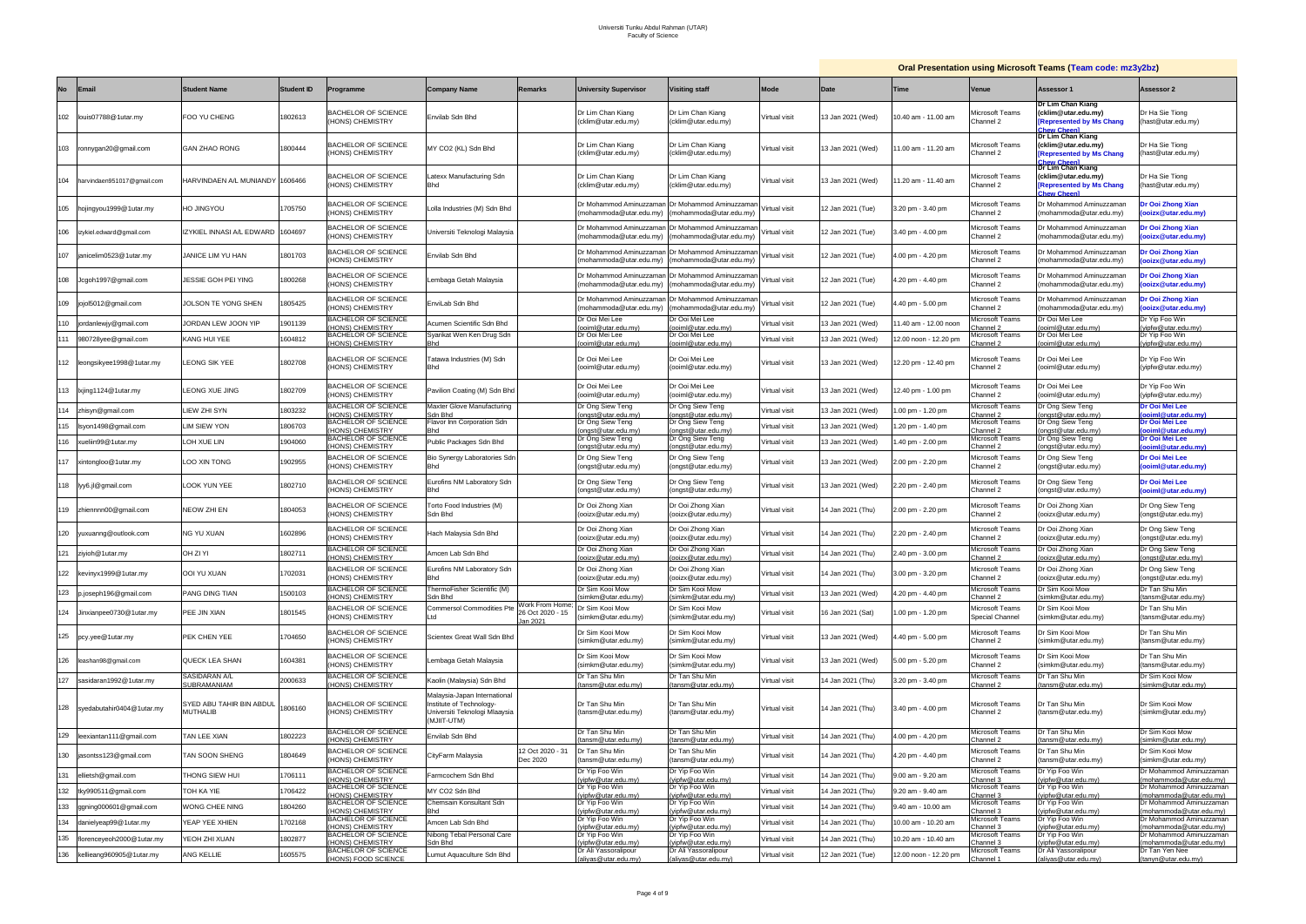Universiti Tunku Abdul Rahman (UTAR)
Faculty of Science

| No | Email | Student Name | Student ID | Programme | Company Name | Remarks | University Supervisor | Visiting staff | Oral Presentation using Microsoft Teams (Team code: mz3y2bz) | | | | | |
|---|---|---|---|---|---|---|---|---|---|---|---|---|---|---|
| | | | | | | | | | Mode | Date | Time | Venue | Assessor 1 | Assessor 2 |
| 102 | louis07788@1utar.my | FOO YU CHENG | 1802613 | BACHELOR OF SCIENCE (HONS) CHEMISTRY | Envilab Sdn Bhd | | Dr Lim Chan Kiang (cklim@utar.edu.my) | Dr Lim Chan Kiang (cklim@utar.edu.my) | Virtual visit | 13 Jan 2021 (Wed) | 10.40 am - 11.00 am | Microsoft Teams Channel 2 | **Dr Lim Chan Kiang (cklim@utar.edu.my) [Represented by Ms Chang Chew Cheen]** | Dr Ha Sie Tiong (hast@utar.edu.my) |
| 103 | ronnygan20@gmail.com | GAN ZHAO RONG | 1800444 | BACHELOR OF SCIENCE (HONS) CHEMISTRY | MY CO2 (KL) Sdn Bhd | | Dr Lim Chan Kiang (cklim@utar.edu.my) | Dr Lim Chan Kiang (cklim@utar.edu.my) | Virtual visit | 13 Jan 2021 (Wed) | 11.00 am - 11.20 am | Microsoft Teams Channel 2 | **Dr Lim Chan Kiang (cklim@utar.edu.my) [Represented by Ms Chang Chew Cheen]** | Dr Ha Sie Tiong (hast@utar.edu.my) |
| 104 | harvindaen951017@gmail.com | HARVINDAEN A/L MUNIANDY | 1606466 | BACHELOR OF SCIENCE (HONS) CHEMISTRY | Latexx Manufacturing Sdn Bhd | | Dr Lim Chan Kiang (cklim@utar.edu.my) | Dr Lim Chan Kiang (cklim@utar.edu.my) | Virtual visit | 13 Jan 2021 (Wed) | 11.20 am - 11.40 am | Microsoft Teams Channel 2 | **Dr Lim Chan Kiang (cklim@utar.edu.my) [Represented by Ms Chang Chew Cheen]** | Dr Ha Sie Tiong (hast@utar.edu.my) |
| 105 | hojingyou1999@1utar.my | HO JINGYOU | 1705750 | BACHELOR OF SCIENCE (HONS) CHEMISTRY | Lolla Industries (M) Sdn Bhd | | Dr Mohammod Aminuzzaman (mohammoda@utar.edu.my) | Dr Mohammod Aminuzzaman (mohammoda@utar.edu.my) | Virtual visit | 12 Jan 2021 (Tue) | 3.20 pm - 3.40 pm | Microsoft Teams Channel 2 | Dr Mohammod Aminuzzaman (mohammoda@utar.edu.my) | **Dr Ooi Zhong Xian (ooizx@utar.edu.my)** |
| 106 | izykiel.edward@gmail.com | IZYKIEL INNASI A/L EDWARD | 1604697 | BACHELOR OF SCIENCE (HONS) CHEMISTRY | Universiti Teknologi Malaysia | | Dr Mohammod Aminuzzaman (mohammoda@utar.edu.my) | Dr Mohammod Aminuzzaman (mohammoda@utar.edu.my) | Virtual visit | 12 Jan 2021 (Tue) | 3.40 pm - 4.00 pm | Microsoft Teams Channel 2 | Dr Mohammod Aminuzzaman (mohammoda@utar.edu.my) | **Dr Ooi Zhong Xian (ooizx@utar.edu.my)** |
| 107 | janicelim0523@1utar.my | JANICE LIM YU HAN | 1801703 | BACHELOR OF SCIENCE (HONS) CHEMISTRY | Envilab Sdn Bhd | | Dr Mohammod Aminuzzaman (mohammoda@utar.edu.my) | Dr Mohammod Aminuzzaman (mohammoda@utar.edu.my) | Virtual visit | 12 Jan 2021 (Tue) | 4.00 pm - 4.20 pm | Microsoft Teams Channel 2 | Dr Mohammod Aminuzzaman (mohammoda@utar.edu.my) | **Dr Ooi Zhong Xian (ooizx@utar.edu.my)** |
| 108 | Jcgoh1997@gmail.com | JESSIE GOH PEI YING | 1800268 | BACHELOR OF SCIENCE (HONS) CHEMISTRY | Lembaga Getah Malaysia | | Dr Mohammod Aminuzzaman (mohammoda@utar.edu.my) | Dr Mohammod Aminuzzaman (mohammoda@utar.edu.my) | Virtual visit | 12 Jan 2021 (Tue) | 4.20 pm - 4.40 pm | Microsoft Teams Channel 2 | Dr Mohammod Aminuzzaman (mohammoda@utar.edu.my) | **Dr Ooi Zhong Xian (ooizx@utar.edu.my)** |
| 109 | jojol5012@gmail.com | JOLSON TE YONG SHEN | 1805425 | BACHELOR OF SCIENCE (HONS) CHEMISTRY | EnviLab Sdn Bhd | | Dr Mohammod Aminuzzaman (mohammoda@utar.edu.my) | Dr Mohammod Aminuzzaman (mohammoda@utar.edu.my) | Virtual visit | 12 Jan 2021 (Tue) | 4.40 pm - 5.00 pm | Microsoft Teams Channel 2 | Dr Mohammod Aminuzzaman (mohammoda@utar.edu.my) | **Dr Ooi Zhong Xian (ooizx@utar.edu.my)** |
| 110 | jordanlewjy@gmail.com | JORDAN LEW JOON YIP | 1901139 | BACHELOR OF SCIENCE (HONS) CHEMISTRY | Acumen Scientific Sdn Bhd | | Dr Ooi Mei Lee (ooiml@utar.edu.my) | Dr Ooi Mei Lee (ooiml@utar.edu.my) | Virtual visit | 13 Jan 2021 (Wed) | 11.40 am - 12.00 noon | Microsoft Teams Channel 2 | Dr Ooi Mei Lee (ooiml@utar.edu.my) | Dr Yip Foo Win (yipfw@utar.edu.my) |
| 111 | 980728yee@gmail.com | KANG HUI YEE | 1604812 | BACHELOR OF SCIENCE (HONS) CHEMISTRY | Syarikat Wen Ken Drug Sdn Bhd | | Dr Ooi Mei Lee (ooiml@utar.edu.my) | Dr Ooi Mei Lee (ooiml@utar.edu.my) | Virtual visit | 13 Jan 2021 (Wed) | 12.00 noon - 12.20 pm | Microsoft Teams Channel 2 | Dr Ooi Mei Lee (ooiml@utar.edu.my) | Dr Yip Foo Win (yipfw@utar.edu.my) |
| 112 | leongsikyee1998@1utar.my | LEONG SIK YEE | 1802708 | BACHELOR OF SCIENCE (HONS) CHEMISTRY | Tatawa Industries (M) Sdn Bhd | | Dr Ooi Mei Lee (ooiml@utar.edu.my) | Dr Ooi Mei Lee (ooiml@utar.edu.my) | Virtual visit | 13 Jan 2021 (Wed) | 12.20 pm - 12.40 pm | Microsoft Teams Channel 2 | Dr Ooi Mei Lee (ooiml@utar.edu.my) | Dr Yip Foo Win (yipfw@utar.edu.my) |
| 113 | bjing1124@1utar.my | LEONG XUE JING | 1802709 | BACHELOR OF SCIENCE (HONS) CHEMISTRY | Pavilion Coating (M) Sdn Bhd | | Dr Ooi Mei Lee (ooiml@utar.edu.my) | Dr Ooi Mei Lee (ooiml@utar.edu.my) | Virtual visit | 13 Jan 2021 (Wed) | 12.40 pm - 1.00 pm | Microsoft Teams Channel 2 | Dr Ooi Mei Lee (ooiml@utar.edu.my) | Dr Yip Foo Win (yipfw@utar.edu.my) |
| 114 | zhisyn@gmail.com | LIEW ZHI SYN | 1803232 | BACHELOR OF SCIENCE (HONS) CHEMISTRY | Maxter Glove Manufacturing Sdn Bhd | | Dr Ong Siew Teng (ongst@utar.edu.my) | Dr Ong Siew Teng (ongst@utar.edu.my) | Virtual visit | 13 Jan 2021 (Wed) | 1.00 pm - 1.20 pm | Microsoft Teams Channel 2 | Dr Ong Siew Teng (ongst@utar.edu.my) | **Dr Ooi Mei Lee (ooiml@utar.edu.my)** |
| 115 | lsyon1498@gmail.com | LIM SIEW YON | 1806703 | BACHELOR OF SCIENCE (HONS) CHEMISTRY | Flavor Inn Corporation Sdn Bhd | | Dr Ong Siew Teng (ongst@utar.edu.my) | Dr Ong Siew Teng (ongst@utar.edu.my) | Virtual visit | 13 Jan 2021 (Wed) | 1.20 pm - 1.40 pm | Microsoft Teams Channel 2 | Dr Ong Siew Teng (ongst@utar.edu.my) | **Dr Ooi Mei Lee (ooiml@utar.edu.my)** |
| 116 | xuelin99@1utar.my | LOH XUE LIN | 1904060 | BACHELOR OF SCIENCE (HONS) CHEMISTRY | Public Packages Sdn Bhd | | Dr Ong Siew Teng (ongst@utar.edu.my) | Dr Ong Siew Teng (ongst@utar.edu.my) | Virtual visit | 13 Jan 2021 (Wed) | 1.40 pm - 2.00 pm | Microsoft Teams Channel 2 | Dr Ong Siew Teng (ongst@utar.edu.my) | **Dr Ooi Mei Lee (ooiml@utar.edu.my)** |
| 117 | xintongloo@1utar.my | LOO XIN TONG | 1902955 | BACHELOR OF SCIENCE (HONS) CHEMISTRY | Bio Synergy Laboratories Sdn Bhd | | Dr Ong Siew Teng (ongst@utar.edu.my) | Dr Ong Siew Teng (ongst@utar.edu.my) | Virtual visit | 13 Jan 2021 (Wed) | 2.00 pm - 2.20 pm | Microsoft Teams Channel 2 | Dr Ong Siew Teng (ongst@utar.edu.my) | **Dr Ooi Mei Lee (ooiml@utar.edu.my)** |
| 118 | lyy6.jl@gmail.com | LOOK YUN YEE | 1802710 | BACHELOR OF SCIENCE (HONS) CHEMISTRY | Eurofins NM Laboratory Sdn Bhd | | Dr Ong Siew Teng (ongst@utar.edu.my) | Dr Ong Siew Teng (ongst@utar.edu.my) | Virtual visit | 13 Jan 2021 (Wed) | 2.20 pm - 2.40 pm | Microsoft Teams Channel 2 | Dr Ong Siew Teng (ongst@utar.edu.my) | **Dr Ooi Mei Lee (ooiml@utar.edu.my)** |
| 119 | zhiennnn00@gmail.com | NEOW ZHI EN | 1804053 | BACHELOR OF SCIENCE (HONS) CHEMISTRY | Torto Food Industries (M) Sdn Bhd | | Dr Ooi Zhong Xian (ooizx@utar.edu.my) | Dr Ooi Zhong Xian (ooizx@utar.edu.my) | Virtual visit | 14 Jan 2021 (Thu) | 2.00 pm - 2.20 pm | Microsoft Teams Channel 2 | Dr Ooi Zhong Xian (ooizx@utar.edu.my) | Dr Ong Siew Teng (ongst@utar.edu.my) |
| 120 | yuxuanng@outlook.com | NG YU XUAN | 1602896 | BACHELOR OF SCIENCE (HONS) CHEMISTRY | Hach Malaysia Sdn Bhd | | Dr Ooi Zhong Xian (ooizx@utar.edu.my) | Dr Ooi Zhong Xian (ooizx@utar.edu.my) | Virtual visit | 14 Jan 2021 (Thu) | 2.20 pm - 2.40 pm | Microsoft Teams Channel 2 | Dr Ooi Zhong Xian (ooizx@utar.edu.my) | Dr Ong Siew Teng (ongst@utar.edu.my) |
| 121 | ziyioh@1utar.my | OH ZI YI | 1802711 | BACHELOR OF SCIENCE (HONS) CHEMISTRY | Amcen Lab Sdn Bhd | | Dr Ooi Zhong Xian (ooizx@utar.edu.my) | Dr Ooi Zhong Xian (ooizx@utar.edu.my) | Virtual visit | 14 Jan 2021 (Thu) | 2.40 pm - 3.00 pm | Microsoft Teams Channel 2 | Dr Ooi Zhong Xian (ooizx@utar.edu.my) | Dr Ong Siew Teng (ongst@utar.edu.my) |
| 122 | kevinyx1999@1utar.my | OOI YU XUAN | 1702031 | BACHELOR OF SCIENCE (HONS) CHEMISTRY | Eurofins NM Laboratory Sdn Bhd | | Dr Ooi Zhong Xian (ooizx@utar.edu.my) | Dr Ooi Zhong Xian (ooizx@utar.edu.my) | Virtual visit | 14 Jan 2021 (Thu) | 3.00 pm - 3.20 pm | Microsoft Teams Channel 2 | Dr Ooi Zhong Xian (ooizx@utar.edu.my) | Dr Ong Siew Teng (ongst@utar.edu.my) |
| 123 | p.joseph196@gmail.com | PANG DING TIAN | 1500103 | BACHELOR OF SCIENCE (HONS) CHEMISTRY | ThermoFisher Scientific (M) Sdn Bhd | | Dr Sim Kooi Mow (simkm@utar.edu.my) | Dr Sim Kooi Mow (simkm@utar.edu.my) | Virtual visit | 13 Jan 2021 (Wed) | 4.20 pm - 4.40 pm | Microsoft Teams Channel 2 | Dr Sim Kooi Mow (simkm@utar.edu.my) | Dr Tan Shu Min (tansm@utar.edu.my) |
| 124 | Jinxianpee0730@1utar.my | PEE JIN XIAN | 1801545 | BACHELOR OF SCIENCE (HONS) CHEMISTRY | Commersol Commodities Pte Ltd | Work From Home; 26 Oct 2020 - 15 Jan 2021 | Dr Sim Kooi Mow (simkm@utar.edu.my) | Dr Sim Kooi Mow (simkm@utar.edu.my) | Virtual visit | 16 Jan 2021 (Sat) | 1.00 pm - 1.20 pm | Microsoft Teams Special Channel | Dr Sim Kooi Mow (simkm@utar.edu.my) | Dr Tan Shu Min (tansm@utar.edu.my) |
| 125 | pcy.yee@1utar.my | PEK CHEN YEE | 1704650 | BACHELOR OF SCIENCE (HONS) CHEMISTRY | Scientex Great Wall Sdn Bhd | | Dr Sim Kooi Mow (simkm@utar.edu.my) | Dr Sim Kooi Mow (simkm@utar.edu.my) | Virtual visit | 13 Jan 2021 (Wed) | 4.40 pm - 5.00 pm | Microsoft Teams Channel 2 | Dr Sim Kooi Mow (simkm@utar.edu.my) | Dr Tan Shu Min (tansm@utar.edu.my) |
| 126 | leashan98@gmail.com | QUECK LEA SHAN | 1604381 | BACHELOR OF SCIENCE (HONS) CHEMISTRY | Lembaga Getah Malaysia | | Dr Sim Kooi Mow (simkm@utar.edu.my) | Dr Sim Kooi Mow (simkm@utar.edu.my) | Virtual visit | 13 Jan 2021 (Wed) | 5.00 pm - 5.20 pm | Microsoft Teams Channel 2 | Dr Sim Kooi Mow (simkm@utar.edu.my) | Dr Tan Shu Min (tansm@utar.edu.my) |
| 127 | sasidaran1992@1utar.my | SASIDARAN A/L SUBRAMANIAM | 2000633 | BACHELOR OF SCIENCE (HONS) CHEMISTRY | Kaolin (Malaysia) Sdn Bhd | | Dr Tan Shu Min (tansm@utar.edu.my) | Dr Tan Shu Min (tansm@utar.edu.my) | Virtual visit | 14 Jan 2021 (Thu) | 3.20 pm - 3.40 pm | Microsoft Teams Channel 2 | Dr Tan Shu Min (tansm@utar.edu.my) | Dr Sim Kooi Mow (simkm@utar.edu.my) |
| 128 | syedabutahir0404@1utar.my | SYED ABU TAHIR BIN ABDUL MUTHALIB | 1806160 | BACHELOR OF SCIENCE (HONS) CHEMISTRY | Malaysia-Japan International Institute of Technology-Universiti Teknologi Mlaaysia (MJIIT-UTM) | | Dr Tan Shu Min (tansm@utar.edu.my) | Dr Tan Shu Min (tansm@utar.edu.my) | Virtual visit | 14 Jan 2021 (Thu) | 3.40 pm - 4.00 pm | Microsoft Teams Channel 2 | Dr Tan Shu Min (tansm@utar.edu.my) | Dr Sim Kooi Mow (simkm@utar.edu.my) |
| 129 | leexiantan111@gmail.com | TAN LEE XIAN | 1802223 | BACHELOR OF SCIENCE (HONS) CHEMISTRY | Envilab Sdn Bhd | | Dr Tan Shu Min (tansm@utar.edu.my) | Dr Tan Shu Min (tansm@utar.edu.my) | Virtual visit | 14 Jan 2021 (Thu) | 4.00 pm - 4.20 pm | Microsoft Teams Channel 2 | Dr Tan Shu Min (tansm@utar.edu.my) | Dr Sim Kooi Mow (simkm@utar.edu.my) |
| 130 | jasontss123@gmail.com | TAN SOON SHENG | 1804649 | BACHELOR OF SCIENCE (HONS) CHEMISTRY | CityFarm Malaysia | 12 Oct 2020 - 31 Dec 2020 | Dr Tan Shu Min (tansm@utar.edu.my) | Dr Tan Shu Min (tansm@utar.edu.my) | Virtual visit | 14 Jan 2021 (Thu) | 4.20 pm - 4.40 pm | Microsoft Teams Channel 2 | Dr Tan Shu Min (tansm@utar.edu.my) | Dr Sim Kooi Mow (simkm@utar.edu.my) |
| 131 | ellietsh@gmail.com | THONG SIEW HUI | 1706111 | BACHELOR OF SCIENCE (HONS) CHEMISTRY | Farmcochem Sdn Bhd | | Dr Yip Foo Win (yipfw@utar.edu.my) | Dr Yip Foo Win (yipfw@utar.edu.my) | Virtual visit | 14 Jan 2021 (Thu) | 9.00 am - 9.20 am | Microsoft Teams Channel 3 | Dr Yip Foo Win (yipfw@utar.edu.my) | Dr Mohammod Aminuzzaman (mohammoda@utar.edu.my) |
| 132 | tky990511@gmail.com | TOH KA YIE | 1706422 | BACHELOR OF SCIENCE (HONS) CHEMISTRY | MY CO2 Sdn Bhd | | Dr Yip Foo Win (yipfw@utar.edu.my) | Dr Yip Foo Win (yipfw@utar.edu.my) | Virtual visit | 14 Jan 2021 (Thu) | 9.20 am - 9.40 am | Microsoft Teams Channel 3 | Dr Yip Foo Win (yipfw@utar.edu.my) | Dr Mohammod Aminuzzaman (mohammoda@utar.edu.my) |
| 133 | ggning000601@gmail.com | WONG CHEE NING | 1804260 | BACHELOR OF SCIENCE (HONS) CHEMISTRY | Chemsain Konsultant Sdn Bhd | | Dr Yip Foo Win (yipfw@utar.edu.my) | Dr Yip Foo Win (yipfw@utar.edu.my) | Virtual visit | 14 Jan 2021 (Thu) | 9.40 am - 10.00 am | Microsoft Teams Channel 3 | Dr Yip Foo Win (yipfw@utar.edu.my) | Dr Mohammod Aminuzzaman (mohammoda@utar.edu.my) |
| 134 | danielyeap99@1utar.my | YEAP YEE XHIEN | 1702168 | BACHELOR OF SCIENCE (HONS) CHEMISTRY | Amcen Lab Sdn Bhd | | Dr Yip Foo Win (yipfw@utar.edu.my) | Dr Yip Foo Win (yipfw@utar.edu.my) | Virtual visit | 14 Jan 2021 (Thu) | 10.00 am - 10.20 am | Microsoft Teams Channel 3 | Dr Yip Foo Win (yipfw@utar.edu.my) | Dr Mohammod Aminuzzaman (mohammoda@utar.edu.my) |
| 135 | florenceyeoh2000@1utar.my | YEOH ZHI XUAN | 1802877 | BACHELOR OF SCIENCE (HONS) CHEMISTRY | Nibong Tebal Personal Care Sdn Bhd | | Dr Yip Foo Win (yipfw@utar.edu.my) | Dr Yip Foo Win (yipfw@utar.edu.my) | Virtual visit | 14 Jan 2021 (Thu) | 10.20 am - 10.40 am | Microsoft Teams Channel 3 | Dr Yip Foo Win (yipfw@utar.edu.my) | Dr Mohammod Aminuzzaman (mohammoda@utar.edu.my) |
| 136 | kellieang960905@1utar.my | ANG KELLIE | 1605575 | BACHELOR OF SCIENCE (HONS) FOOD SCIENCE | Lumut Aquaculture Sdn Bhd | | Dr Ali Yassoralipour (aliyas@utar.edu.my) | Dr Ali Yassoralipour (aliyas@utar.edu.my) | Virtual visit | 12 Jan 2021 (Tue) | 12.00 noon - 12.20 pm | Microsoft Teams Channel 1 | Dr Ali Yassoralipour (aliyas@utar.edu.my) | Dr Tan Yen Nee (tanyn@utar.edu.my) |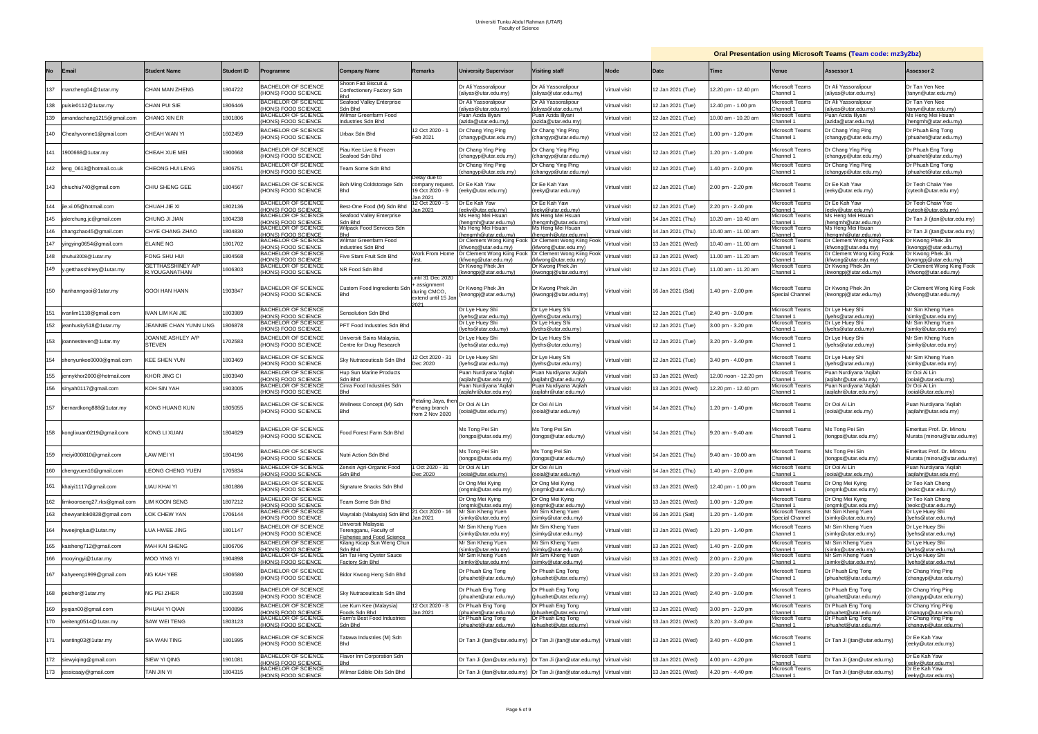Universiti Tunku Abdul Rahman (UTAR)
Faculty of Science

**Oral Presentation using Microsoft Teams (Team code: mz3y2bz)**

| No | Email | Student Name | Student ID | Programme | Company Name | Remarks | University Supervisor | Visiting staff | Mode | Date | Time | Venue | Assessor 1 | Assessor 2 |
|---|---|---|---|---|---|---|---|---|---|---|---|---|---|---|
| 137 | manzheng04@1utar.my | CHAN MAN ZHENG | 1804722 | BACHELOR OF SCIENCE (HONS) FOOD SCIENCE | Shoon Fatt Biscuit & Confectionery Factory Sdn Bhd | | Dr Ali Yassoralipour (aliyas@utar.edu.my) | Dr Ali Yassoralipour (aliyas@utar.edu.my) | Virtual visit | 12 Jan 2021 (Tue) | 12.20 pm - 12.40 pm | Microsoft Teams Channel 1 | Dr Ali Yassoralipour (aliyas@utar.edu.my) | Dr Tan Yen Nee (tanyn@utar.edu.my) |
| 138 | puisie0112@1utar.my | CHAN PUI SIE | 1806446 | BACHELOR OF SCIENCE (HONS) FOOD SCIENCE | Seafood Valley Enterprise Sdn Bhd | | Dr Ali Yassoralipour (aliyas@utar.edu.my) | Dr Ali Yassoralipour (aliyas@utar.edu.my) | Virtual visit | 12 Jan 2021 (Tue) | 12.40 pm - 1.00 pm | Microsoft Teams Channel 1 | Dr Ali Yassoralipour (aliyas@utar.edu.my) | Dr Tan Yen Nee (tanyn@utar.edu.my) |
| 139 | amandachang1215@gmail.com | CHANG XIN ER | 1801806 | BACHELOR OF SCIENCE (HONS) FOOD SCIENCE | Wilmar Greenfarm Food Industries Sdn Bhd | | Puan Azida Illyani (azida@utar.edu.my) | Puan Azida Illyani (azida@utar.edu.my) | Virtual visit | 12 Jan 2021 (Tue) | 10.00 am - 10.20 am | Microsoft Teams Channel 1 | Puan Azida Illyani (azida@utar.edu.my) | Ms Heng Mei Hsuan (hengmh@utar.edu.my) |
| 140 | Cheahyvonne1@gmail.com | CHEAH WAN YI | 1602459 | BACHELOR OF SCIENCE (HONS) FOOD SCIENCE | Urbax Sdn Bhd | 12 Oct 2020 - 1 Feb 2021 | Dr Chang Ying Ping (changyp@utar.edu.my) | Dr Chang Ying Ping (changyp@utar.edu.my) | Virtual visit | 12 Jan 2021 (Tue) | 1.00 pm - 1.20 pm | Microsoft Teams Channel 1 | Dr Chang Ying Ping (changyp@utar.edu.my) | Dr Phuah Eng Tong (phuahet@utar.edu.my) |
| 141 | 1900668@1utar.my | CHEAH XUE MEI | 1900668 | BACHELOR OF SCIENCE (HONS) FOOD SCIENCE | Piau Kee Live & Frozen Seafood Sdn Bhd | | Dr Chang Ying Ping (changyp@utar.edu.my) | Dr Chang Ying Ping (changyp@utar.edu.my) | Virtual visit | 12 Jan 2021 (Tue) | 1.20 pm - 1.40 pm | Microsoft Teams Channel 1 | Dr Chang Ying Ping (changyp@utar.edu.my) | Dr Phuah Eng Tong (phuahet@utar.edu.my) |
| 142 | leng_0613@hotmail.co.uk | CHEONG HUI LENG | 1806751 | BACHELOR OF SCIENCE (HONS) FOOD SCIENCE | Team Some Sdn Bhd | | Dr Chang Ying Ping (changyp@utar.edu.my) | Dr Chang Ying Ping (changyp@utar.edu.my) | Virtual visit | 12 Jan 2021 (Tue) | 1.40 pm - 2.00 pm | Microsoft Teams Channel 1 | Dr Chang Ying Ping (changyp@utar.edu.my) | Dr Phuah Eng Tong (phuahet@utar.edu.my) |
| 143 | chiuchiu740@gmail.com | CHIU SHENG GEE | 1804567 | BACHELOR OF SCIENCE (HONS) FOOD SCIENCE | Boh Ming Coldstorage Sdn Bhd | Delay due to company request. 19 Oct 2020 - 9 Jan 2021 | Dr Ee Kah Yaw (eeky@utar.edu.my) | Dr Ee Kah Yaw (eeky@utar.edu.my) | Virtual visit | 12 Jan 2021 (Tue) | 2.00 pm - 2.20 pm | Microsoft Teams Channel 1 | Dr Ee Kah Yaw (eeky@utar.edu.my) | Dr Teoh Chaiw Yee (cyteoh@utar.edu.my) |
| 144 | jie.xi.05@hotmail.com | CHUAH JIE XI | 1802136 | BACHELOR OF SCIENCE (HONS) FOOD SCIENCE | Best-One Food (M) Sdn Bhd | 12 Oct 2020 - 5 Jan 2021 | Dr Ee Kah Yaw (eeky@utar.edu.my) | Dr Ee Kah Yaw (eeky@utar.edu.my) | Virtual visit | 12 Jan 2021 (Tue) | 2.20 pm - 2.40 pm | Microsoft Teams Channel 1 | Dr Ee Kah Yaw (eeky@utar.edu.my) | Dr Teoh Chaiw Yee (cyteoh@utar.edu.my) |
| 145 | jalerchung.jc@gmail.com | CHUNG JI JIAN | 1804238 | BACHELOR OF SCIENCE (HONS) FOOD SCIENCE | Seafood Valley Enterprise Sdn Bhd | | Ms Heng Mei Hsuan (hengmh@utar.edu.my) | Ms Heng Mei Hsuan (hengmh@utar.edu.my) | Virtual visit | 14 Jan 2021 (Thu) | 10.20 am - 10.40 am | Microsoft Teams Channel 1 | Ms Heng Mei Hsuan (hengmh@utar.edu.my) | Dr Tan Ji (jtan@utar.edu.my) |
| 146 | changzhao45@gmail.com | CHYE CHANG ZHAO | 1804830 | BACHELOR OF SCIENCE (HONS) FOOD SCIENCE | Wilpack Food Services Sdn Bhd | | Ms Heng Mei Hsuan (hengmh@utar.edu.my) | Ms Heng Mei Hsuan (hengmh@utar.edu.my) | Virtual visit | 14 Jan 2021 (Thu) | 10.40 am - 11.00 am | Microsoft Teams Channel 1 | Ms Heng Mei Hsuan (hengmh@utar.edu.my) | Dr Tan Ji (jtan@utar.edu.my) |
| 147 | yingying0654@gmail.com | ELAINE NG | 1801702 | BACHELOR OF SCIENCE (HONS) FOOD SCIENCE | Wilmar Greenfarm Food Industries Sdn Bhd | | Dr Clement Wong Kiing Fook (kfwong@utar.edu.my) | Dr Clement Wong Kiing Fook (kfwong@utar.edu.my) | Virtual visit | 13 Jan 2021 (Wed) | 10.40 am - 11.00 am | Microsoft Teams Channel 1 | Dr Clement Wong Kiing Fook (kfwong@utar.edu.my) | Dr Kwong Phek Jin (kwongpj@utar.edu.my) |
| 148 | shuhui3008@1utar.my | FONG SHU HUI | 1804568 | BACHELOR OF SCIENCE (HONS) FOOD SCIENCE | Five Stars Fruit Sdn Bhd | Work From Home first. | Dr Clement Wong Kiing Fook (kfwong@utar.edu.my) | Dr Clement Wong Kiing Fook (kfwong@utar.edu.my) | Virtual visit | 13 Jan 2021 (Wed) | 11.00 am - 11.20 am | Microsoft Teams Channel 1 | Dr Clement Wong Kiing Fook (kfwong@utar.edu.my) | Dr Kwong Phek Jin (kwongpj@utar.edu.my) |
| 149 | y.getthasshiney@1utar.my | GETTHASSHINEY A/P R.YOUGANATHAN | 1606303 | BACHELOR OF SCIENCE (HONS) FOOD SCIENCE | NR Food Sdn Bhd | | Dr Kwong Phek Jin (kwongpj@utar.edu.my) | Dr Kwong Phek Jin (kwongpj@utar.edu.my) | Virtual visit | 12 Jan 2021 (Tue) | 11.00 am - 11.20 am | Microsoft Teams Channel 1 | Dr Kwong Phek Jin (kwongpj@utar.edu.my) | Dr Clement Wong Kiing Fook (kfwong@utar.edu.my) |
| 150 | hanhanngooi@1utar.my | GOOI HAN HANN | 1903847 | BACHELOR OF SCIENCE (HONS) FOOD SCIENCE | Custom Food Ingredients Sdn Bhd | until 31 Dec 2020 + assignment during CMCO, extend until 15 Jan 2021 | Dr Kwong Phek Jin (kwongpj@utar.edu.my) | Dr Kwong Phek Jin (kwongpj@utar.edu.my) | Virtual visit | 16 Jan 2021 (Sat) | 1.40 pm - 2.00 pm | Microsoft Teams Special Channel | Dr Kwong Phek Jin (kwongpj@utar.edu.my) | Dr Clement Wong Kiing Fook (kfwong@utar.edu.my) |
| 151 | ivanlim1118@gmail.com | IVAN LIM KAI JIE | 1803989 | BACHELOR OF SCIENCE (HONS) FOOD SCIENCE | Sensolution Sdn Bhd | | Dr Lye Huey Shi (lyehs@utar.edu.my) | Dr Lye Huey Shi (lyehs@utar.edu.my) | Virtual visit | 12 Jan 2021 (Tue) | 2.40 pm - 3.00 pm | Microsoft Teams Channel 1 | Dr Lye Huey Shi (lyehs@utar.edu.my) | Mr Sim Kheng Yuen (simky@utar.edu.my) |
| 152 | jeanhusky518@1utar.my | JEANNIE CHAN YUNN LING | 1806878 | BACHELOR OF SCIENCE (HONS) FOOD SCIENCE | PFT Food Industries Sdn Bhd | | Dr Lye Huey Shi (lyehs@utar.edu.my) | Dr Lye Huey Shi (lyehs@utar.edu.my) | Virtual visit | 12 Jan 2021 (Tue) | 3.00 pm - 3.20 pm | Microsoft Teams Channel 1 | Dr Lye Huey Shi (lyehs@utar.edu.my) | Mr Sim Kheng Yuen (simky@utar.edu.my) |
| 153 | joannesteven@1utar.my | JOANNE ASHLEY A/P STEVEN | 1702583 | BACHELOR OF SCIENCE (HONS) FOOD SCIENCE | Universiti Sains Malaysia, Centre for Drug Research | | Dr Lye Huey Shi (lyehs@utar.edu.my) | Dr Lye Huey Shi (lyehs@utar.edu.my) | Virtual visit | 12 Jan 2021 (Tue) | 3.20 pm - 3.40 pm | Microsoft Teams Channel 1 | Dr Lye Huey Shi (lyehs@utar.edu.my) | Mr Sim Kheng Yuen (simky@utar.edu.my) |
| 154 | shenyunkee0000@gmail.com | KEE SHEN YUN | 1803469 | BACHELOR OF SCIENCE (HONS) FOOD SCIENCE | Sky Nutraceuticals Sdn Bhd | 12 Oct 2020 - 31 Dec 2020 | Dr Lye Huey Shi (lyehs@utar.edu.my) | Dr Lye Huey Shi (lyehs@utar.edu.my) | Virtual visit | 12 Jan 2021 (Tue) | 3.40 pm - 4.00 pm | Microsoft Teams Channel 1 | Dr Lye Huey Shi (lyehs@utar.edu.my) | Mr Sim Kheng Yuen (simky@utar.edu.my) |
| 155 | jennykhor2000@hotmail.com | KHOR JING CI | 1803940 | BACHELOR OF SCIENCE (HONS) FOOD SCIENCE | Hup Sun Marine Products Sdn Bhd | | Puan Nurdiyana 'Aqilah (aqilahr@utar.edu.my) | Puan Nurdiyana 'Aqilah (aqilahr@utar.edu.my) | Virtual visit | 13 Jan 2021 (Wed) | 12.00 noon - 12.20 pm | Microsoft Teams Channel 1 | Puan Nurdiyana 'Aqilah (aqilahr@utar.edu.my) | Dr Ooi Ai Lin (ooial@utar.edu.my) |
| 156 | sinyah0117@gmail.com | KOH SIN YAH | 1903005 | BACHELOR OF SCIENCE (HONS) FOOD SCIENCE | Cinra Food Industries Sdn Bhd | | Puan Nurdiyana 'Aqilah (aqilahr@utar.edu.my) | Puan Nurdiyana 'Aqilah (aqilahr@utar.edu.my) | Virtual visit | 13 Jan 2021 (Wed) | 12.20 pm - 12.40 pm | Microsoft Teams Channel 1 | Puan Nurdiyana 'Aqilah (aqilahr@utar.edu.my) | Dr Ooi Ai Lin (ooial@utar.edu.my) |
| 157 | bernardkong888@1utar.my | KONG HUANG KUN | 1805055 | BACHELOR OF SCIENCE (HONS) FOOD SCIENCE | Wellness Concept (M) Sdn Bhd | Petaling Jaya, then Penang branch from 2 Nov 2020 | Dr Ooi Ai Lin (ooial@utar.edu.my) | Dr Ooi Ai Lin (ooial@utar.edu.my) | Virtual visit | 14 Jan 2021 (Thu) | 1.20 pm - 1.40 pm | Microsoft Teams Channel 1 | Dr Ooi Ai Lin (ooial@utar.edu.my) | Puan Nurdiyana 'Aqilah (aqilahr@utar.edu.my) |
| 158 | konglixuan0219@gmail.com | KONG LI XUAN | 1804629 | BACHELOR OF SCIENCE (HONS) FOOD SCIENCE | Food Forest Farm Sdn Bhd | | Ms Tong Pei Sin (tongps@utar.edu.my) | Ms Tong Pei Sin (tongps@utar.edu.my) | Virtual visit | 14 Jan 2021 (Thu) | 9.20 am - 9.40 am | Microsoft Teams Channel 1 | Ms Tong Pei Sin (tongps@utar.edu.my) | Emeritus Prof. Dr. Minoru Murata (minoru@utar.edu.my) |
| 159 | meiyi000810@gmail.com | LAW MEI YI | 1804196 | BACHELOR OF SCIENCE (HONS) FOOD SCIENCE | Nutri Action Sdn Bhd | | Ms Tong Pei Sin (tongps@utar.edu.my) | Ms Tong Pei Sin (tongps@utar.edu.my) | Virtual visit | 14 Jan 2021 (Thu) | 9.40 am - 10.00 am | Microsoft Teams Channel 1 | Ms Tong Pei Sin (tongps@utar.edu.my) | Emeritus Prof. Dr. Minoru Murata (minoru@utar.edu.my) |
| 160 | chengyuen16@gmail.com | LEONG CHENG YUEN | 1705834 | BACHELOR OF SCIENCE (HONS) FOOD SCIENCE | Zenxin Agri-Organic Food Sdn Bhd | 1 Oct 2020 - 31 Dec 2020 | Dr Ooi Ai Lin (ooial@utar.edu.my) | Dr Ooi Ai Lin (ooial@utar.edu.my) | Virtual visit | 14 Jan 2021 (Thu) | 1.40 pm - 2.00 pm | Microsoft Teams Channel 1 | Dr Ooi Ai Lin (ooial@utar.edu.my) | Puan Nurdiyana 'Aqilah (aqilahr@utar.edu.my) |
| 161 | khaiyi1117@gmail.com | LIAU KHAI YI | 1801886 | BACHELOR OF SCIENCE (HONS) FOOD SCIENCE | Signature Snacks Sdn Bhd | | Dr Ong Mei Kying (ongmk@utar.edu.my) | Dr Ong Mei Kying (ongmk@utar.edu.my) | Virtual visit | 13 Jan 2021 (Wed) | 12.40 pm - 1.00 pm | Microsoft Teams Channel 1 | Dr Ong Mei Kying (ongmk@utar.edu.my) | Dr Teo Kah Cheng (teokc@utar.edu.my) |
| 162 | limkoonseng27.rks@gmail.com | LIM KOON SENG | 1807212 | BACHELOR OF SCIENCE (HONS) FOOD SCIENCE | Team Some Sdn Bhd | | Dr Ong Mei Kying (ongmk@utar.edu.my) | Dr Ong Mei Kying (ongmk@utar.edu.my) | Virtual visit | 13 Jan 2021 (Wed) | 1.00 pm - 1.20 pm | Microsoft Teams Channel 1 | Dr Ong Mei Kying (ongmk@utar.edu.my) | Dr Teo Kah Cheng (teokc@utar.edu.my) |
| 163 | chewyanlok0828@gmail.com | LOK CHEW YAN | 1706144 | BACHELOR OF SCIENCE (HONS) FOOD SCIENCE | Mayralab (Malaysia) Sdn Bhd | 21 Oct 2020 - 16 Jan 2021 | Mr Sim Kheng Yuen (simky@utar.edu.my) | Mr Sim Kheng Yuen (simky@utar.edu.my) | Virtual visit | 16 Jan 2021 (Sat) | 1.20 pm - 1.40 pm | Microsoft Teams Special Channel | Mr Sim Kheng Yuen (simky@utar.edu.my) | Dr Lye Huey Shi (lyehs@utar.edu.my) |
| 164 | hweejinglua@1utar.my | LUA HWEE JING | 1801147 | BACHELOR OF SCIENCE (HONS) FOOD SCIENCE | Universiti Malaysia Terengganu, Faculty of Fisheries and Food Science | | Mr Sim Kheng Yuen (simky@utar.edu.my) | Mr Sim Kheng Yuen (simky@utar.edu.my) | Virtual visit | 13 Jan 2021 (Wed) | 1.20 pm - 1.40 pm | Microsoft Teams Channel 1 | Mr Sim Kheng Yuen (simky@utar.edu.my) | Dr Lye Huey Shi (lyehs@utar.edu.my) |
| 165 | kaisheng712@gmail.com | MAH KAI SHENG | 1806706 | BACHELOR OF SCIENCE (HONS) FOOD SCIENCE | Kilang Kicap Sun Weng Chun Sdn Bhd | | Mr Sim Kheng Yuen (simky@utar.edu.my) | Mr Sim Kheng Yuen (simky@utar.edu.my) | Virtual visit | 13 Jan 2021 (Wed) | 1.40 pm - 2.00 pm | Microsoft Teams Channel 1 | Mr Sim Kheng Yuen (simky@utar.edu.my) | Dr Lye Huey Shi (lyehs@utar.edu.my) |
| 166 | mooyingyi@1utar.my | MOO YING YI | 1904898 | BACHELOR OF SCIENCE (HONS) FOOD SCIENCE | Sin Tai Hing Oyster Sauce Factory Sdn Bhd | | Mr Sim Kheng Yuen (simky@utar.edu.my) | Mr Sim Kheng Yuen (simky@utar.edu.my) | Virtual visit | 13 Jan 2021 (Wed) | 2.00 pm - 2.20 pm | Microsoft Teams Channel 1 | Mr Sim Kheng Yuen (simky@utar.edu.my) | Dr Lye Huey Shi (lyehs@utar.edu.my) |
| 167 | kahyeeng1999@gmail.com | NG KAH YEE | 1806580 | BACHELOR OF SCIENCE (HONS) FOOD SCIENCE | Bidor Kwong Heng Sdn Bhd | | Dr Phuah Eng Tong (phuahet@utar.edu.my) | Dr Phuah Eng Tong (phuahet@utar.edu.my) | Virtual visit | 13 Jan 2021 (Wed) | 2.20 pm - 2.40 pm | Microsoft Teams Channel 1 | Dr Phuah Eng Tong (phuahet@utar.edu.my) | Dr Chang Ying Ping (changyp@utar.edu.my) |
| 168 | peizher@1utar.my | NG PEI ZHER | 1803598 | BACHELOR OF SCIENCE (HONS) FOOD SCIENCE | Sky Nutraceuticals Sdn Bhd | | Dr Phuah Eng Tong (phuahet@utar.edu.my) | Dr Phuah Eng Tong (phuahet@utar.edu.my) | Virtual visit | 13 Jan 2021 (Wed) | 2.40 pm - 3.00 pm | Microsoft Teams Channel 1 | Dr Phuah Eng Tong (phuahet@utar.edu.my) | Dr Chang Ying Ping (changyp@utar.edu.my) |
| 169 | pyqian00@gmail.com | PHUAH YI QIAN | 1900896 | BACHELOR OF SCIENCE (HONS) FOOD SCIENCE | Lee Kum Kee (Malaysia) Foods Sdn Bhd | 12 Oct 2020 - 8 Jan 2021 | Dr Phuah Eng Tong (phuahet@utar.edu.my) | Dr Phuah Eng Tong (phuahet@utar.edu.my) | Virtual visit | 13 Jan 2021 (Wed) | 3.00 pm - 3.20 pm | Microsoft Teams Channel 1 | Dr Phuah Eng Tong (phuahet@utar.edu.my) | Dr Chang Ying Ping (changyp@utar.edu.my) |
| 170 | weiteng0514@1utar.my | SAW WEI TENG | 1803123 | BACHELOR OF SCIENCE (HONS) FOOD SCIENCE | Farm's Best Food Industries Sdn Bhd | | Dr Phuah Eng Tong (phuahet@utar.edu.my) | Dr Phuah Eng Tong (phuahet@utar.edu.my) | Virtual visit | 13 Jan 2021 (Wed) | 3.20 pm - 3.40 pm | Microsoft Teams Channel 1 | Dr Phuah Eng Tong (phuahet@utar.edu.my) | Dr Chang Ying Ping (changyp@utar.edu.my) |
| 171 | wanting03@1utar.my | SIA WAN TING | 1801995 | BACHELOR OF SCIENCE (HONS) FOOD SCIENCE | Tatawa Industries (M) Sdn Bhd | | Dr Tan Ji (jtan@utar.edu.my) | Dr Tan Ji (jtan@utar.edu.my) | Virtual visit | 13 Jan 2021 (Wed) | 3.40 pm - 4.00 pm | Microsoft Teams Channel 1 | Dr Tan Ji (jtan@utar.edu.my) | Dr Ee Kah Yaw (eeky@utar.edu.my) |
| 172 | siewyiqing@gmail.com | SIEW YI QING | 1901081 | BACHELOR OF SCIENCE (HONS) FOOD SCIENCE | Flavor Inn Corporation Sdn Bhd | | Dr Tan Ji (jtan@utar.edu.my) | Dr Tan Ji (jtan@utar.edu.my) | Virtual visit | 13 Jan 2021 (Wed) | 4.00 pm - 4.20 pm | Microsoft Teams Channel 1 | Dr Tan Ji (jtan@utar.edu.my) | Dr Ee Kah Yaw (eeky@utar.edu.my) |
| 173 | jessicaajy@gmail.com | TAN JIN YI | 1804315 | BACHELOR OF SCIENCE (HONS) FOOD SCIENCE | Wilmar Edible Oils Sdn Bhd | | Dr Tan Ji (jtan@utar.edu.my) | Dr Tan Ji (jtan@utar.edu.my) | Virtual visit | 13 Jan 2021 (Wed) | 4.20 pm - 4.40 pm | Microsoft Teams Channel 1 | Dr Tan Ji (jtan@utar.edu.my) | Dr Ee Kah Yaw (eeky@utar.edu.my) |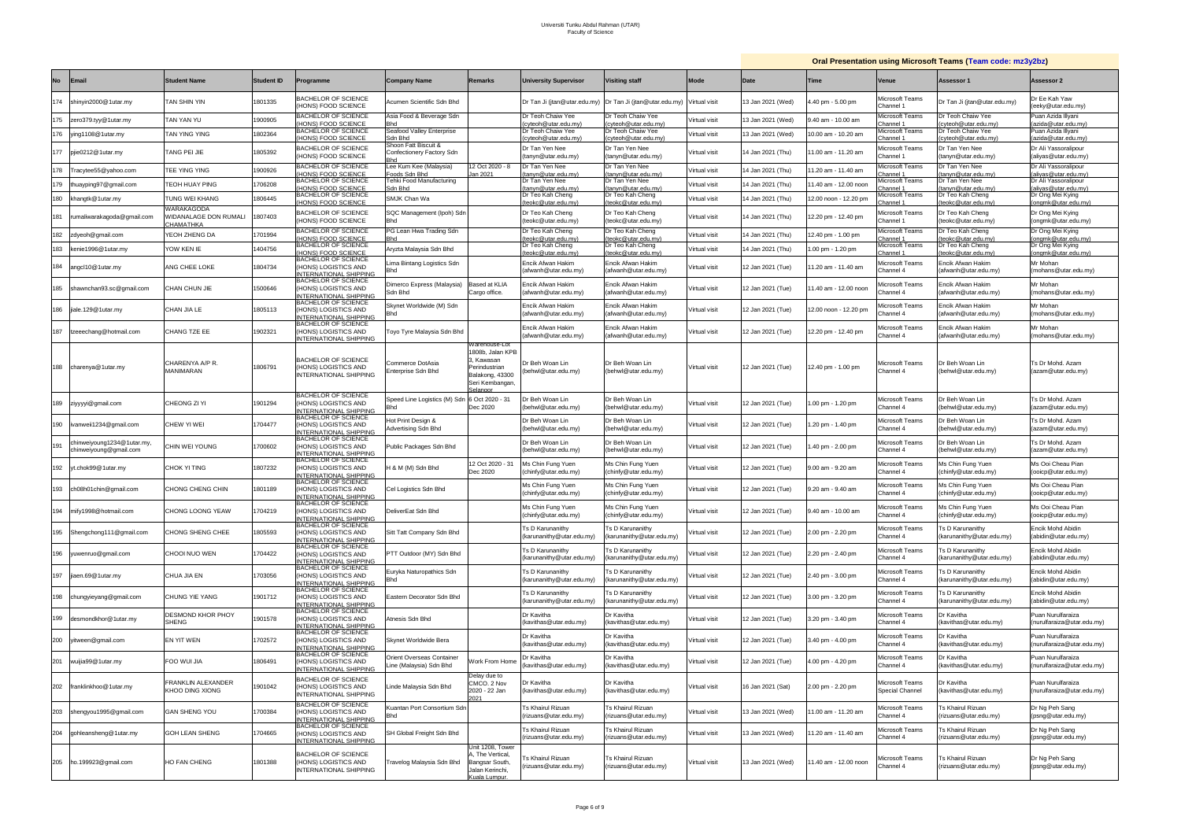Universiti Tunku Abdul Rahman (UTAR)
Faculty of Science

**Oral Presentation using Microsoft Teams (Team code: mz3y2bz)**

| No | Email | Student Name | Student ID | Programme | Company Name | Remarks | University Supervisor | Visiting staff | Mode | Date | Time | Venue | Assessor 1 | Assessor 2 |
|---|---|---|---|---|---|---|---|---|---|---|---|---|---|---|
| 174 | shinyin2000@1utar.my | TAN SHIN YIN | 1801335 | BACHELOR OF SCIENCE (HONS) FOOD SCIENCE | Acumen Scientific Sdn Bhd | | Dr Tan Ji (tjan@utar.edu.my) | Dr Tan Ji (tjan@utar.edu.my) | Virtual visit | 13 Jan 2021 (Wed) | 4.40 pm - 5.00 pm | Microsoft Teams Channel 1 | Dr Tan Ji (tjan@utar.edu.my) | Dr Ee Kah Yaw (eeky@utar.edu.my) |
| 175 | zero379.tyy@1utar.my | TAN YAN YU | 1900905 | BACHELOR OF SCIENCE (HONS) FOOD SCIENCE | Asia Food & Beverage Sdn Bhd | | Dr Teoh Chaiw Yee (cyteoh@utar.edu.my) | Dr Teoh Chaiw Yee (cyteoh@utar.edu.my) | Virtual visit | 13 Jan 2021 (Wed) | 9.40 am - 10.00 am | Microsoft Teams Channel 1 | Dr Teoh Chaiw Yee (cyteoh@utar.edu.my) | Puan Azida Illyani (azida@utar.edu.my) |
| 176 | ying1108@1utar.my | TAN YING YING | 1802364 | BACHELOR OF SCIENCE (HONS) FOOD SCIENCE | Seafood Valley Enterprise Sdn Bhd | | Dr Teoh Chaiw Yee (cyteoh@utar.edu.my) | Dr Teoh Chaiw Yee (cyteoh@utar.edu.my) | Virtual visit | 13 Jan 2021 (Wed) | 10.00 am - 10.20 am | Microsoft Teams Channel 1 | Dr Teoh Chaiw Yee (cyteoh@utar.edu.my) | Puan Azida Illyani (azida@utar.edu.my) |
| 177 | pjie0212@1utar.my | TANG PEI JIE | 1805392 | BACHELOR OF SCIENCE (HONS) FOOD SCIENCE | Shoon Fatt Biscuit & Confectionery Factory Sdn Bhd | | Dr Tan Yen Nee (tanyn@utar.edu.my) | Dr Tan Yen Nee (tanyn@utar.edu.my) | Virtual visit | 14 Jan 2021 (Thu) | 11.00 am - 11.20 am | Microsoft Teams Channel 1 | Dr Tan Yen Nee (tanyn@utar.edu.my) | Dr Ali Yassoralipour (aliyas@utar.edu.my) |
| 178 | Tracytee55@yahoo.com | TEE YING YING | 1900926 | BACHELOR OF SCIENCE (HONS) FOOD SCIENCE | Lee Kum Kee (Malaysia) Foods Sdn Bhd | 12 Oct 2020 - 8 Jan 2021 | Dr Tan Yen Nee (tanyn@utar.edu.my) | Dr Tan Yen Nee (tanyn@utar.edu.my) | Virtual visit | 14 Jan 2021 (Thu) | 11.20 am - 11.40 am | Microsoft Teams Channel 1 | Dr Tan Yen Nee (tanyn@utar.edu.my) | Dr Ali Yassoralipour (aliyas@utar.edu.my) |
| 179 | thuayping97@gmail.com | TEOH HUAY PING | 1706208 | BACHELOR OF SCIENCE (HONS) FOOD SCIENCE | Tehki Food Manufacturing Sdn Bhd | | Dr Tan Yen Nee (tanyn@utar.edu.my) | Dr Tan Yen Nee (tanyn@utar.edu.my) | Virtual visit | 14 Jan 2021 (Thu) | 11.40 am - 12.00 noon | Microsoft Teams Channel 1 | Dr Tan Yen Nee (tanyn@utar.edu.my) | Dr Ali Yassoralipour (aliyas@utar.edu.my) |
| 180 | khangtk@1utar.my | TUNG WEI KHANG | 1806445 | BACHELOR OF SCIENCE (HONS) FOOD SCIENCE | SMJK Chan Wa | | Dr Teo Kah Cheng (teokc@utar.edu.my) | Dr Teo Kah Cheng (teokc@utar.edu.my) | Virtual visit | 14 Jan 2021 (Thu) | 12.00 noon - 12.20 pm | Microsoft Teams Channel 1 | Dr Teo Kah Cheng (teokc@utar.edu.my) | Dr Ong Mei Kying (ongmk@utar.edu.my) |
| 181 | rumaliwarakagoda@gmail.com | WARAKAGODA WIDANALAGE DON RUMALI CHAMATHKA | 1807403 | BACHELOR OF SCIENCE (HONS) FOOD SCIENCE | SQC Management (Ipoh) Sdn Bhd | | Dr Teo Kah Cheng (teokc@utar.edu.my) | Dr Teo Kah Cheng (teokc@utar.edu.my) | Virtual visit | 14 Jan 2021 (Thu) | 12.20 pm - 12.40 pm | Microsoft Teams Channel 1 | Dr Teo Kah Cheng (teokc@utar.edu.my) | Dr Ong Mei Kying (ongmk@utar.edu.my) |
| 182 | zdyeoh@gmail.com | YEOH ZHENG DA | 1701994 | BACHELOR OF SCIENCE (HONS) FOOD SCIENCE | PG Lean Hwa Trading Sdn Bhd | | Dr Teo Kah Cheng (teokc@utar.edu.my) | Dr Teo Kah Cheng (teokc@utar.edu.my) | Virtual visit | 14 Jan 2021 (Thu) | 12.40 pm - 1.00 pm | Microsoft Teams Channel 1 | Dr Teo Kah Cheng (teokc@utar.edu.my) | Dr Ong Mei Kying (ongmk@utar.edu.my) |
| 183 | kenie1996@1utar.my | YOW KEN IE | 1404756 | BACHELOR OF SCIENCE (HONS) FOOD SCIENCE | Aryzta Malaysia Sdn Bhd | | Dr Teo Kah Cheng (teokc@utar.edu.my) | Dr Teo Kah Cheng (teokc@utar.edu.my) | Virtual visit | 14 Jan 2021 (Thu) | 1.00 pm - 1.20 pm | Microsoft Teams Channel 1 | Dr Teo Kah Cheng (teokc@utar.edu.my) | Dr Ong Mei Kying (ongmk@utar.edu.my) |
| 184 | angcl10@1utar.my | ANG CHEE LOKE | 1804734 | BACHELOR OF SCIENCE (HONS) LOGISTICS AND INTERNATIONAL SHIPPING | Lima Bintang Logistics Sdn Bhd | | Encik Afwan Hakim (afwanh@utar.edu.my) | Encik Afwan Hakim (afwanh@utar.edu.my) | Virtual visit | 12 Jan 2021 (Tue) | 11.20 am - 11.40 am | Microsoft Teams Channel 4 | Encik Afwan Hakim (afwanh@utar.edu.my) | Mr Mohan (mohans@utar.edu.my) |
| 185 | shawnchan93.sc@gmail.com | CHAN CHUN JIE | 1500646 | BACHELOR OF SCIENCE (HONS) LOGISTICS AND INTERNATIONAL SHIPPING | Dimerco Express (Malaysia) Sdn Bhd | Based at KLIA Cargo office. | Encik Afwan Hakim (afwanh@utar.edu.my) | Encik Afwan Hakim (afwanh@utar.edu.my) | Virtual visit | 12 Jan 2021 (Tue) | 11.40 am - 12.00 noon | Microsoft Teams Channel 4 | Encik Afwan Hakim (afwanh@utar.edu.my) | Mr Mohan (mohans@utar.edu.my) |
| 186 | jiale.129@1utar.my | CHAN JIA LE | 1805113 | BACHELOR OF SCIENCE (HONS) LOGISTICS AND INTERNATIONAL SHIPPING | Skynet Worldwide (M) Sdn Bhd | | Encik Afwan Hakim (afwanh@utar.edu.my) | Encik Afwan Hakim (afwanh@utar.edu.my) | Virtual visit | 12 Jan 2021 (Tue) | 12.00 noon - 12.20 pm | Microsoft Teams Channel 4 | Encik Afwan Hakim (afwanh@utar.edu.my) | Mr Mohan (mohans@utar.edu.my) |
| 187 | tzeeechang@hotmail.com | CHANG TZE EE | 1902321 | BACHELOR OF SCIENCE (HONS) LOGISTICS AND INTERNATIONAL SHIPPING | Toyo Tyre Malaysia Sdn Bhd | | Encik Afwan Hakim (afwanh@utar.edu.my) | Encik Afwan Hakim (afwanh@utar.edu.my) | Virtual visit | 12 Jan 2021 (Tue) | 12.20 pm - 12.40 pm | Microsoft Teams Channel 4 | Encik Afwan Hakim (afwanh@utar.edu.my) | Mr Mohan (mohans@utar.edu.my) |
| 188 | charenya@1utar.my | CHARENYA A/P R. MANIMARAN | 1806791 | BACHELOR OF SCIENCE (HONS) LOGISTICS AND INTERNATIONAL SHIPPING | Commerce DotAsia Enterprise Sdn Bhd | Warehouse-Lot 1808b, Jalan KPB 3, Kawasan Perindustrian Balakong, 43300 Seri Kembangan, Selangor | Dr Beh Woan Lin (behwl@utar.edu.my) | Dr Beh Woan Lin (behwl@utar.edu.my) | Virtual visit | 12 Jan 2021 (Tue) | 12.40 pm - 1.00 pm | Microsoft Teams Channel 4 | Dr Beh Woan Lin (behwl@utar.edu.my) | Ts Dr Mohd. Azam (azam@utar.edu.my) |
| 189 | ziyyyyi@gmail.com | CHEONG ZI YI | 1901294 | BACHELOR OF SCIENCE (HONS) LOGISTICS AND INTERNATIONAL SHIPPING | Speed Line Logistics (M) Sdn Bhd | 6 Oct 2020 - 31 Dec 2020 | Dr Beh Woan Lin (behwl@utar.edu.my) | Dr Beh Woan Lin (behwl@utar.edu.my) | Virtual visit | 12 Jan 2021 (Tue) | 1.00 pm - 1.20 pm | Microsoft Teams Channel 4 | Dr Beh Woan Lin (behwl@utar.edu.my) | Ts Dr Mohd. Azam (azam@utar.edu.my) |
| 190 | ivanweii1234@gmail.com | CHEW YI WEI | 1704477 | BACHELOR OF SCIENCE (HONS) LOGISTICS AND INTERNATIONAL SHIPPING | Hot Print Design & Advertising Sdn Bhd | | Dr Beh Woan Lin (behwl@utar.edu.my) | Dr Beh Woan Lin (behwl@utar.edu.my) | Virtual visit | 12 Jan 2021 (Tue) | 1.20 pm - 1.40 pm | Microsoft Teams Channel 4 | Dr Beh Woan Lin (behwl@utar.edu.my) | Ts Dr Mohd. Azam (azam@utar.edu.my) |
| 191 | chinweiyoung1234@1utar.my, chinweiyoung@gmail.com | CHIN WEI YOUNG | 1700602 | BACHELOR OF SCIENCE (HONS) LOGISTICS AND INTERNATIONAL SHIPPING | Public Packages Sdn Bhd | | Dr Beh Woan Lin (behwl@utar.edu.my) | Dr Beh Woan Lin (behwl@utar.edu.my) | Virtual visit | 12 Jan 2021 (Tue) | 1.40 pm - 2.00 pm | Microsoft Teams Channel 4 | Dr Beh Woan Lin (behwl@utar.edu.my) | Ts Dr Mohd. Azam (azam@utar.edu.my) |
| 192 | yt.chok99@1utar.my | CHOK YI TING | 1807232 | BACHELOR OF SCIENCE (HONS) LOGISTICS AND INTERNATIONAL SHIPPING | H & M (M) Sdn Bhd | 12 Oct 2020 - 31 Dec 2020 | Ms Chin Fung Yuen (chinfy@utar.edu.my) | Ms Chin Fung Yuen (chinfy@utar.edu.my) | Virtual visit | 12 Jan 2021 (Tue) | 9.00 am - 9.20 am | Microsoft Teams Channel 4 | Ms Chin Fung Yuen (chinfy@utar.edu.my) | Ms Ooi Cheau Pian (ooicp@utar.edu.my) |
| 193 | ch08h01chin@gmail.com | CHONG CHENG CHIN | 1801189 | BACHELOR OF SCIENCE (HONS) LOGISTICS AND INTERNATIONAL SHIPPING | Cel Logistics Sdn Bhd | | Ms Chin Fung Yuen (chinfy@utar.edu.my) | Ms Chin Fung Yuen (chinfy@utar.edu.my) | Virtual visit | 12 Jan 2021 (Tue) | 9.20 am - 9.40 am | Microsoft Teams Channel 4 | Ms Chin Fung Yuen (chinfy@utar.edu.my) | Ms Ooi Cheau Pian (ooicp@utar.edu.my) |
| 194 | mify1998@hotmail.com | CHONG LOONG YEAW | 1704219 | BACHELOR OF SCIENCE (HONS) LOGISTICS AND INTERNATIONAL SHIPPING | DeliverEat Sdn Bhd | | Ms Chin Fung Yuen (chinfy@utar.edu.my) | Ms Chin Fung Yuen (chinfy@utar.edu.my) | Virtual visit | 12 Jan 2021 (Tue) | 9.40 am - 10.00 am | Microsoft Teams Channel 4 | Ms Chin Fung Yuen (chinfy@utar.edu.my) | Ms Ooi Cheau Pian (ooicp@utar.edu.my) |
| 195 | Shengchong111@gmail.com | CHONG SHENG CHEE | 1805593 | BACHELOR OF SCIENCE (HONS) LOGISTICS AND INTERNATIONAL SHIPPING | Sitt Tatt Company Sdn Bhd | | Ts D Karunanithy (karunanithy@utar.edu.my) | Ts D Karunanithy (karunanithy@utar.edu.my) | Virtual visit | 12 Jan 2021 (Tue) | 2.00 pm - 2.20 pm | Microsoft Teams Channel 4 | Ts D Karunanithy (karunanithy@utar.edu.my) | Encik Mohd Abidin (abidin@utar.edu.my) |
| 196 | yuwenruo@gmail.com | CHOOI NUO WEN | 1704422 | BACHELOR OF SCIENCE (HONS) LOGISTICS AND INTERNATIONAL SHIPPING | PTT Outdoor (MY) Sdn Bhd | | Ts D Karunanithy (karunanithy@utar.edu.my) | Ts D Karunanithy (karunanithy@utar.edu.my) | Virtual visit | 12 Jan 2021 (Tue) | 2.20 pm - 2.40 pm | Microsoft Teams Channel 4 | Ts D Karunanithy (karunanithy@utar.edu.my) | Encik Mohd Abidin (abidin@utar.edu.my) |
| 197 | jiaen.69@1utar.my | CHUA JIA EN | 1703056 | BACHELOR OF SCIENCE (HONS) LOGISTICS AND INTERNATIONAL SHIPPING | Euryka Naturopathics Sdn Bhd | | Ts D Karunanithy (karunanithy@utar.edu.my) | Ts D Karunanithy (karunanithy@utar.edu.my) | Virtual visit | 12 Jan 2021 (Tue) | 2.40 pm - 3.00 pm | Microsoft Teams Channel 4 | Ts D Karunanithy (karunanithy@utar.edu.my) | Encik Mohd Abidin (abidin@utar.edu.my) |
| 198 | chungyieyang@gmail.com | CHUNG YIE YANG | 1901712 | BACHELOR OF SCIENCE (HONS) LOGISTICS AND INTERNATIONAL SHIPPING | Eastern Decorator Sdn Bhd | | Ts D Karunanithy (karunanithy@utar.edu.my) | Ts D Karunanithy (karunanithy@utar.edu.my) | Virtual visit | 12 Jan 2021 (Tue) | 3.00 pm - 3.20 pm | Microsoft Teams Channel 4 | Ts D Karunanithy (karunanithy@utar.edu.my) | Encik Mohd Abidin (abidin@utar.edu.my) |
| 199 | desmondkhor@1utar.my | DESMOND KHOR PHOY SHENG | 1901578 | BACHELOR OF SCIENCE (HONS) LOGISTICS AND INTERNATIONAL SHIPPING | Atnesis Sdn Bhd | | Dr Kavitha (kavithas@utar.edu.my) | Dr Kavitha (kavithas@utar.edu.my) | Virtual visit | 12 Jan 2021 (Tue) | 3.20 pm - 3.40 pm | Microsoft Teams Channel 4 | Dr Kavitha (kavithas@utar.edu.my) | Puan Nurulfaraiza (nurulfaraiza@utar.edu.my) |
| 200 | yitween@gmail.com | EN YIT WEN | 1702572 | BACHELOR OF SCIENCE (HONS) LOGISTICS AND INTERNATIONAL SHIPPING | Skynet Worldwide Bera | | Dr Kavitha (kavithas@utar.edu.my) | Dr Kavitha (kavithas@utar.edu.my) | Virtual visit | 12 Jan 2021 (Tue) | 3.40 pm - 4.00 pm | Microsoft Teams Channel 4 | Dr Kavitha (kavithas@utar.edu.my) | Puan Nurulfaraiza (nurulfaraiza@utar.edu.my) |
| 201 | wuijia99@1utar.my | FOO WUI JIA | 1806491 | BACHELOR OF SCIENCE (HONS) LOGISTICS AND INTERNATIONAL SHIPPING | Orient Overseas Container Line (Malaysia) Sdn Bhd | Work From Home | Dr Kavitha (kavithas@utar.edu.my) | Dr Kavitha (kavithas@utar.edu.my) | Virtual visit | 12 Jan 2021 (Tue) | 4.00 pm - 4.20 pm | Microsoft Teams Channel 4 | Dr Kavitha (kavithas@utar.edu.my) | Puan Nurulfaraiza (nurulfaraiza@utar.edu.my) |
| 202 | franklinkhoo@1utar.my | FRANKLIN ALEXANDER KHOO DING XIONG | 1901042 | BACHELOR OF SCIENCE (HONS) LOGISTICS AND INTERNATIONAL SHIPPING | Linde Malaysia Sdn Bhd | Delay due to CMCO. 2 Nov 2020 - 22 Jan 2021 | Dr Kavitha (kavithas@utar.edu.my) | Dr Kavitha (kavithas@utar.edu.my) | Virtual visit | 16 Jan 2021 (Sat) | 2.00 pm - 2.20 pm | Microsoft Teams Special Channel | Dr Kavitha (kavithas@utar.edu.my) | Puan Nurulfaraiza (nurulfaraiza@utar.edu.my) |
| 203 | shengyou1995@gmail.com | GAN SHENG YOU | 1700384 | BACHELOR OF SCIENCE (HONS) LOGISTICS AND INTERNATIONAL SHIPPING | Kuantan Port Consortium Sdn Bhd | | Ts Khairul Rizuan (rizuans@utar.edu.my) | Ts Khairul Rizuan (rizuans@utar.edu.my) | Virtual visit | 13 Jan 2021 (Wed) | 11.00 am - 11.20 am | Microsoft Teams Channel 4 | Ts Khairul Rizuan (rizuans@utar.edu.my) | Dr Ng Peh Sang (psng@utar.edu.my) |
| 204 | gohleansheng@1utar.my | GOH LEAN SHENG | 1704665 | BACHELOR OF SCIENCE (HONS) LOGISTICS AND INTERNATIONAL SHIPPING | SH Global Freight Sdn Bhd | | Ts Khairul Rizuan (rizuans@utar.edu.my) | Ts Khairul Rizuan (rizuans@utar.edu.my) | Virtual visit | 13 Jan 2021 (Wed) | 11.20 am - 11.40 am | Microsoft Teams Channel 4 | Ts Khairul Rizuan (rizuans@utar.edu.my) | Dr Ng Peh Sang (psng@utar.edu.my) |
| 205 | ho.199923@gmail.com | HO FAN CHENG | 1801388 | BACHELOR OF SCIENCE (HONS) LOGISTICS AND INTERNATIONAL SHIPPING | Travelog Malaysia Sdn Bhd | Unit 1208, Tower A, The Vertical, Bangsar South, Jalan Kerinchi, Kuala Lumpur. | Ts Khairul Rizuan (rizuans@utar.edu.my) | Ts Khairul Rizuan (rizuans@utar.edu.my) | Virtual visit | 13 Jan 2021 (Wed) | 11.40 am - 12.00 noon | Microsoft Teams Channel 4 | Ts Khairul Rizuan (rizuans@utar.edu.my) | Dr Ng Peh Sang (psng@utar.edu.my) |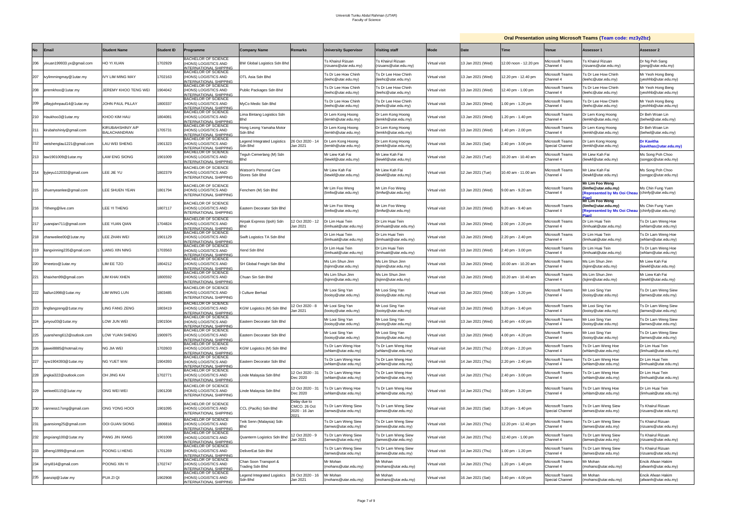Universiti Tunku Abdul Rahman (UTAR)
Faculty of Science

| No | Email | Student Name | Student ID | Programme | Company Name | Remarks | University Supervisor | Visiting staff | Mode | Oral Presentation using Microsoft Teams (Team code: mz3y2bz) | | | | |
|---|---|---|---|---|---|---|---|---|---|---|---|---|---|---|
| | | | | | | | | | | Date | Time | Venue | Assessor 1 | Assessor 2 |
| 206 | yixuan199933.yx@gmail.com | HO YI XUAN | 1702929 | BACHELOR OF SCIENCE (HONS) LOGISTICS AND INTERNATIONAL SHIPPING | BW Global Logistics Sdn Bhd | | Ts Khairul Rizuan (rizuans@utar.edu.my) | Ts Khairul Rizuan (rizuans@utar.edu.my) | Virtual visit | 13 Jan 2021 (Wed) | 12.00 noon - 12.20 pm | Microsoft Teams Channel 4 | Ts Khairul Rizuan (rizuans@utar.edu.my) | Dr Ng Peh Sang (psng@utar.edu.my) |
| 207 | ivylimmingmay@1utar.my | IVY LIM MING MAY | 1702163 | BACHELOR OF SCIENCE (HONS) LOGISTICS AND INTERNATIONAL SHIPPING | OTL Asia Sdn Bhd | | Ts Dr Lee How Chinh (leehc@utar.edu.my) | Ts Dr Lee How Chinh (leehc@utar.edu.my) | Virtual visit | 13 Jan 2021 (Wed) | 12.20 pm - 12.40 pm | Microsoft Teams Channel 4 | Ts Dr Lee How Chinh (leehc@utar.edu.my) | Mr Yeoh Hong Beng (yeohhb@utar.edu.my) |
| 208 | jeremkhoo@1utar.my | JEREMY KHOO TENG WEI | 1904042 | BACHELOR OF SCIENCE (HONS) LOGISTICS AND INTERNATIONAL SHIPPING | Public Packages Sdn Bhd | | Ts Dr Lee How Chinh (leehc@utar.edu.my) | Ts Dr Lee How Chinh (leehc@utar.edu.my) | Virtual visit | 13 Jan 2021 (Wed) | 12.40 pm - 1.00 pm | Microsoft Teams Channel 4 | Ts Dr Lee How Chinh (leehc@utar.edu.my) | Mr Yeoh Hong Beng (yeohhb@utar.edu.my) |
| 209 | pillayjohnpaul14@1utar.my | JOHN PAUL PILLAY | 1800337 | BACHELOR OF SCIENCE (HONS) LOGISTICS AND INTERNATIONAL SHIPPING | MyCo Medic Sdn Bhd | | Ts Dr Lee How Chinh (leehc@utar.edu.my) | Ts Dr Lee How Chinh (leehc@utar.edu.my) | Virtual visit | 13 Jan 2021 (Wed) | 1.00 pm - 1.20 pm | Microsoft Teams Channel 4 | Ts Dr Lee How Chinh (leehc@utar.edu.my) | Mr Yeoh Hong Beng (yeohhb@utar.edu.my) |
| 210 | Haukhoo3@1utar.my | KHOO KIM HAU | 1804081 | BACHELOR OF SCIENCE (HONS) LOGISTICS AND INTERNATIONAL SHIPPING | Lima Bintang Logistics Sdn Bhd | | Dr Lem Kong Hoong (lemkh@utar.edu.my) | Dr Lem Kong Hoong (lemkh@utar.edu.my) | Virtual visit | 13 Jan 2021 (Wed) | 1.20 pm - 1.40 pm | Microsoft Teams Channel 4 | Dr Lem Kong Hoong (lemkh@utar.edu.my) | Dr Beh Woan Lin (behwl@utar.edu.my) |
| 211 | kirubahshiniy@gmail.com | KIRUBAHSHINIY A/P BALACHANDRAN | 1705731 | BACHELOR OF SCIENCE (HONS) LOGISTICS AND INTERNATIONAL SHIPPING | Hong Leong Yamaha Motor Sdn Bhd | | Dr Lem Kong Hoong (lemkh@utar.edu.my) | Dr Lem Kong Hoong (lemkh@utar.edu.my) | Virtual visit | 13 Jan 2021 (Wed) | 1.40 pm - 2.00 pm | Microsoft Teams Channel 4 | Dr Lem Kong Hoong (lemkh@utar.edu.my) | Dr Beh Woan Lin (behwl@utar.edu.my) |
| 212 | weishenglau1221@gmail.com | LAU WEI SHENG | 1901323 | BACHELOR OF SCIENCE (HONS) LOGISTICS AND INTERNATIONAL SHIPPING | Legend Integrated Logistics Sdn Bhd | 26 Oct 2020 - 14 Jan 2021 | Dr Lem Kong Hoong (lemkh@utar.edu.my) | Dr Lem Kong Hoong (lemkh@utar.edu.my) | Virtual visit | 16 Jan 2021 (Sat) | 2.40 pm - 3.00 pm | Microsoft Teams Special Channel | Dr Lem Kong Hoong (lemkh@utar.edu.my) | **Dr Kavitha (kavithas@utar.edu.my)** |
| 213 | law1901009@1utar.my | LAW ENG SIONG | 1901009 | BACHELOR OF SCIENCE (HONS) LOGISTICS AND INTERNATIONAL SHIPPING | Teguh Cemerlang (M) Sdn Bhd | | Mr Liew Kah Fai (liewkf@utar.edu.my) | Mr Liew Kah Fai (liewkf@utar.edu.my) | Virtual visit | 12 Jan 2021 (Tue) | 10.20 am - 10.40 am | Microsoft Teams Channel 4 | Mr Liew Kah Fai (liewkf@utar.edu.my) | Ms Song Poh Choo (songpc@utar.edu.my) |
| 214 | ljyjieyu112032@gmail.com | LEE JIE YU | 1802379 | BACHELOR OF SCIENCE (HONS) LOGISTICS AND INTERNATIONAL SHIPPING | Watson's Personal Care Stores Sdn Bhd | | Mr Liew Kah Fai (liewkf@utar.edu.my) | Mr Liew Kah Fai (liewkf@utar.edu.my) | Virtual visit | 12 Jan 2021 (Tue) | 10.40 am - 11.00 am | Microsoft Teams Channel 4 | Mr Liew Kah Fai (liewkf@utar.edu.my) | Ms Song Poh Choo (songpc@utar.edu.my) |
| 215 | shuenyeanlee@gmail.com | LEE SHUEN YEAN | 1801794 | BACHELOR OF SCIENCE (HONS) LOGISTICS AND INTERNATIONAL SHIPPING | Fenchem (M) Sdn Bhd | | Mr Lim Foo Weng (limfw@utar.edu.my) | Mr Lim Foo Weng (limfw@utar.edu.my) | Virtual visit | 13 Jan 2021 (Wed) | 9.00 am - 9.20 am | Microsoft Teams Channel 4 | **Mr Lim Foo Weng (limfw@utar.edu.my) [Represented by Ms Ooi Cheau Pian]** | Ms Chin Fung Yuen (chinfy@utar.edu.my) |
| 216 | Yitheng@live.com | LEE YI THENG | 1807117 | BACHELOR OF SCIENCE (HONS) LOGISTICS AND INTERNATIONAL SHIPPING | Eastern Decorator Sdn Bhd | | Mr Lim Foo Weng (limfw@utar.edu.my) | Mr Lim Foo Weng (limfw@utar.edu.my) | Virtual visit | 13 Jan 2021 (Wed) | 9.20 am - 9.40 am | Microsoft Teams Channel 4 | **Mr Lim Foo Weng (limfw@utar.edu.my) [Represented by Ms Ooi Cheau Pian]** | Ms Chin Fung Yuen (chinfy@utar.edu.my) |
| 217 | yuanqian711@gmail.com | LEE YUAN QIAN | 1704824 | BACHELOR OF SCIENCE (HONS) LOGISTICS AND INTERNATIONAL SHIPPING | Airpak Express (Ipoh) Sdn Bhd | 12 Oct 2020 - 12 Jan 2021 | Dr Lim Huai Tein (limhuait@utar.edu.my) | Dr Lim Huai Tein (limhuait@utar.edu.my) | Virtual visit | 13 Jan 2021 (Wed) | 2.00 pm - 2.20 pm | Microsoft Teams Channel 4 | Dr Lim Huai Tein (limhuait@utar.edu.my) | Ts Dr Lam Weng Hoe (whlam@utar.edu.my) |
| 218 | zhanweilee00@1utar.my | LEE ZHAN WEI | 1901129 | BACHELOR OF SCIENCE (HONS) LOGISTICS AND INTERNATIONAL SHIPPING | Swift Logistics TA Sdn Bhd | | Dr Lim Huai Tein (limhuait@utar.edu.my) | Dr Lim Huai Tein (limhuait@utar.edu.my) | Virtual visit | 13 Jan 2021 (Wed) | 2.20 pm - 2.40 pm | Microsoft Teams Channel 4 | Dr Lim Huai Tein (limhuait@utar.edu.my) | Ts Dr Lam Weng Hoe (whlam@utar.edu.my) |
| 219 | liangxinning235@gmail.com | LIANG XIN NING | 1703563 | BACHELOR OF SCIENCE (HONS) LOGISTICS AND INTERNATIONAL SHIPPING | Xend Sdn Bhd | | Dr Lim Huai Tein (limhuait@utar.edu.my) | Dr Lim Huai Tein (limhuait@utar.edu.my) | Virtual visit | 13 Jan 2021 (Wed) | 2.40 pm - 3.00 pm | Microsoft Teams Channel 4 | Dr Lim Huai Tein (limhuait@utar.edu.my) | Ts Dr Lam Weng Hoe (whlam@utar.edu.my) |
| 220 | limeetzo@1utar.my | LIM EE TZO | 1804212 | BACHELOR OF SCIENCE (HONS) LOGISTICS AND INTERNATIONAL SHIPPING | SH Global Freight Sdn Bhd | | Ms Lim Shun Jinn (lsjinn@utar.edu.my) | Ms Lim Shun Jinn (lsjinn@utar.edu.my) | Virtual visit | 13 Jan 2021 (Wed) | 10.00 am - 10.20 am | Microsoft Teams Channel 4 | Ms Lim Shun Jinn (lsjinn@utar.edu.my) | Mr Liew Kah Fai (liewkf@utar.edu.my) |
| 221 | khaixhen99@gmail.com | LIM KHAI XHEN | 1800592 | BACHELOR OF SCIENCE (HONS) LOGISTICS AND INTERNATIONAL SHIPPING | Chuan Sin Sdn Bhd | | Ms Lim Shun Jinn (lsjinn@utar.edu.my) | Ms Lim Shun Jinn (lsjinn@utar.edu.my) | Virtual visit | 13 Jan 2021 (Wed) | 10.20 am - 10.40 am | Microsoft Teams Channel 4 | Ms Lim Shun Jinn (lsjinn@utar.edu.my) | Mr Liew Kah Fai (liewkf@utar.edu.my) |
| 222 | ballun1998@1utar.my | LIM WING LUN | 1803485 | BACHELOR OF SCIENCE (HONS) LOGISTICS AND INTERNATIONAL SHIPPING | I Culture Berhad | | Mr Looi Sing Yan (looisy@utar.edu.my) | Mr Looi Sing Yan (looisy@utar.edu.my) | Virtual visit | 13 Jan 2021 (Wed) | 3.00 pm - 3.20 pm | Microsoft Teams Channel 4 | Mr Looi Sing Yan (looisy@utar.edu.my) | Ts Dr Lam Weng Siew (lamws@utar.edu.my) |
| 223 | lingfangzeng@1utar.my | LING FANG ZENG | 1803419 | BACHELOR OF SCIENCE (HONS) LOGISTICS AND INTERNATIONAL SHIPPING | KGW Logistics (M) Sdn Bhd | 12 Oct 2020 - 8 Jan 2021 | Mr Looi Sing Yan (looisy@utar.edu.my) | Mr Looi Sing Yan (looisy@utar.edu.my) | Virtual visit | 13 Jan 2021 (Wed) | 3.20 pm - 3.40 pm | Microsoft Teams Channel 4 | Mr Looi Sing Yan (looisy@utar.edu.my) | Ts Dr Lam Weng Siew (lamws@utar.edu.my) |
| 224 | junyou03@1utar.my | LOW JUN WEI | 1901504 | BACHELOR OF SCIENCE (HONS) LOGISTICS AND INTERNATIONAL SHIPPING | Eastern Decorator Sdn Bhd | | Mr Looi Sing Yan (looisy@utar.edu.my) | Mr Looi Sing Yan (looisy@utar.edu.my) | Virtual visit | 13 Jan 2021 (Wed) | 3.40 pm - 4.00 pm | Microsoft Teams Channel 4 | Mr Looi Sing Yan (looisy@utar.edu.my) | Ts Dr Lam Weng Siew (lamws@utar.edu.my) |
| 225 | yuansheng612@outlook.com | LOW YUAN SHENG | 1900975 | BACHELOR OF SCIENCE (HONS) LOGISTICS AND INTERNATIONAL SHIPPING | Eastern Decorator Sdn Bhd | | Mr Looi Sing Yan (looisy@utar.edu.my) | Mr Looi Sing Yan (looisy@utar.edu.my) | Virtual visit | 13 Jan 2021 (Wed) | 4.00 pm - 4.20 pm | Microsoft Teams Channel 4 | Mr Looi Sing Yan (looisy@utar.edu.my) | Ts Dr Lam Weng Siew (lamws@utar.edu.my) |
| 226 | jiawei8885@hotmail.my | NG JIA WEI | 1702603 | BACHELOR OF SCIENCE (HONS) LOGISTICS AND INTERNATIONAL SHIPPING | KGW Logistics (M) Sdn Bhd | | Ts Dr Lam Weng Hoe (whlam@utar.edu.my) | Ts Dr Lam Weng Hoe (whlam@utar.edu.my) | Virtual visit | 14 Jan 2021 (Thu) | 2.00 pm - 2.20 pm | Microsoft Teams Channel 4 | Ts Dr Lam Weng Hoe (whlam@utar.edu.my) | Dr Lim Huai Tein (limhuait@utar.edu.my) |
| 227 | nyw1904393@1utar.my | NG YUET WAI | 1904393 | BACHELOR OF SCIENCE (HONS) LOGISTICS AND INTERNATIONAL SHIPPING | Eastern Decorator Sdn Bhd | | Ts Dr Lam Weng Hoe (whlam@utar.edu.my) | Ts Dr Lam Weng Hoe (whlam@utar.edu.my) | Virtual visit | 14 Jan 2021 (Thu) | 2.20 pm - 2.40 pm | Microsoft Teams Channel 4 | Ts Dr Lam Weng Hoe (whlam@utar.edu.my) | Dr Lim Huai Tein (limhuait@utar.edu.my) |
| 228 | jingkai322@outlook.com | OH JING KAI | 1702771 | BACHELOR OF SCIENCE (HONS) LOGISTICS AND INTERNATIONAL SHIPPING | Linde Malaysia Sdn Bhd | 12 Oct 2020 - 31 Dec 2020 | Ts Dr Lam Weng Hoe (whlam@utar.edu.my) | Ts Dr Lam Weng Hoe (whlam@utar.edu.my) | Virtual visit | 14 Jan 2021 (Thu) | 2.40 pm - 3.00 pm | Microsoft Teams Channel 4 | Ts Dr Lam Weng Hoe (whlam@utar.edu.my) | Dr Lim Huai Tein (limhuait@utar.edu.my) |
| 229 | weiwei0115@1utar.my | ONG WEI WEI | 1901208 | BACHELOR OF SCIENCE (HONS) LOGISTICS AND INTERNATIONAL SHIPPING | Linde Malaysia Sdn Bhd | 12 Oct 2020 - 31 Dec 2020 | Ts Dr Lam Weng Hoe (whlam@utar.edu.my) | Ts Dr Lam Weng Hoe (whlam@utar.edu.my) | Virtual visit | 14 Jan 2021 (Thu) | 3.00 pm - 3.20 pm | Microsoft Teams Channel 4 | Ts Dr Lam Weng Hoe (whlam@utar.edu.my) | Dr Lim Huai Tein (limhuait@utar.edu.my) |
| 230 | vanness17ong@gmail.com | ONG YONG HOOI | 1901095 | BACHELOR OF SCIENCE (HONS) LOGISTICS AND INTERNATIONAL SHIPPING | CCL (Pacific) Sdn Bhd | Delay due to CMCO. 26 Oct 2020 - 16 Jan 2021. | Ts Dr Lam Weng Siew (lamws@utar.edu.my) | Ts Dr Lam Weng Siew (lamws@utar.edu.my) | Virtual visit | 16 Jan 2021 (Sat) | 3.20 pm - 3.40 pm | Microsoft Teams Special Channel | Ts Dr Lam Weng Siew (lamws@utar.edu.my) | Ts Khairul Rizuan (rizuans@utar.edu.my) |
| 231 | guansiong25@gmail.com | OOI GUAN SIONG | 1806816 | BACHELOR OF SCIENCE (HONS) LOGISTICS AND INTERNATIONAL SHIPPING | Teik Senn (Malaysia) Sdn Bhd | | Ts Dr Lam Weng Siew (lamws@utar.edu.my) | Ts Dr Lam Weng Siew (lamws@utar.edu.my) | Virtual visit | 14 Jan 2021 (Thu) | 12.20 pm - 12.40 pm | Microsoft Teams Channel 4 | Ts Dr Lam Weng Siew (lamws@utar.edu.my) | Ts Khairul Rizuan (rizuans@utar.edu.my) |
| 232 | pngxiang100@1utar.my | PANG JIN XIANG | 1901008 | BACHELOR OF SCIENCE (HONS) LOGISTICS AND INTERNATIONAL SHIPPING | Quanterm Logistics Sdn Bhd | 12 Oct 2020 - 9 Jan 2021 | Ts Dr Lam Weng Siew (lamws@utar.edu.my) | Ts Dr Lam Weng Siew (lamws@utar.edu.my) | Virtual visit | 14 Jan 2021 (Thu) | 12.40 pm - 1.00 pm | Microsoft Teams Channel 4 | Ts Dr Lam Weng Siew (lamws@utar.edu.my) | Ts Khairul Rizuan (rizuans@utar.edu.my) |
| 233 | plheng1999@gmail.com | POONG LI HENG | 1701269 | BACHELOR OF SCIENCE (HONS) LOGISTICS AND INTERNATIONAL SHIPPING | DeliverEat Sdn Bhd | | Ts Dr Lam Weng Siew (lamws@utar.edu.my) | Ts Dr Lam Weng Siew (lamws@utar.edu.my) | Virtual visit | 14 Jan 2021 (Thu) | 1.00 pm - 1.20 pm | Microsoft Teams Channel 4 | Ts Dr Lam Weng Siew (lamws@utar.edu.my) | Ts Khairul Rizuan (rizuans@utar.edu.my) |
| 234 | xinyi814@gmail.com | POONG XIN YI | 1702747 | BACHELOR OF SCIENCE (HONS) LOGISTICS AND INTERNATIONAL SHIPPING | Chan Soon Transport & Trading Sdn Bhd | | Mr Mohan (mohans@utar.edu.my) | Mr Mohan (mohans@utar.edu.my) | Virtual visit | 14 Jan 2021 (Thu) | 1.20 pm - 1.40 pm | Microsoft Teams Channel 4 | Mr Mohan (mohans@utar.edu.my) | Encik Afwan Hakim (afwanh@utar.edu.my) |
| 235 | joanziqi@1utar.my | PUA ZI QI | 1902908 | BACHELOR OF SCIENCE (HONS) LOGISTICS AND INTERNATIONAL SHIPPING | Legend Integrated Logistics Sdn Bhd | 26 Oct 2020 - 16 Jan 2021 | Mr Mohan (mohans@utar.edu.my) | Mr Mohan (mohans@utar.edu.my) | Virtual visit | 16 Jan 2021 (Sat) | 3.40 pm - 4.00 pm | Microsoft Teams Special Channel | Mr Mohan (mohans@utar.edu.my) | Encik Afwan Hakim (afwanh@utar.edu.my) |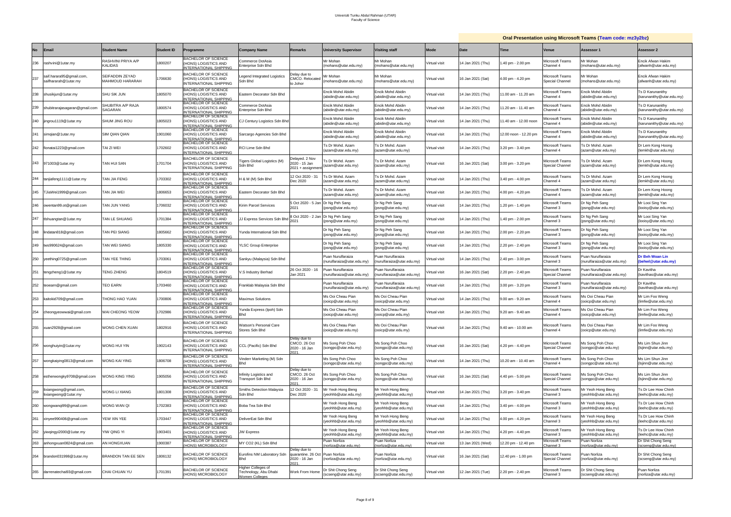Universiti Tunku Abdul Rahman (UTAR)
Faculty of Science

**Oral Presentation using Microsoft Teams (Team code: mz3y2bz)**

| No | Email | Student Name | Student ID | Programme | Company Name | Remarks | University Supervisor | Visiting staff | Mode | Date | Time | Venue | Assessor 1 | Assessor 2 |
|---|---|---|---|---|---|---|---|---|---|---|---|---|---|---|
| 236 | rashvini@1utar.my | RASHVINI PRIYA A/P KALIDAS | 1800207 | BACHELOR OF SCIENCE (HONS) LOGISTICS AND INTERNATIONAL SHIPPING | Commerce DotAsia Enterprise Sdn Bhd | | Mr Mohan (mohans@utar.edu.my) | Mr Mohan (mohans@utar.edu.my) | Virtual visit | 14 Jan 2021 (Thu) | 1.40 pm - 2.00 pm | Microsoft Teams Channel 4 | Mr Mohan (mohans@utar.edu.my) | Encik Afwan Hakim (afwanh@utar.edu.my) |
| 237 | saif.harara95@gmail.com, saifhararah@1utar.my | SEIFADDIN ZEYAD MAHMOUD HARARAH | 1706630 | BACHELOR OF SCIENCE (HONS) LOGISTICS AND INTERNATIONAL SHIPPING | Legend Integrated Logistics Sdn Bhd | Delay due to CMCO. Relocated to Johor | Mr Mohan (mohans@utar.edu.my) | Mr Mohan (mohans@utar.edu.my) | Virtual visit | 16 Jan 2021 (Sat) | 4.00 pm - 4.20 pm | Microsoft Teams Special Channel | Mr Mohan (mohans@utar.edu.my) | Encik Afwan Hakim (afwanh@utar.edu.my) |
| 238 | shusikjun@1utar.my | SHU SIK JUN | 1805070 | BACHELOR OF SCIENCE (HONS) LOGISTICS AND INTERNATIONAL SHIPPING | Eastern Decorator Sdn Bhd | | Encik Mohd Abidin (abidin@utar.edu.my) | Encik Mohd Abidin (abidin@utar.edu.my) | Virtual visit | 14 Jan 2021 (Thu) | 11.00 am - 11.20 am | Microsoft Teams Channel 4 | Encik Mohd Abidin (abidin@utar.edu.my) | Ts D Karunanithy (karunanithy@utar.edu.my) |
| 239 | shubitrarajasagaran@gmail.com | SHUBITRA A/P RAJA SAGARAN | 1800574 | BACHELOR OF SCIENCE (HONS) LOGISTICS AND INTERNATIONAL SHIPPING | Commerce DotAsia Enterprise Sdn Bhd | | Encik Mohd Abidin (abidin@utar.edu.my) | Encik Mohd Abidin (abidin@utar.edu.my) | Virtual visit | 14 Jan 2021 (Thu) | 11.20 am - 11.40 am | Microsoft Teams Channel 4 | Encik Mohd Abidin (abidin@utar.edu.my) | Ts D Karunanithy (karunanithy@utar.edu.my) |
| 240 | jingrou1119@1utar.my | SHUM JING ROU | 1805023 | BACHELOR OF SCIENCE (HONS) LOGISTICS AND INTERNATIONAL SHIPPING | CJ Century Logistics Sdn Bhd | | Encik Mohd Abidin (abidin@utar.edu.my) | Encik Mohd Abidin (abidin@utar.edu.my) | Virtual visit | 14 Jan 2021 (Thu) | 11.40 am - 12.00 noon | Microsoft Teams Channel 4 | Encik Mohd Abidin (abidin@utar.edu.my) | Ts D Karunanithy (karunanithy@utar.edu.my) |
| 241 | simqian@1utar.my | SIM QIAN QIAN | 1901060 | BACHELOR OF SCIENCE (HONS) LOGISTICS AND INTERNATIONAL SHIPPING | Sarcargo Agencies Sdn Bhd | | Encik Mohd Abidin (abidin@utar.edu.my) | Encik Mohd Abidin (abidin@utar.edu.my) | Virtual visit | 14 Jan 2021 (Thu) | 12.00 noon - 12.20 pm | Microsoft Teams Channel 4 | Encik Mohd Abidin (abidin@utar.edu.my) | Ts D Karunanithy (karunanithy@utar.edu.my) |
| 242 | fionatai1223@gmail.com | TAI ZI WEI | 1702602 | BACHELOR OF SCIENCE (HONS) LOGISTICS AND INTERNATIONAL SHIPPING | RCI Lime Sdn Bhd | | Ts Dr Mohd. Azam (azam@utar.edu.my) | Ts Dr Mohd. Azam (azam@utar.edu.my) | Virtual visit | 14 Jan 2021 (Thu) | 3.20 pm - 3.40 pm | Microsoft Teams Channel 4 | Ts Dr Mohd. Azam (azam@utar.edu.my) | Dr Lem Kong Hoong (lemkh@utar.edu.my) |
| 243 | 971003@1utar.my | TAN HUI SAN | 1701704 | BACHELOR OF SCIENCE (HONS) LOGISTICS AND INTERNATIONAL SHIPPING | Tigers Global Logistics (M) Sdn Bhd | Delayed. 2 Nov 2020 - 15 Jan 2021 + assignment | Ts Dr Mohd. Azam (azam@utar.edu.my) | Ts Dr Mohd. Azam (azam@utar.edu.my) | Virtual visit | 16 Jan 2021 (Sat) | 3.00 pm - 3.20 pm | Microsoft Teams Special Channel | Ts Dr Mohd. Azam (azam@utar.edu.my) | Dr Lem Kong Hoong (lemkh@utar.edu.my) |
| 244 | tanjiafeng1111@1utar.my | TAN JIA FENG | 1703302 | BACHELOR OF SCIENCE (HONS) LOGISTICS AND INTERNATIONAL SHIPPING | H & M (M) Sdn Bhd | 12 Oct 2020 - 31 Dec 2020 | Ts Dr Mohd. Azam (azam@utar.edu.my) | Ts Dr Mohd. Azam (azam@utar.edu.my) | Virtual visit | 14 Jan 2021 (Thu) | 3.40 pm - 4.00 pm | Microsoft Teams Channel 4 | Ts Dr Mohd. Azam (azam@utar.edu.my) | Dr Lem Kong Hoong (lemkh@utar.edu.my) |
| 245 | TJiaWei1999@gmail.com | TAN JIA WEI | 1806653 | BACHELOR OF SCIENCE (HONS) LOGISTICS AND INTERNATIONAL SHIPPING | Eastern Decorator Sdn Bhd | | Ts Dr Mohd. Azam (azam@utar.edu.my) | Ts Dr Mohd. Azam (azam@utar.edu.my) | Virtual visit | 14 Jan 2021 (Thu) | 4.00 pm - 4.20 pm | Microsoft Teams Channel 4 | Ts Dr Mohd. Azam (azam@utar.edu.my) | Dr Lem Kong Hoong (lemkh@utar.edu.my) |
| 246 | owentan99.ot@gmail.com | TAN JUN YANG | 1706032 | BACHELOR OF SCIENCE (HONS) LOGISTICS AND INTERNATIONAL SHIPPING | Kirim Parcel Services | 5 Oct 2020 - 5 Jan 2021 | Dr Ng Peh Sang (psng@utar.edu.my) | Dr Ng Peh Sang (psng@utar.edu.my) | Virtual visit | 14 Jan 2021 (Thu) | 1.20 pm - 1.40 pm | Microsoft Teams Channel 3 | Dr Ng Peh Sang (psng@utar.edu.my) | Mr Looi Sing Yan (looisy@utar.edu.my) |
| 247 | tlshuangtan@1utar.my | TAN LE SHUANG | 1701384 | BACHELOR OF SCIENCE (HONS) LOGISTICS AND INTERNATIONAL SHIPPING | JJ Express Services Sdn Bhd | 8 Oct 2020 - 2 Jan 2021 | Dr Ng Peh Sang (psng@utar.edu.my) | Dr Ng Peh Sang (psng@utar.edu.my) | Virtual visit | 14 Jan 2021 (Thu) | 1.40 pm - 2.00 pm | Microsoft Teams Channel 3 | Dr Ng Peh Sang (psng@utar.edu.my) | Mr Looi Sing Yan (looisy@utar.edu.my) |
| 248 | lindatan818@gmail.com | TAN PEI SIANG | 1805662 | BACHELOR OF SCIENCE (HONS) LOGISTICS AND INTERNATIONAL SHIPPING | Yunda International Sdn Bhd | | Dr Ng Peh Sang (psng@utar.edu.my) | Dr Ng Peh Sang (psng@utar.edu.my) | Virtual visit | 14 Jan 2021 (Thu) | 2.00 pm - 2.20 pm | Microsoft Teams Channel 3 | Dr Ng Peh Sang (psng@utar.edu.my) | Mr Looi Sing Yan (looisy@utar.edu.my) |
| 249 | tws990624@gmail.com | TAN WEI SIANG | 1805330 | BACHELOR OF SCIENCE (HONS) LOGISTICS AND INTERNATIONAL SHIPPING | YLSC Group Enterprise | | Dr Ng Peh Sang (psng@utar.edu.my) | Dr Ng Peh Sang (psng@utar.edu.my) | Virtual visit | 14 Jan 2021 (Thu) | 2.20 pm - 2.40 pm | Microsoft Teams Channel 3 | Dr Ng Peh Sang (psng@utar.edu.my) | Mr Looi Sing Yan (looisy@utar.edu.my) |
| 250 | yeething0725@gmail.com | TAN YEE THING | 1703061 | BACHELOR OF SCIENCE (HONS) LOGISTICS AND INTERNATIONAL SHIPPING | Sankyu (Malaysia) Sdn Bhd | | Puan Nurulfaraiza (nurulfaraiza@utar.edu.my) | Puan Nurulfaraiza (nurulfaraiza@utar.edu.my) | Virtual visit | 14 Jan 2021 (Thu) | 2.40 pm - 3.00 pm | Microsoft Teams Channel 3 | Puan Nurulfaraiza (nurulfaraiza@utar.edu.my) | **Dr Beh Woan Lin (behwl@utar.edu.my)** |
| 251 | tengzheng1@1utar.my | TENG ZHENG | 1804519 | BACHELOR OF SCIENCE (HONS) LOGISTICS AND INTERNATIONAL SHIPPING | V.S Industry Berhad | 26 Oct 2020 - 16 Jan 2021 | Puan Nurulfaraiza (nurulfaraiza@utar.edu.my) | Puan Nurulfaraiza (nurulfaraiza@utar.edu.my) | Virtual visit | 16 Jan 2021 (Sat) | 2.20 pm - 2.40 pm | Microsoft Teams Special Channel | Puan Nurulfaraiza (nurulfaraiza@utar.edu.my) | Dr Kavitha (kavithas@utar.edu.my) |
| 252 | teoearn@gmail.com | TEO EARN | 1703460 | BACHELOR OF SCIENCE (HONS) LOGISTICS AND INTERNATIONAL SHIPPING | Franklab Malaysia Sdn Bhd | | Puan Nurulfaraiza (nurulfaraiza@utar.edu.my) | Puan Nurulfaraiza (nurulfaraiza@utar.edu.my) | Virtual visit | 14 Jan 2021 (Thu) | 3.00 pm - 3.20 pm | Microsoft Teams Channel 3 | Puan Nurulfaraiza (nurulfaraiza@utar.edu.my) | Dr Kavitha (kavithas@utar.edu.my) |
| 253 | kaitokid709@gmail.com | THONG HAO YUAN | 1700806 | BACHELOR OF SCIENCE (HONS) LOGISTICS AND INTERNATIONAL SHIPPING | Maximus Solutions | | Ms Ooi Cheau Pian (ooicp@utar.edu.my) | Ms Ooi Cheau Pian (ooicp@utar.edu.my) | Virtual visit | 14 Jan 2021 (Thu) | 9.00 am - 9.20 am | Microsoft Teams Channel 4 | Ms Ooi Cheau Pian (ooicp@utar.edu.my) | Mr Lim Foo Weng (limfw@utar.edu.my) |
| 254 | cheongyeowwai@gmail.com | WAI CHEONG YEOW | 1702986 | BACHELOR OF SCIENCE (HONS) LOGISTICS AND INTERNATIONAL SHIPPING | Yunda Express (Ipoh) Sdn Bhd | | Ms Ooi Cheau Pian (ooicp@utar.edu.my) | Ms Ooi Cheau Pian (ooicp@utar.edu.my) | Virtual visit | 14 Jan 2021 (Thu) | 9.20 am - 9.40 am | Microsoft Teams Channel 4 | Ms Ooi Cheau Pian (ooicp@utar.edu.my) | Mr Lim Foo Weng (limfw@utar.edu.my) |
| 255 | xuan2928@gmail.com | WONG CHEN XUAN | 1802916 | BACHELOR OF SCIENCE (HONS) LOGISTICS AND INTERNATIONAL SHIPPING | Watson's Personal Care Stores Sdn Bhd | | Ms Ooi Cheau Pian (ooicp@utar.edu.my) | Ms Ooi Cheau Pian (ooicp@utar.edu.my) | Virtual visit | 14 Jan 2021 (Thu) | 9.40 am - 10.00 am | Microsoft Teams Channel 4 | Ms Ooi Cheau Pian (ooicp@utar.edu.my) | Mr Lim Foo Weng (limfw@utar.edu.my) |
| 256 | wonghuiyin@1utar.my | WONG HUI YIN | 1902143 | BACHELOR OF SCIENCE (HONS) LOGISTICS AND INTERNATIONAL SHIPPING | CCL (Pacific) Sdn Bhd | Delay due to CMCO. 26 Oct 2020 - 16 Jan 2021. | Ms Song Poh Choo (songpc@utar.edu.my) | Ms Song Poh Choo (songpc@utar.edu.my) | Virtual visit | 16 Jan 2021 (Sat) | 4.20 pm - 4.40 pm | Microsoft Teams Special Channel | Ms Song Poh Choo (songpc@utar.edu.my) | Ms Lim Shun Jinn (lsjinn@utar.edu.my) |
| 257 | wongkaiying0813@gmail.com | WONG KAI YING | 1806708 | BACHELOR OF SCIENCE (HONS) LOGISTICS AND INTERNATIONAL SHIPPING | Vinderr Marketing (M) Sdn Bhd | | Ms Song Poh Choo (songpc@utar.edu.my) | Ms Song Poh Choo (songpc@utar.edu.my) | Virtual visit | 14 Jan 2021 (Thu) | 10.20 am - 10.40 am | Microsoft Teams Channel 4 | Ms Song Poh Choo (songpc@utar.edu.my) | Ms Lim Shun Jinn (lsjinn@utar.edu.my) |
| 258 | estherwongky9708@gmail.com | WONG KING YING | 1905056 | BACHELOR OF SCIENCE (HONS) LOGISTICS AND INTERNATIONAL SHIPPING | Infinity Logistics and Transport Sdn Bhd | Delay due to CMCO. 26 Oct 2020 - 16 Jan 2021. | Ms Song Poh Choo (songpc@utar.edu.my) | Ms Song Poh Choo (songpc@utar.edu.my) | Virtual visit | 16 Jan 2021 (Sat) | 4.40 pm - 5.00 pm | Microsoft Teams Special Channel | Ms Song Poh Choo (songpc@utar.edu.my) | Ms Lim Shun Jinn (lsjinn@utar.edu.my) |
| 259 | lixiangwong@gmail.com, lixiangwong@1utar.my | WONG LI XIANG | 1801308 | BACHELOR OF SCIENCE (HONS) LOGISTICS AND INTERNATIONAL SHIPPING | Smiths Detection Malaysia Sdn Bhd | 12 Oct 2020 - 31 Dec 2020 | Mr Yeoh Hong Beng (yeohhb@utar.edu.my) | Mr Yeoh Hong Beng (yeohhb@utar.edu.my) | Virtual visit | 14 Jan 2021 (Thu) | 3.20 pm - 3.40 pm | Microsoft Teams Channel 3 | Mr Yeoh Hong Beng (yeohhb@utar.edu.my) | Ts Dr Lee How Chinh (leehc@utar.edu.my) |
| 260 | wongwanqi99@gmail.com | WONG WAN QI | 1702383 | BACHELOR OF SCIENCE (HONS) LOGISTICS AND INTERNATIONAL SHIPPING | Boba Tea Sdn Bhd | | Mr Yeoh Hong Beng (yeohhb@utar.edu.my) | Mr Yeoh Hong Beng (yeohhb@utar.edu.my) | Virtual visit | 14 Jan 2021 (Thu) | 3.40 pm - 4.00 pm | Microsoft Teams Channel 3 | Mr Yeoh Hong Beng (yeohhb@utar.edu.my) | Ts Dr Lee How Chinh (leehc@utar.edu.my) |
| 261 | xinyee990406@gmail.com | YEW XIN YEE | 1703447 | BACHELOR OF SCIENCE (HONS) LOGISTICS AND INTERNATIONAL SHIPPING | DeliverEat Sdn Bhd | | Mr Yeoh Hong Beng (yeohhb@utar.edu.my) | Mr Yeoh Hong Beng (yeohhb@utar.edu.my) | Virtual visit | 14 Jan 2021 (Thu) | 4.00 pm - 4.20 pm | Microsoft Teams Channel 3 | Mr Yeoh Hong Beng (yeohhb@utar.edu.my) | Ts Dr Lee How Chinh (leehc@utar.edu.my) |
| 262 | yiwqingyi2000@1utar.my | YIW QING YI | 1903401 | BACHELOR OF SCIENCE (HONS) LOGISTICS AND INTERNATIONAL SHIPPING | JW Express | | Mr Yeoh Hong Beng (yeohhb@utar.edu.my) | Mr Yeoh Hong Beng (yeohhb@utar.edu.my) | Virtual visit | 14 Jan 2021 (Thu) | 4.20 pm - 4.40 pm | Microsoft Teams Channel 3 | Mr Yeoh Hong Beng (yeohhb@utar.edu.my) | Ts Dr Lee How Chinh (leehc@utar.edu.my) |
| 263 | anhongxuan0824@gmail.com | AN HONGXUAN | 1900387 | BACHELOR OF SCIENCE (HONS) MICROBIOLOGY | MY CO2 (KL) Sdn Bhd | | Puan Norliza (norliza@utar.edu.my) | Puan Norliza (norliza@utar.edu.my) | Virtual visit | 13 Jan 2021 (Wed) | 12.20 pm - 12.40 pm | Microsoft Teams Channel 3 | Puan Norliza (norliza@utar.edu.my) | Dr Shit Chong Seng (scseng@utar.edu.my) |
| 264 | brandon031998@1utar.my | BRANDON TAN EE SEN | 1806132 | BACHELOR OF SCIENCE (HONS) MICROBIOLOGY | Eurofins NM Laboratory Sdn Bhd | Delay due to quarantine. 26 Oct 2020 - 16 Jan 2021. | Puan Norliza (norliza@utar.edu.my) | Puan Norliza (norliza@utar.edu.my) | Virtual visit | 16 Jan 2021 (Sat) | 12.40 pm - 1.00 pm | Microsoft Teams Special Channel | Puan Norliza (norliza@utar.edu.my) | Dr Shit Chong Seng (scseng@utar.edu.my) |
| 265 | darrenatechai93@gmail.com | CHAI CHUAN YU | 1701391 | BACHELOR OF SCIENCE (HONS) MICROBIOLOGY | Higher Colleges of Technology, Abu Dhabi Women Colleges | Work From Home | Dr Shit Chong Seng (scseng@utar.edu.my) | Dr Shit Chong Seng (scseng@utar.edu.my) | Virtual visit | 12 Jan 2021 (Tue) | 2.20 pm - 2.40 pm | Microsoft Teams Channel 3 | Dr Shit Chong Seng (scseng@utar.edu.my) | Puan Norliza (norliza@utar.edu.my) |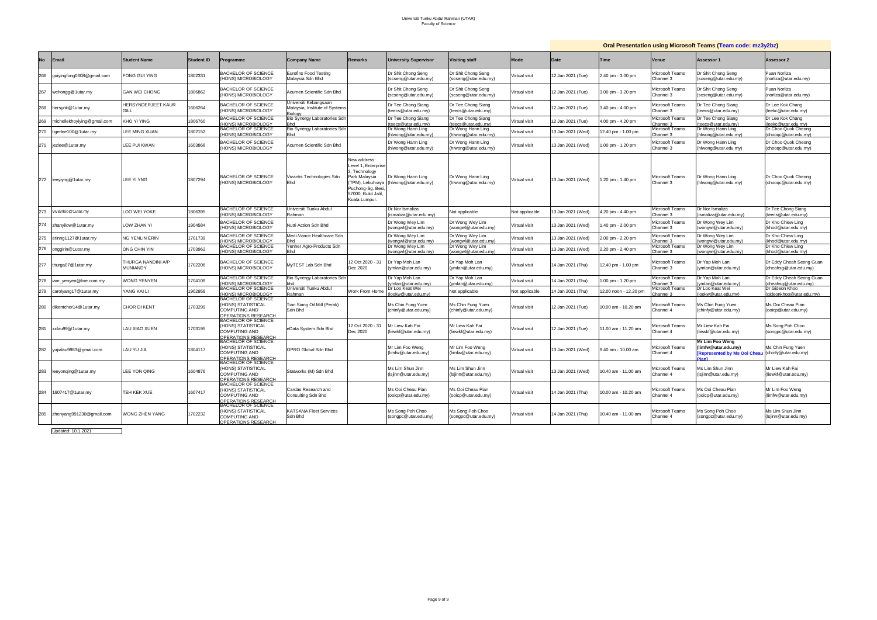Universiti Tunku Abdul Rahman (UTAR)
Faculty of Science

| No | Email | Student Name | Student ID | Programme | Company Name | Remarks | University Supervisor | Visiting staff | Mode | Oral Presentation using Microsoft Teams (Team code: mz3y2bz) Date | Time | Venue | Assessor 1 | Assessor 2 |
|---|---|---|---|---|---|---|---|---|---|---|---|---|---|---|
| 266 | guiyingfong0308@gmail.com | FONG GUI YING | 1802331 | BACHELOR OF SCIENCE (HONS) MICROBIOLOGY | Eurofins Food Testing Malaysia Sdn Bhd | | Dr Shit Chong Seng (scseng@utar.edu.my) | Dr Shit Chong Seng (scseng@utar.edu.my) | Virtual visit | 12 Jan 2021 (Tue) | 2.40 pm - 3.00 pm | Microsoft Teams Channel 3 | Dr Shit Chong Seng (scseng@utar.edu.my) | Puan Norliza (norliza@utar.edu.my) |
| 267 | wchongg@1utar.my | GAN WEI CHONG | 1806862 | BACHELOR OF SCIENCE (HONS) MICROBIOLOGY | Acumen Scientific Sdn Bhd | | Dr Shit Chong Seng (scseng@utar.edu.my) | Dr Shit Chong Seng (scseng@utar.edu.my) | Virtual visit | 12 Jan 2021 (Tue) | 3.00 pm - 3.20 pm | Microsoft Teams Channel 3 | Dr Shit Chong Seng (scseng@utar.edu.my) | Puan Norliza (norliza@utar.edu.my) |
| 268 | hersynk@1utar.my | HERSYNDERJEET KAUR GILL | 1606264 | BACHELOR OF SCIENCE (HONS) MICROBIOLOGY | Universiti Kebangsaan Malaysia, Institute of Systems Biology | | Dr Tee Chong Siang (teecs@utar.edu.my) | Dr Tee Chong Siang (teecs@utar.edu.my) | Virtual visit | 12 Jan 2021 (Tue) | 3.40 pm - 4.00 pm | Microsoft Teams Channel 3 | Dr Tee Chong Siang (teecs@utar.edu.my) | Dr Lee Kok Chang (leekc@utar.edu.my) |
| 269 | michellekhoyiying@gmail.com | KHO YI YING | 1806760 | BACHELOR OF SCIENCE (HONS) MICROBIOLOGY | Bio Synergy Laboratories Sdn Bhd | | Dr Tee Chong Siang (teecs@utar.edu.my) | Dr Tee Chong Siang (teecs@utar.edu.my) | Virtual visit | 12 Jan 2021 (Tue) | 4.00 pm - 4.20 pm | Microsoft Teams Channel 3 | Dr Tee Chong Siang (teecs@utar.edu.my) | Dr Lee Kok Chang (leekc@utar.edu.my) |
| 270 | tigerlee100@1utar.my | LEE MING XUAN | 1802152 | BACHELOR OF SCIENCE (HONS) MICROBIOLOGY | Bio Synergy Laboratories Sdn Bhd | | Dr Wong Hann Ling (hlwong@utar.edu.my) | Dr Wong Hann Ling (hlwong@utar.edu.my) | Virtual visit | 13 Jan 2021 (Wed) | 12.40 pm - 1.00 pm | Microsoft Teams Channel 3 | Dr Wong Hann Ling (hlwong@utar.edu.my) | Dr Choo Quok Cheong (chooqc@utar.edu.my) |
| 271 | jezlee@1utar.my | LEE PUI KWAN | 1603868 | BACHELOR OF SCIENCE (HONS) MICROBIOLOGY | Acumen Scientific Sdn Bhd | | Dr Wong Hann Ling (hlwong@utar.edu.my) | Dr Wong Hann Ling (hlwong@utar.edu.my) | Virtual visit | 13 Jan 2021 (Wed) | 1.00 pm - 1.20 pm | Microsoft Teams Channel 3 | Dr Wong Hann Ling (hlwong@utar.edu.my) | Dr Choo Quok Cheong (chooqc@utar.edu.my) |
| 272 | leeyiyng@1utar.my | LEE YI YNG | 1807294 | BACHELOR OF SCIENCE (HONS) MICROBIOLOGY | Vivantis Technologies Sdn Bhd | New address: Level 1, Enterprise 2, Technology Park Malaysia (TPM), Lebuhraya Puchong-Sg. Besi, 57000, Bukit Jalil, Kuala Lumpur. | Dr Wong Hann Ling (hlwong@utar.edu.my) | Dr Wong Hann Ling (hlwong@utar.edu.my) | Virtual visit | 13 Jan 2021 (Wed) | 1.20 pm - 1.40 pm | Microsoft Teams Channel 3 | Dr Wong Hann Ling (hlwong@utar.edu.my) | Dr Choo Quok Cheong (chooqc@utar.edu.my) |
| 273 | vivianloo@1utar.my | LOO WEI YOKE | 1806395 | BACHELOR OF SCIENCE (HONS) MICROBIOLOGY | Universiti Tunku Abdul Rahman | | Dr Nor Ismaliza (ismaliza@utar.edu.my) | Not applicable | Not applicable | 13 Jan 2021 (Wed) | 4.20 pm - 4.40 pm | Microsoft Teams Channel 3 | Dr Nor Ismaliza (ismaliza@utar.edu.my) | Dr Tee Chong Siang (teecs@utar.edu.my) |
| 274 | zhanyilow@1utar.my | LOW ZHAN YI | 1904584 | BACHELOR OF SCIENCE (HONS) MICROBIOLOGY | Nutri Action Sdn Bhd | | Dr Wong Wey Lim (wongwl@utar.edu.my) | Dr Wong Wey Lim (wongwl@utar.edu.my) | Virtual visit | 13 Jan 2021 (Wed) | 1.40 pm - 2.00 pm | Microsoft Teams Channel 3 | Dr Wong Wey Lim (wongwl@utar.edu.my) | Dr Kho Chiew Ling (khocl@utar.edu.my) |
| 275 | erinng1127@1utar.my | NG YENLIN ERIN | 1701739 | BACHELOR OF SCIENCE (HONS) MICROBIOLOGY | Medi-Vance Healthcare Sdn Bhd | | Dr Wong Wey Lim (wongwl@utar.edu.my) | Dr Wong Wey Lim (wongwl@utar.edu.my) | Virtual visit | 13 Jan 2021 (Wed) | 2.00 pm - 2.20 pm | Microsoft Teams Channel 3 | Dr Wong Wey Lim (wongwl@utar.edu.my) | Dr Kho Chiew Ling (khocl@utar.edu.my) |
| 276 | onggirin@1utar.my | ONG CHIN YIN | 1703962 | BACHELOR OF SCIENCE (HONS) MICROBIOLOGY | Yenher Agro-Products Sdn Bhd | | Dr Wong Wey Lim (wongwl@utar.edu.my) | Dr Wong Wey Lim (wongwl@utar.edu.my) | Virtual visit | 13 Jan 2021 (Wed) | 2.20 pm - 2.40 pm | Microsoft Teams Channel 3 | Dr Wong Wey Lim (wongwl@utar.edu.my) | Dr Kho Chiew Ling (khocl@utar.edu.my) |
| 277 | thurga07@1utar.my | THURGA NANDINI A/P MUNIANDY | 1702206 | BACHELOR OF SCIENCE (HONS) MICROBIOLOGY | MyTEST Lab Sdn Bhd | 12 Oct 2020 - 31 Dec 2020 | Dr Yap Moh Lan (ymlan@utar.edu.my) | Dr Yap Moh Lan (ymlan@utar.edu.my) | Virtual visit | 14 Jan 2021 (Thu) | 12.40 pm - 1.00 pm | Microsoft Teams Channel 3 | Dr Yap Moh Lan (ymlan@utar.edu.my) | Dr Eddy Cheah Seong Guan (cheahsg@utar.edu.my) |
| 278 | iam_yenyen@live.com.my | WONG YENYEN | 1704109 | BACHELOR OF SCIENCE (HONS) MICROBIOLOGY | Bio Synergy Laboratories Sdn bhd | | Dr Yap Moh Lan (ymlan@utar.edu.my) | Dr Yap Moh Lan (ymlan@utar.edu.my) | Virtual visit | 14 Jan 2021 (Thu) | 1.00 pm - 1.20 pm | Microsoft Teams Channel 3 | Dr Yap Moh Lan (ymlan@utar.edu.my) | Dr Eddy Cheah Seong Guan (cheahsg@utar.edu.my) |
| 279 | carolyang17@1utar.my | YANG KAI LI | 1902958 | BACHELOR OF SCIENCE (HONS) MICROBIOLOGY | Universiti Tunku Abdul Rahman | Work From Home | Dr Loo Keat Wei (lookw@utar.edu.my) | Not applicable | Not applicable | 14 Jan 2021 (Thu) | 12.00 noon - 12.20 pm | Microsoft Teams Channel 3 | Dr Loo Keat Wei (lookw@utar.edu.my) | Dr Gideon Khoo (gideonkhoo@utar.edu.my) |
| 280 | dikentchor14@1utar.my | CHOR DI KENT | 1703299 | BACHELOR OF SCIENCE (HONS) STATISTICAL COMPUTING AND OPERATIONS RESEARCH | Tian Siang Oil Mill (Perak) Sdn Bhd | | Ms Chin Fung Yuen (chinfy@utar.edu.my) | Ms Chin Fung Yuen (chinfy@utar.edu.my) | Virtual visit | 12 Jan 2021 (Tue) | 10.00 am - 10.20 am | Microsoft Teams Channel 4 | Ms Chin Fung Yuen (chinfy@utar.edu.my) | Ms Ooi Cheau Pian (ooicp@utar.edu.my) |
| 281 | xxlau99@1utar.my | LAU XIAO XUEN | 1703195 | BACHELOR OF SCIENCE (HONS) STATISTICAL COMPUTING AND OPERATIONS RESEARCH | eData System Sdn Bhd | 12 Oct 2020 - 31 Dec 2020 | Mr Liew Kah Fai (liewkf@utar.edu.my) | Mr Liew Kah Fai (liewkf@utar.edu.my) | Virtual visit | 12 Jan 2021 (Tue) | 11.00 am - 11.20 am | Microsoft Teams Channel 4 | Mr Liew Kah Fai (liewkf@utar.edu.my) | Ms Song Poh Choo (songpc@utar.edu.my) |
| 282 | yujialau9983@gmail.com | LAU YU JIA | 1804117 | BACHELOR OF SCIENCE (HONS) STATISTICAL COMPUTING AND OPERATIONS RESEARCH | GPRO Global Sdn Bhd | | Mr Lim Foo Weng (limfw@utar.edu.my) | Mr Lim Foo Weng (limfw@utar.edu.my) | Virtual visit | 13 Jan 2021 (Wed) | 9.40 am - 10.00 am | Microsoft Teams Channel 4 | **Mr Lim Foo Weng (limfw@utar.edu.my) [Represented by Ms Ooi Cheau Pian]** | Ms Chin Fung Yuen (chinfy@utar.edu.my) |
| 283 | leeyonqing@1utar.my | LEE YON QING | 1604876 | BACHELOR OF SCIENCE (HONS) STATISTICAL COMPUTING AND OPERATIONS RESEARCH | Statworks (M) Sdn Bhd | | Ms Lim Shun Jinn (lsjinn@utar.edu.my) | Ms Lim Shun Jinn (lsjinn@utar.edu.my) | Virtual visit | 13 Jan 2021 (Wed) | 10.40 am - 11.00 am | Microsoft Teams Channel 4 | Ms Lim Shun Jinn (lsjinn@utar.edu.my) | Mr Liew Kah Fai (liewkf@utar.edu.my) |
| 284 | 1607417@1utar.my | TEH KEK XUE | 1607417 | BACHELOR OF SCIENCE (HONS) STATISTICAL COMPUTING AND OPERATIONS RESEARCH | Cardas Research and Consulting Sdn Bhd | | Ms Ooi Cheau Pian (ooicp@utar.edu.my) | Ms Ooi Cheau Pian (ooicp@utar.edu.my) | Virtual visit | 14 Jan 2021 (Thu) | 10.00 am - 10.20 am | Microsoft Teams Channel 4 | Ms Ooi Cheau Pian (ooicp@utar.edu.my) | Mr Lim Foo Weng (limfw@utar.edu.my) |
| 285 | zhenyang991230@gmail.com | WONG ZHEN YANG | 1702232 | BACHELOR OF SCIENCE (HONS) STATISTICAL COMPUTING AND OPERATIONS RESEARCH | KATSANA Fleet Services Sdn Bhd | | Ms Song Poh Choo (songpc@utar.edu.my) | Ms Song Poh Choo (songpc@utar.edu.my) | Virtual visit | 14 Jan 2021 (Thu) | 10.40 am - 11.00 am | Microsoft Teams Channel 4 | Ms Song Poh Choo (songpc@utar.edu.my) | Ms Lim Shun Jinn (lsjinn@utar.edu.my) |

Updated: 10.1.2021